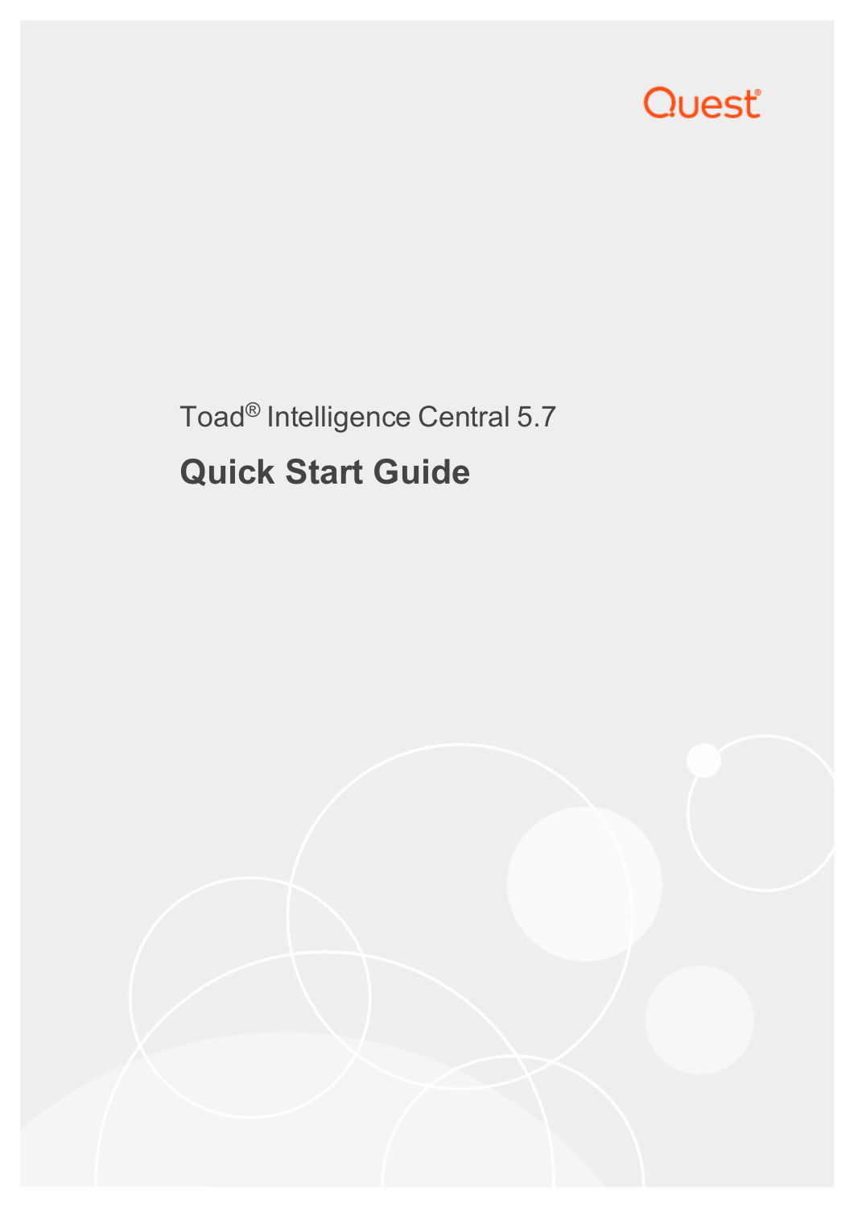Quest®

Toad® Intelligence Central 5.7

# Quick Start Guide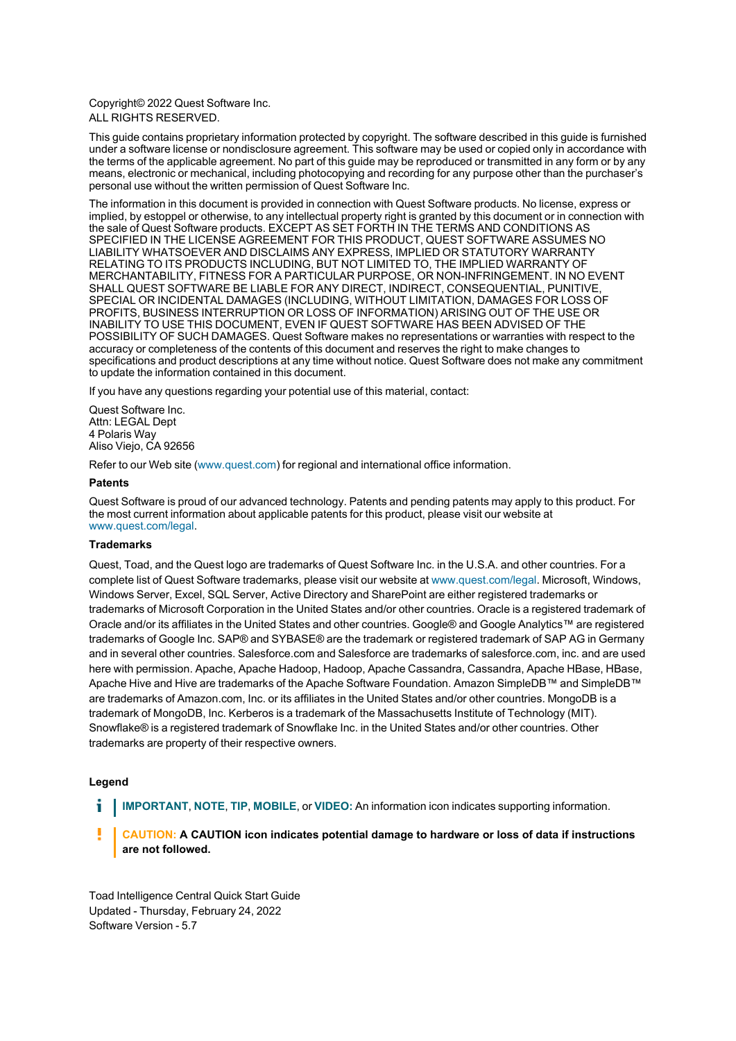Copyright© 2022 Quest Software Inc.
ALL RIGHTS RESERVED.

This guide contains proprietary information protected by copyright. The software described in this guide is furnished under a software license or nondisclosure agreement. This software may be used or copied only in accordance with the terms of the applicable agreement. No part of this guide may be reproduced or transmitted in any form or by any means, electronic or mechanical, including photocopying and recording for any purpose other than the purchaser's personal use without the written permission of Quest Software Inc.

The information in this document is provided in connection with Quest Software products. No license, express or implied, by estoppel or otherwise, to any intellectual property right is granted by this document or in connection with the sale of Quest Software products. EXCEPT AS SET FORTH IN THE TERMS AND CONDITIONS AS SPECIFIED IN THE LICENSE AGREEMENT FOR THIS PRODUCT, QUEST SOFTWARE ASSUMES NO LIABILITY WHATSOEVER AND DISCLAIMS ANY EXPRESS, IMPLIED OR STATUTORY WARRANTY RELATING TO ITS PRODUCTS INCLUDING, BUT NOT LIMITED TO, THE IMPLIED WARRANTY OF MERCHANTABILITY, FITNESS FOR A PARTICULAR PURPOSE, OR NON-INFRINGEMENT. IN NO EVENT SHALL QUEST SOFTWARE BE LIABLE FOR ANY DIRECT, INDIRECT, CONSEQUENTIAL, PUNITIVE, SPECIAL OR INCIDENTAL DAMAGES (INCLUDING, WITHOUT LIMITATION, DAMAGES FOR LOSS OF PROFITS, BUSINESS INTERRUPTION OR LOSS OF INFORMATION) ARISING OUT OF THE USE OR INABILITY TO USE THIS DOCUMENT, EVEN IF QUEST SOFTWARE HAS BEEN ADVISED OF THE POSSIBILITY OF SUCH DAMAGES. Quest Software makes no representations or warranties with respect to the accuracy or completeness of the contents of this document and reserves the right to make changes to specifications and product descriptions at any time without notice. Quest Software does not make any commitment to update the information contained in this document.

If you have any questions regarding your potential use of this material, contact:

Quest Software Inc.
Attn: LEGAL Dept
4 Polaris Way
Aliso Viejo, CA 92656

Refer to our Web site (www.quest.com) for regional and international office information.

**Patents**

Quest Software is proud of our advanced technology. Patents and pending patents may apply to this product. For the most current information about applicable patents for this product, please visit our website at www.quest.com/legal.

**Trademarks**

Quest, Toad, and the Quest logo are trademarks of Quest Software Inc. in the U.S.A. and other countries. For a complete list of Quest Software trademarks, please visit our website at www.quest.com/legal. Microsoft, Windows, Windows Server, Excel, SQL Server, Active Directory and SharePoint are either registered trademarks or trademarks of Microsoft Corporation in the United States and/or other countries. Oracle is a registered trademark of Oracle and/or its affiliates in the United States and other countries. Google® and Google Analytics™ are registered trademarks of Google Inc. SAP® and SYBASE® are the trademark or registered trademark of SAP AG in Germany and in several other countries. Salesforce.com and Salesforce are trademarks of salesforce.com, inc. and are used here with permission. Apache, Apache Hadoop, Hadoop, Apache Cassandra, Cassandra, Apache HBase, HBase, Apache Hive and Hive are trademarks of the Apache Software Foundation. Amazon SimpleDB™ and SimpleDB™ are trademarks of Amazon.com, Inc. or its affiliates in the United States and/or other countries. MongoDB is a trademark of MongoDB, Inc. Kerberos is a trademark of the Massachusetts Institute of Technology (MIT). Snowflake® is a registered trademark of Snowflake Inc. in the United States and/or other countries. Other trademarks are property of their respective owners.

**Legend**

**IMPORTANT**, **NOTE**, **TIP**, **MOBILE**, or **VIDEO:** An information icon indicates supporting information.

**CAUTION: A CAUTION icon indicates potential damage to hardware or loss of data if instructions are not followed.**

Toad Intelligence Central Quick Start Guide
Updated - Thursday, February 24, 2022
Software Version - 5.7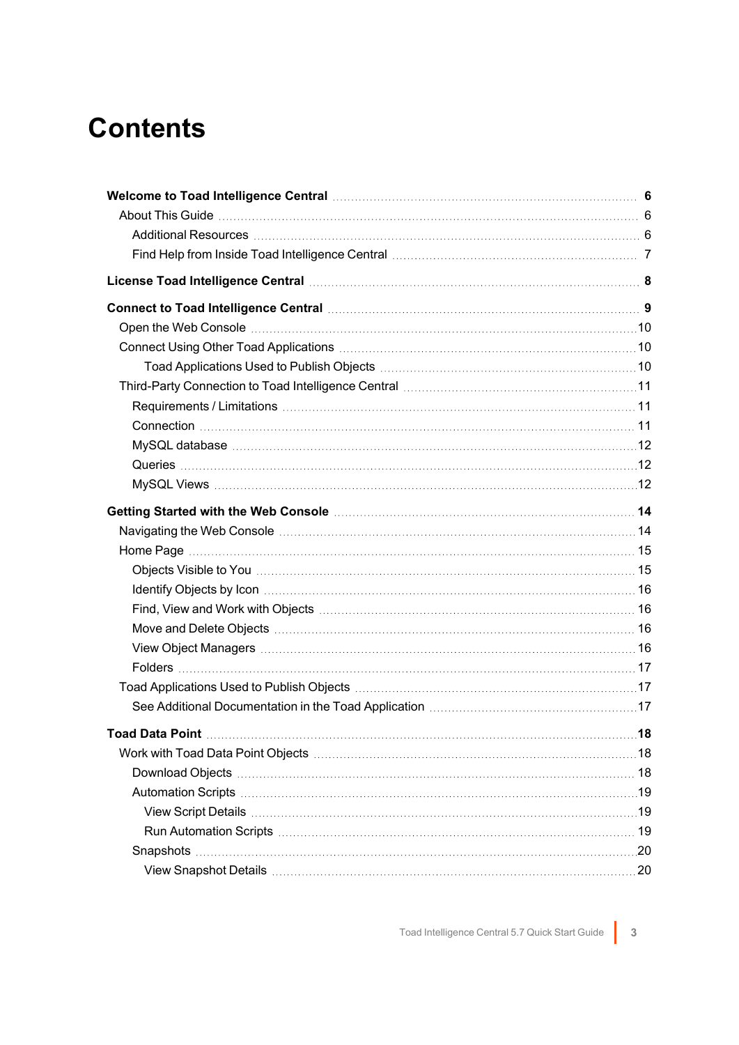# Contents

**Welcome to Toad Intelligence Central** ..... **6**

- About This Guide ..... 6
  - Additional Resources ..... 6
  - Find Help from Inside Toad Intelligence Central ..... 7

**License Toad Intelligence Central** ..... **8**

**Connect to Toad Intelligence Central** ..... **9**

- Open the Web Console ..... 10
- Connect Using Other Toad Applications ..... 10
    - Toad Applications Used to Publish Objects ..... 10
- Third-Party Connection to Toad Intelligence Central ..... 11
  - Requirements / Limitations ..... 11
  - Connection ..... 11
  - MySQL database ..... 12
  - Queries ..... 12
  - MySQL Views ..... 12

**Getting Started with the Web Console** ..... **14**

- Navigating the Web Console ..... 14
- Home Page ..... 15
  - Objects Visible to You ..... 15
  - Identify Objects by Icon ..... 16
  - Find, View and Work with Objects ..... 16
  - Move and Delete Objects ..... 16
  - View Object Managers ..... 16
  - Folders ..... 17
- Toad Applications Used to Publish Objects ..... 17
  - See Additional Documentation in the Toad Application ..... 17

**Toad Data Point** ..... **18**

- Work with Toad Data Point Objects ..... 18
  - Download Objects ..... 18
  - Automation Scripts ..... 19
    - View Script Details ..... 19
    - Run Automation Scripts ..... 19
  - Snapshots ..... 20
    - View Snapshot Details ..... 20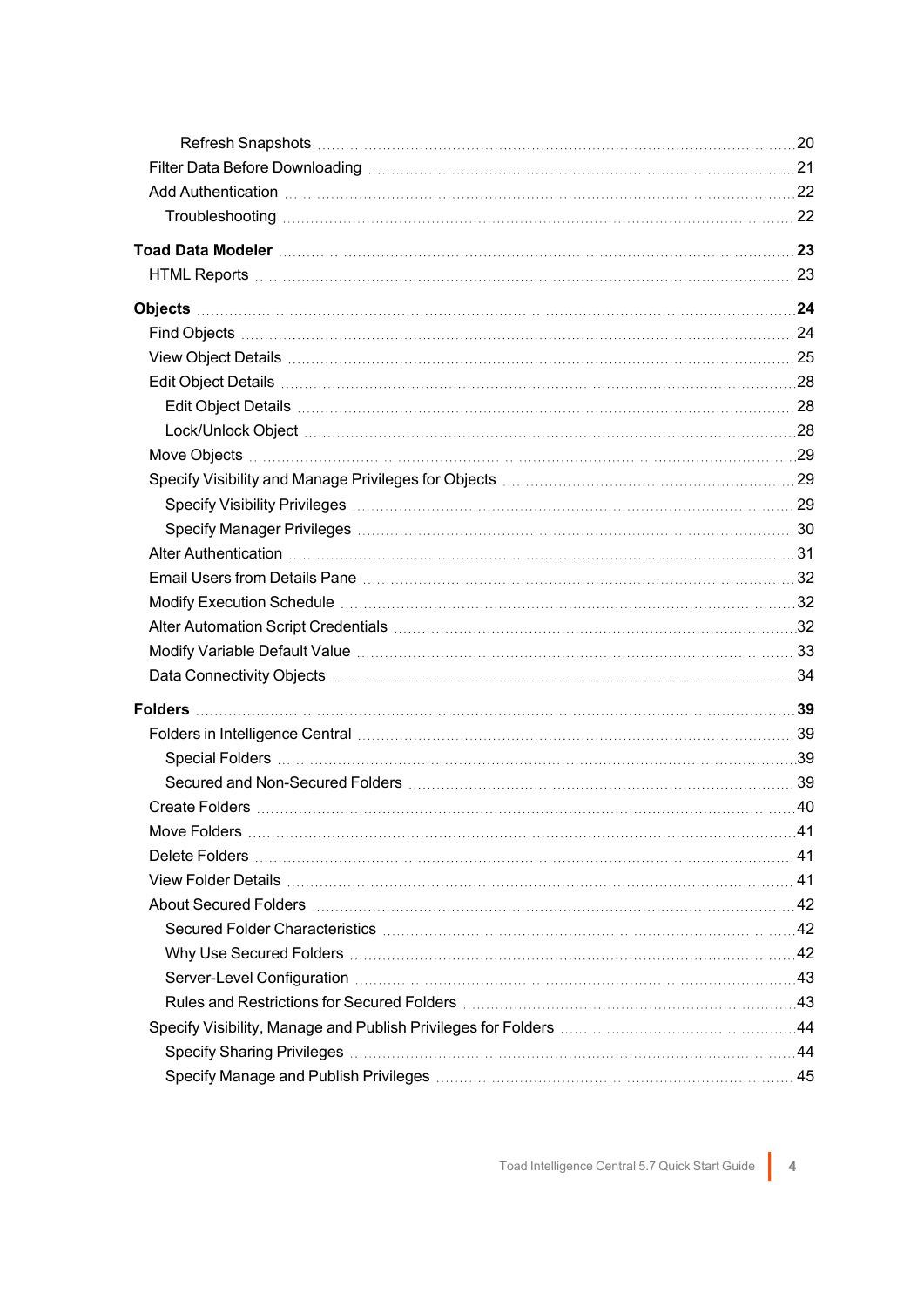- Refresh Snapshots ... 20
- Filter Data Before Downloading ... 21
- Add Authentication ... 22
  - Troubleshooting ... 22

**Toad Data Modeler** ... **23**

- HTML Reports ... 23

**Objects** ... **24**

- Find Objects ... 24
- View Object Details ... 25
- Edit Object Details ... 28
  - Edit Object Details ... 28
  - Lock/Unlock Object ... 28
- Move Objects ... 29
- Specify Visibility and Manage Privileges for Objects ... 29
  - Specify Visibility Privileges ... 29
  - Specify Manager Privileges ... 30
- Alter Authentication ... 31
- Email Users from Details Pane ... 32
- Modify Execution Schedule ... 32
- Alter Automation Script Credentials ... 32
- Modify Variable Default Value ... 33
- Data Connectivity Objects ... 34

**Folders** ... **39**

- Folders in Intelligence Central ... 39
  - Special Folders ... 39
  - Secured and Non-Secured Folders ... 39
- Create Folders ... 40
- Move Folders ... 41
- Delete Folders ... 41
- View Folder Details ... 41
- About Secured Folders ... 42
  - Secured Folder Characteristics ... 42
  - Why Use Secured Folders ... 42
  - Server-Level Configuration ... 43
  - Rules and Restrictions for Secured Folders ... 43
- Specify Visibility, Manage and Publish Privileges for Folders ... 44
  - Specify Sharing Privileges ... 44
  - Specify Manage and Publish Privileges ... 45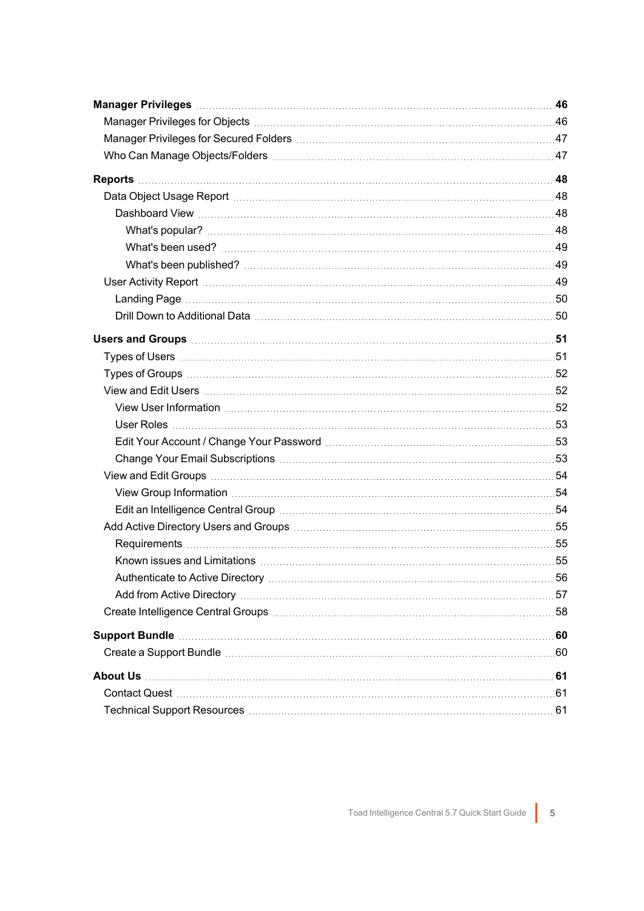**Manager Privileges** 46

- Manager Privileges for Objects 46
- Manager Privileges for Secured Folders 47
- Who Can Manage Objects/Folders 47

**Reports** 48

- Data Object Usage Report 48
  - Dashboard View 48
    - What's popular? 48
    - What's been used? 49
    - What's been published? 49
- User Activity Report 49
  - Landing Page 50
  - Drill Down to Additional Data 50

**Users and Groups** 51

- Types of Users 51
- Types of Groups 52
- View and Edit Users 52
  - View User Information 52
  - User Roles 53
  - Edit Your Account / Change Your Password 53
  - Change Your Email Subscriptions 53
- View and Edit Groups 54
  - View Group Information 54
  - Edit an Intelligence Central Group 54
- Add Active Directory Users and Groups 55
  - Requirements 55
  - Known issues and Limitations 55
  - Authenticate to Active Directory 56
  - Add from Active Directory 57
- Create Intelligence Central Groups 58

**Support Bundle** 60

- Create a Support Bundle 60

**About Us** 61

- Contact Quest 61
- Technical Support Resources 61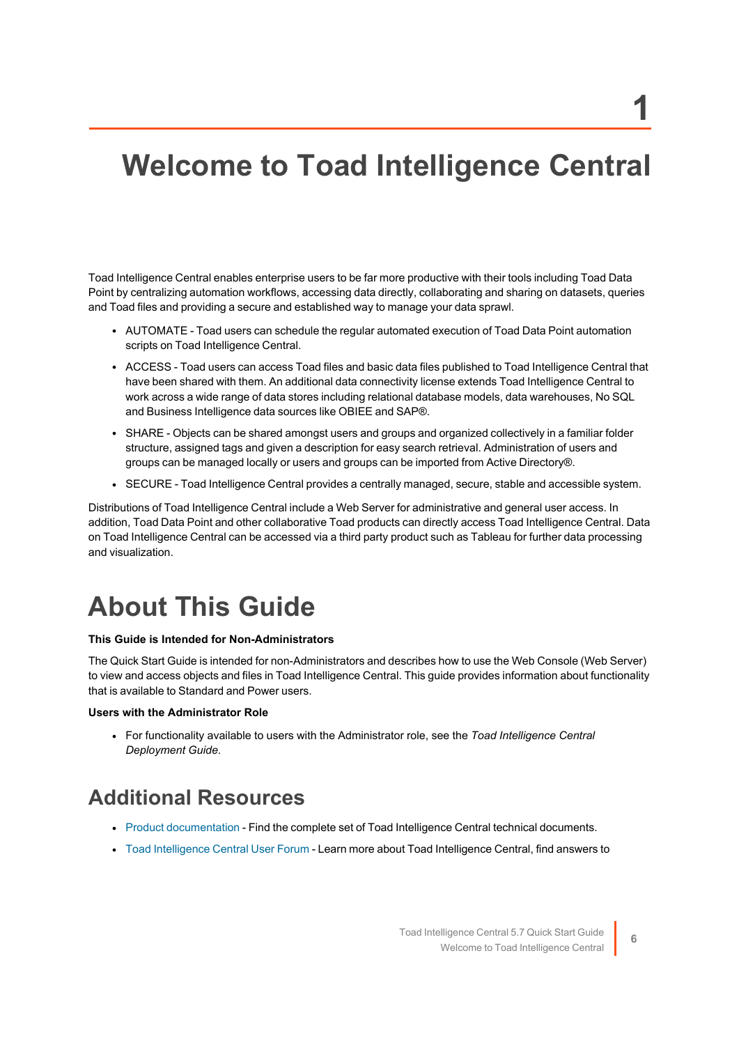# 1

# Welcome to Toad Intelligence Central

Toad Intelligence Central enables enterprise users to be far more productive with their tools including Toad Data Point by centralizing automation workflows, accessing data directly, collaborating and sharing on datasets, queries and Toad files and providing a secure and established way to manage your data sprawl.

- AUTOMATE - Toad users can schedule the regular automated execution of Toad Data Point automation scripts on Toad Intelligence Central.
- ACCESS - Toad users can access Toad files and basic data files published to Toad Intelligence Central that have been shared with them. An additional data connectivity license extends Toad Intelligence Central to work across a wide range of data stores including relational database models, data warehouses, No SQL and Business Intelligence data sources like OBIEE and SAP®.
- SHARE - Objects can be shared amongst users and groups and organized collectively in a familiar folder structure, assigned tags and given a description for easy search retrieval. Administration of users and groups can be managed locally or users and groups can be imported from Active Directory®.
- SECURE - Toad Intelligence Central provides a centrally managed, secure, stable and accessible system.

Distributions of Toad Intelligence Central include a Web Server for administrative and general user access. In addition, Toad Data Point and other collaborative Toad products can directly access Toad Intelligence Central. Data on Toad Intelligence Central can be accessed via a third party product such as Tableau for further data processing and visualization.

# About This Guide

**This Guide is Intended for Non-Administrators**

The Quick Start Guide is intended for non-Administrators and describes how to use the Web Console (Web Server) to view and access objects and files in Toad Intelligence Central. This guide provides information about functionality that is available to Standard and Power users.

**Users with the Administrator Role**

- For functionality available to users with the Administrator role, see the *Toad Intelligence Central Deployment Guide*.

## Additional Resources

- Product documentation - Find the complete set of Toad Intelligence Central technical documents.
- Toad Intelligence Central User Forum - Learn more about Toad Intelligence Central, find answers to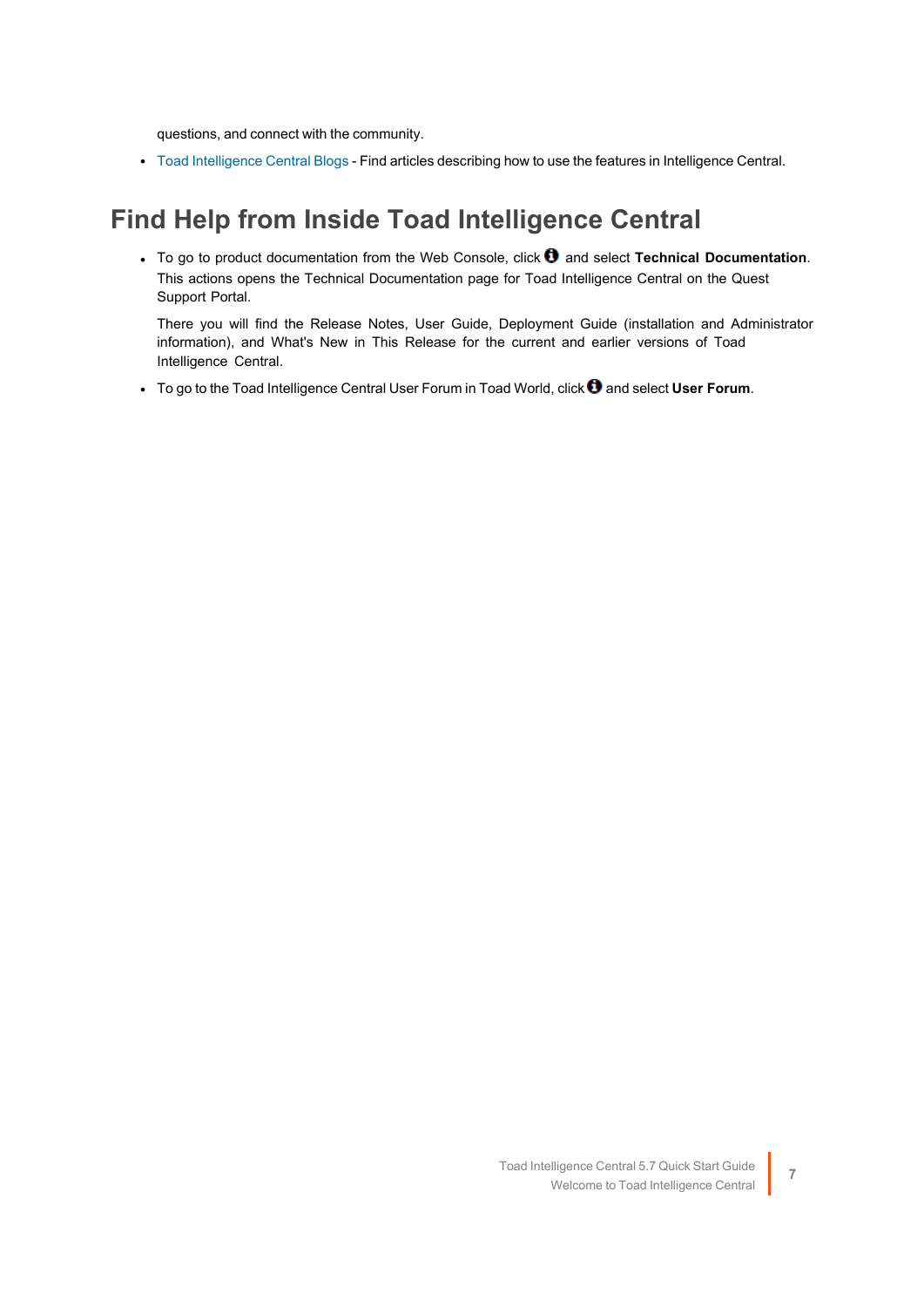questions, and connect with the community.

- Toad Intelligence Central Blogs - Find articles describing how to use the features in Intelligence Central.

## Find Help from Inside Toad Intelligence Central

- To go to product documentation from the Web Console, click ℹ and select **Technical Documentation**. This actions opens the Technical Documentation page for Toad Intelligence Central on the Quest Support Portal.

  There you will find the Release Notes, User Guide, Deployment Guide (installation and Administrator information), and What's New in This Release for the current and earlier versions of Toad Intelligence Central.

- To go to the Toad Intelligence Central User Forum in Toad World, click ℹ and select **User Forum**.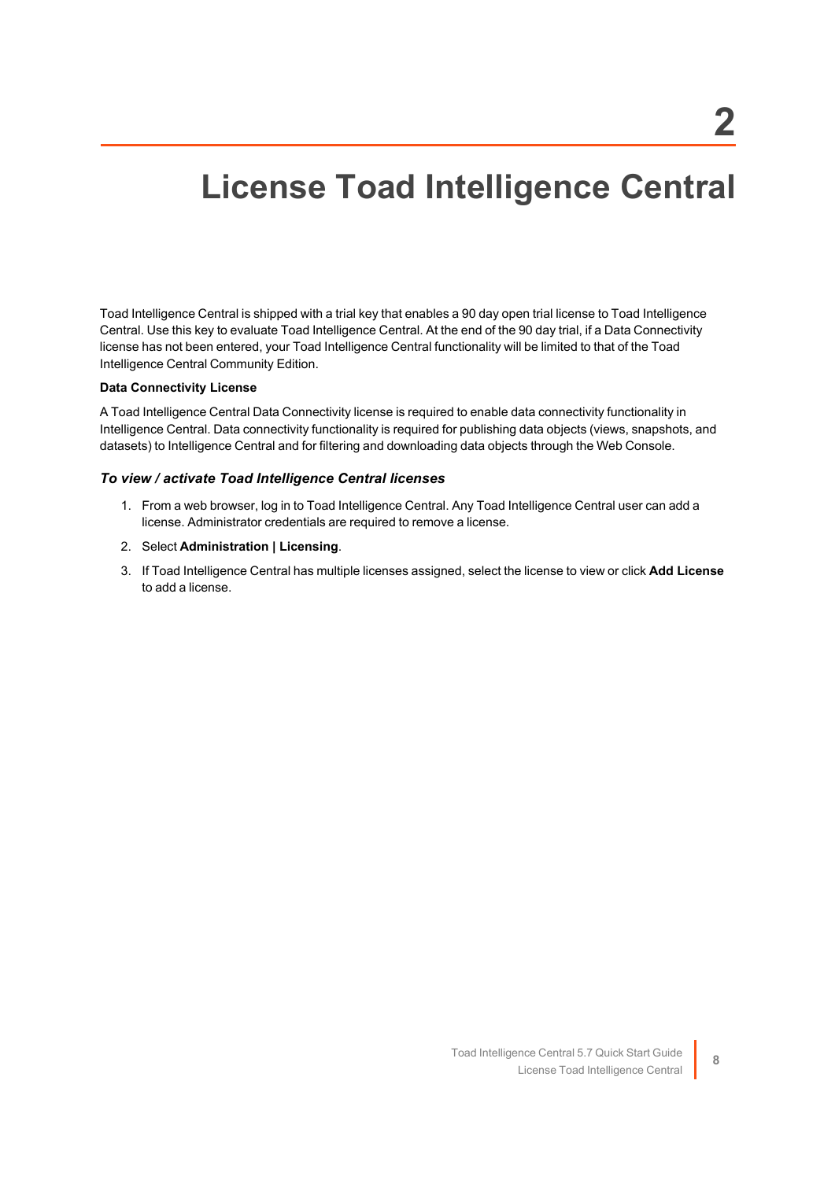# 2

# License Toad Intelligence Central

Toad Intelligence Central is shipped with a trial key that enables a 90 day open trial license to Toad Intelligence Central. Use this key to evaluate Toad Intelligence Central. At the end of the 90 day trial, if a Data Connectivity license has not been entered, your Toad Intelligence Central functionality will be limited to that of the Toad Intelligence Central Community Edition.

**Data Connectivity License**

A Toad Intelligence Central Data Connectivity license is required to enable data connectivity functionality in Intelligence Central. Data connectivity functionality is required for publishing data objects (views, snapshots, and datasets) to Intelligence Central and for filtering and downloading data objects through the Web Console.

### *To view / activate Toad Intelligence Central licenses*

1. From a web browser, log in to Toad Intelligence Central. Any Toad Intelligence Central user can add a license. Administrator credentials are required to remove a license.
2. Select **Administration | Licensing**.
3. If Toad Intelligence Central has multiple licenses assigned, select the license to view or click **Add License** to add a license.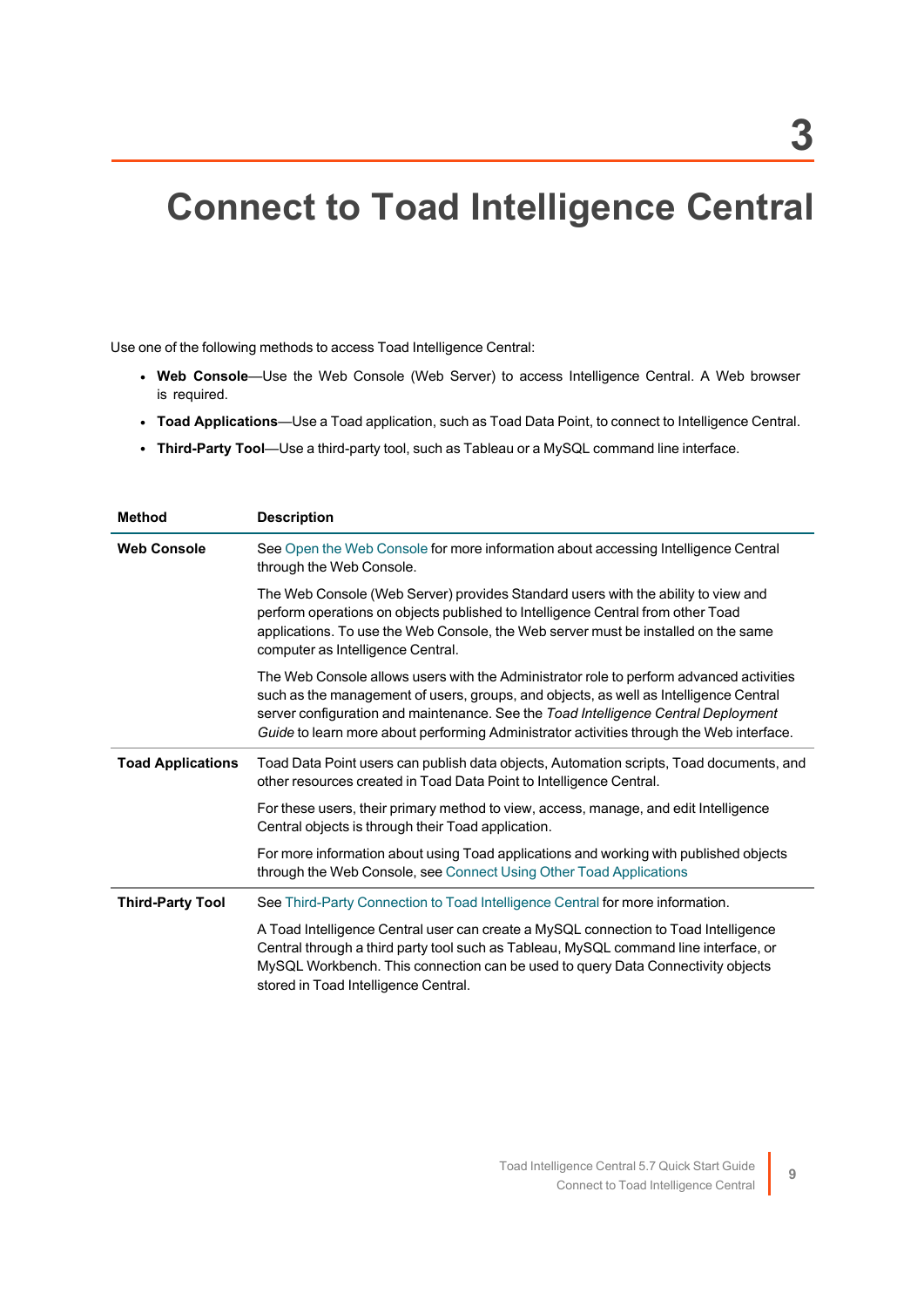# 3 Connect to Toad Intelligence Central

Use one of the following methods to access Toad Intelligence Central:

- **Web Console**—Use the Web Console (Web Server) to access Intelligence Central. A Web browser is required.
- **Toad Applications**—Use a Toad application, such as Toad Data Point, to connect to Intelligence Central.
- **Third-Party Tool**—Use a third-party tool, such as Tableau or a MySQL command line interface.

| Method | Description |
|---|---|
| **Web Console** | See Open the Web Console for more information about accessing Intelligence Central through the Web Console.<br><br>The Web Console (Web Server) provides Standard users with the ability to view and perform operations on objects published to Intelligence Central from other Toad applications. To use the Web Console, the Web server must be installed on the same computer as Intelligence Central.<br><br>The Web Console allows users with the Administrator role to perform advanced activities such as the management of users, groups, and objects, as well as Intelligence Central server configuration and maintenance. See the *Toad Intelligence Central Deployment Guide* to learn more about performing Administrator activities through the Web interface. |
| **Toad Applications** | Toad Data Point users can publish data objects, Automation scripts, Toad documents, and other resources created in Toad Data Point to Intelligence Central.<br><br>For these users, their primary method to view, access, manage, and edit Intelligence Central objects is through their Toad application.<br><br>For more information about using Toad applications and working with published objects through the Web Console, see Connect Using Other Toad Applications |
| **Third-Party Tool** | See Third-Party Connection to Toad Intelligence Central for more information.<br><br>A Toad Intelligence Central user can create a MySQL connection to Toad Intelligence Central through a third party tool such as Tableau, MySQL command line interface, or MySQL Workbench. This connection can be used to query Data Connectivity objects stored in Toad Intelligence Central. |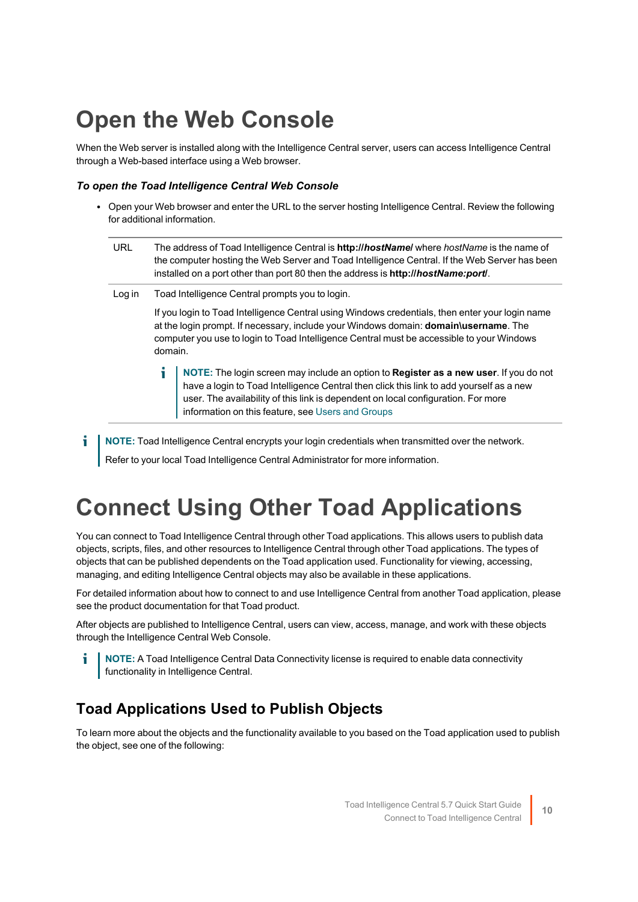# Open the Web Console

When the Web server is installed along with the Intelligence Central server, users can access Intelligence Central through a Web-based interface using a Web browser.

***To open the Toad Intelligence Central Web Console***

- Open your Web browser and enter the URL to the server hosting Intelligence Central. Review the following for additional information.

| | |
|---|---|
| URL | The address of Toad Intelligence Central is **http://*hostName*/** where *hostName* is the name of the computer hosting the Web Server and Toad Intelligence Central. If the Web Server has been installed on a port other than port 80 then the address is **http://*hostName:port*/**. |
| Log in | Toad Intelligence Central prompts you to login.<br><br>If you login to Toad Intelligence Central using Windows credentials, then enter your login name at the login prompt. If necessary, include your Windows domain: **domain\username**. The computer you use to login to Toad Intelligence Central must be accessible to your Windows domain.<br><br>**NOTE:** The login screen may include an option to **Register as a new user**. If you do not have a login to Toad Intelligence Central then click this link to add yourself as a new user. The availability of this link is dependent on local configuration. For more information on this feature, see Users and Groups |

**NOTE:** Toad Intelligence Central encrypts your login credentials when transmitted over the network.

Refer to your local Toad Intelligence Central Administrator for more information.

# Connect Using Other Toad Applications

You can connect to Toad Intelligence Central through other Toad applications. This allows users to publish data objects, scripts, files, and other resources to Intelligence Central through other Toad applications. The types of objects that can be published dependents on the Toad application used. Functionality for viewing, accessing, managing, and editing Intelligence Central objects may also be available in these applications.

For detailed information about how to connect to and use Intelligence Central from another Toad application, please see the product documentation for that Toad product.

After objects are published to Intelligence Central, users can view, access, manage, and work with these objects through the Intelligence Central Web Console.

**NOTE:** A Toad Intelligence Central Data Connectivity license is required to enable data connectivity functionality in Intelligence Central.

## Toad Applications Used to Publish Objects

To learn more about the objects and the functionality available to you based on the Toad application used to publish the object, see one of the following: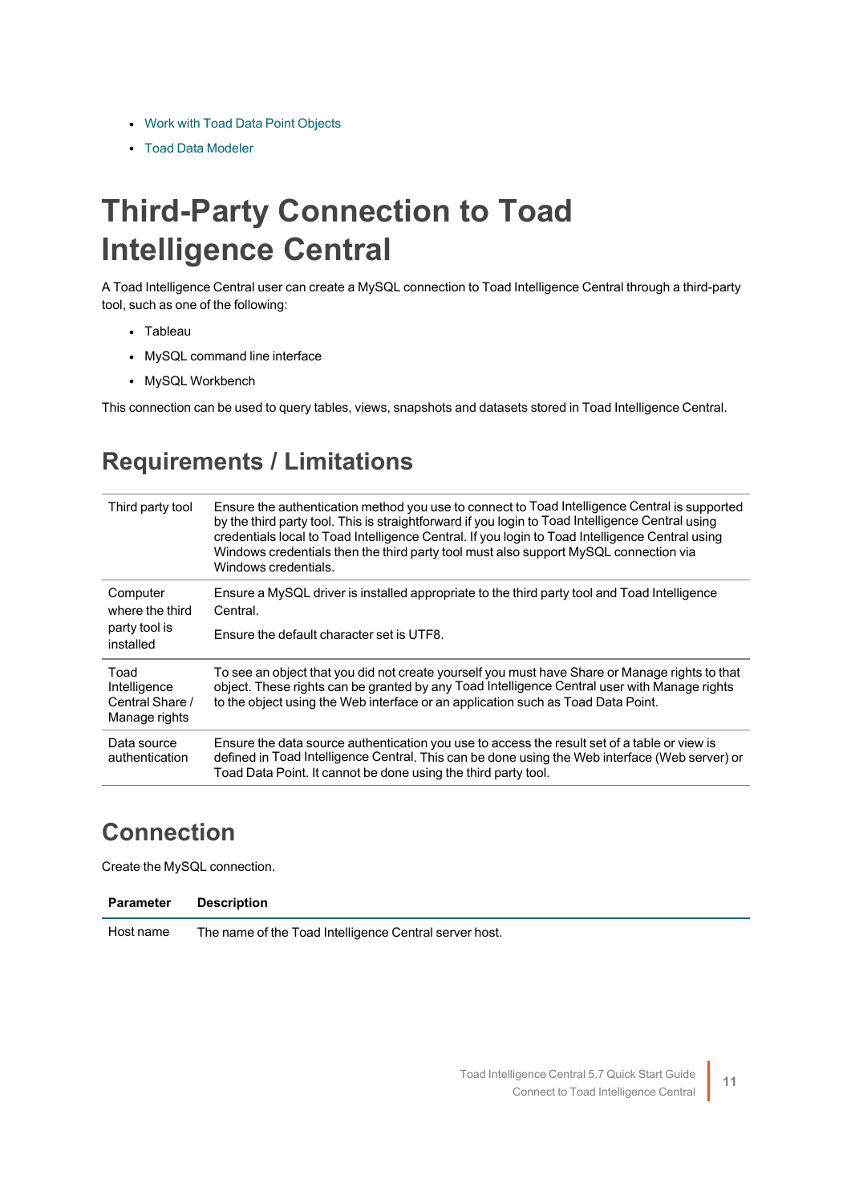- Work with Toad Data Point Objects
- Toad Data Modeler

# Third-Party Connection to Toad Intelligence Central

A Toad Intelligence Central user can create a MySQL connection to Toad Intelligence Central through a third-party tool, such as one of the following:

- Tableau
- MySQL command line interface
- MySQL Workbench

This connection can be used to query tables, views, snapshots and datasets stored in Toad Intelligence Central.

## Requirements / Limitations

| | |
|---|---|
| Third party tool | Ensure the authentication method you use to connect to Toad Intelligence Central is supported by the third party tool. This is straightforward if you login to Toad Intelligence Central using credentials local to Toad Intelligence Central. If you login to Toad Intelligence Central using Windows credentials then the third party tool must also support MySQL connection via Windows credentials. |
| Computer where the third party tool is installed | Ensure a MySQL driver is installed appropriate to the third party tool and Toad Intelligence Central.<br><br>Ensure the default character set is UTF8. |
| Toad Intelligence Central Share / Manage rights | To see an object that you did not create yourself you must have Share or Manage rights to that object. These rights can be granted by any Toad Intelligence Central user with Manage rights to the object using the Web interface or an application such as Toad Data Point. |
| Data source authentication | Ensure the data source authentication you use to access the result set of a table or view is defined in Toad Intelligence Central. This can be done using the Web interface (Web server) or Toad Data Point. It cannot be done using the third party tool. |

## Connection

Create the MySQL connection.

| Parameter | Description |
|---|---|
| Host name | The name of the Toad Intelligence Central server host. |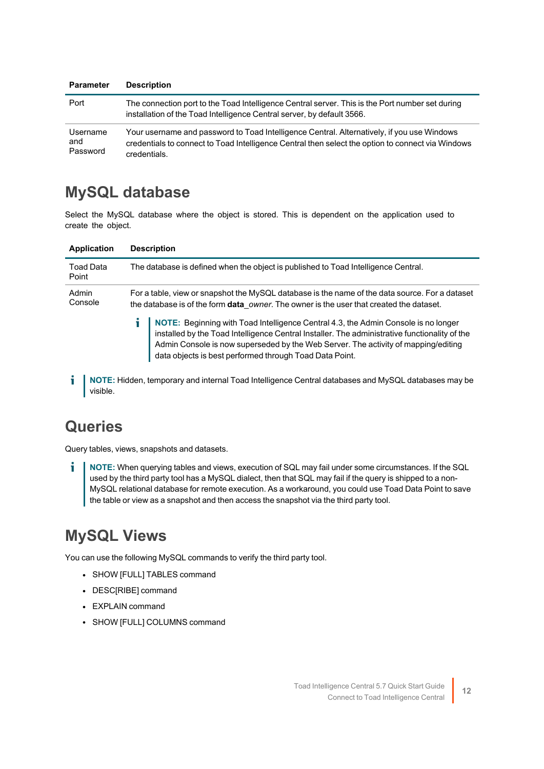| Parameter | Description |
|---|---|
| Port | The connection port to the Toad Intelligence Central server. This is the Port number set during installation of the Toad Intelligence Central server, by default 3566. |
| Username and Password | Your username and password to Toad Intelligence Central. Alternatively, if you use Windows credentials to connect to Toad Intelligence Central then select the option to connect via Windows credentials. |

## MySQL database

Select the MySQL database where the object is stored. This is dependent on the application used to create the object.

| Application | Description |
|---|---|
| Toad Data Point | The database is defined when the object is published to Toad Intelligence Central. |
| Admin Console | For a table, view or snapshot the MySQL database is the name of the data source. For a dataset the database is of the form **data**_*owner*. The owner is the user that created the dataset.<br><br>**NOTE:** Beginning with Toad Intelligence Central 4.3, the Admin Console is no longer installed by the Toad Intelligence Central Installer. The administrative functionality of the Admin Console is now superseded by the Web Server. The activity of mapping/editing data objects is best performed through Toad Data Point. |

> **NOTE:** Hidden, temporary and internal Toad Intelligence Central databases and MySQL databases may be visible.

## Queries

Query tables, views, snapshots and datasets.

> **NOTE:** When querying tables and views, execution of SQL may fail under some circumstances. If the SQL used by the third party tool has a MySQL dialect, then that SQL may fail if the query is shipped to a non-MySQL relational database for remote execution. As a workaround, you could use Toad Data Point to save the table or view as a snapshot and then access the snapshot via the third party tool.

## MySQL Views

You can use the following MySQL commands to verify the third party tool.

- SHOW [FULL] TABLES command
- DESC[RIBE] command
- EXPLAIN command
- SHOW [FULL] COLUMNS command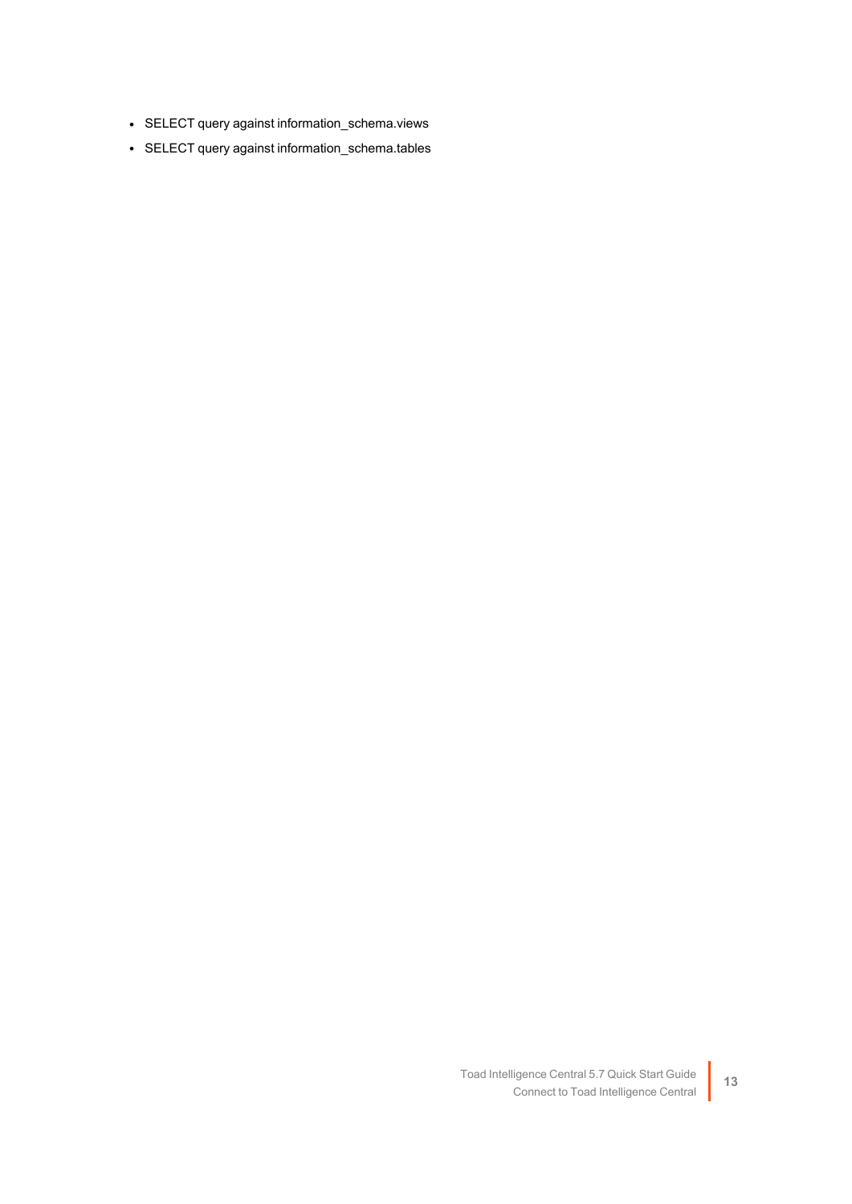- SELECT query against information_schema.views
- SELECT query against information_schema.tables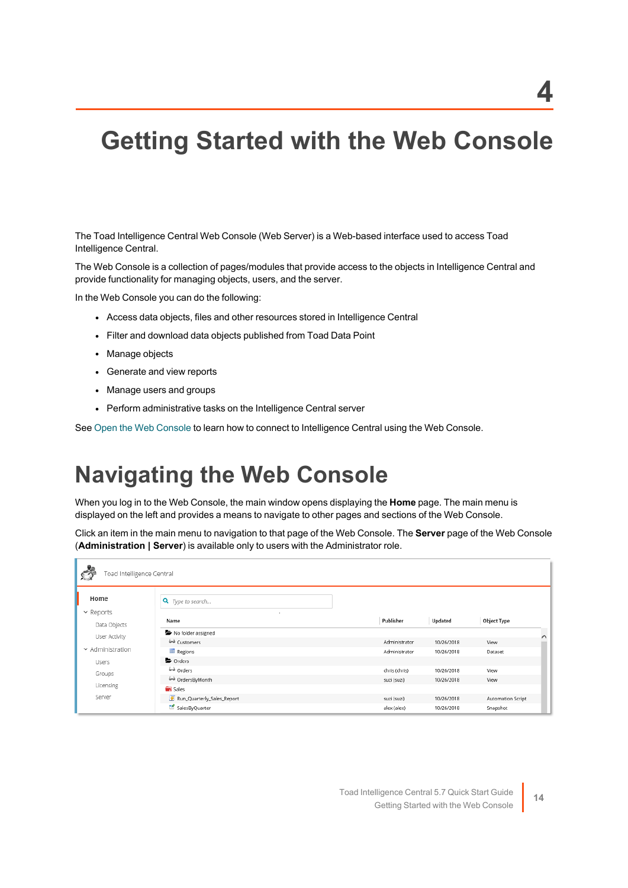# 4 Getting Started with the Web Console

The Toad Intelligence Central Web Console (Web Server) is a Web-based interface used to access Toad Intelligence Central.

The Web Console is a collection of pages/modules that provide access to the objects in Intelligence Central and provide functionality for managing objects, users, and the server.

In the Web Console you can do the following:

- Access data objects, files and other resources stored in Intelligence Central
- Filter and download data objects published from Toad Data Point
- Manage objects
- Generate and view reports
- Manage users and groups
- Perform administrative tasks on the Intelligence Central server

See Open the Web Console to learn how to connect to Intelligence Central using the Web Console.

## Navigating the Web Console

When you log in to the Web Console, the main window opens displaying the **Home** page. The main menu is displayed on the left and provides a means to navigate to other pages and sections of the Web Console.

Click an item in the main menu to navigation to that page of the Web Console. The **Server** page of the Web Console (**Administration | Server**) is available only to users with the Administrator role.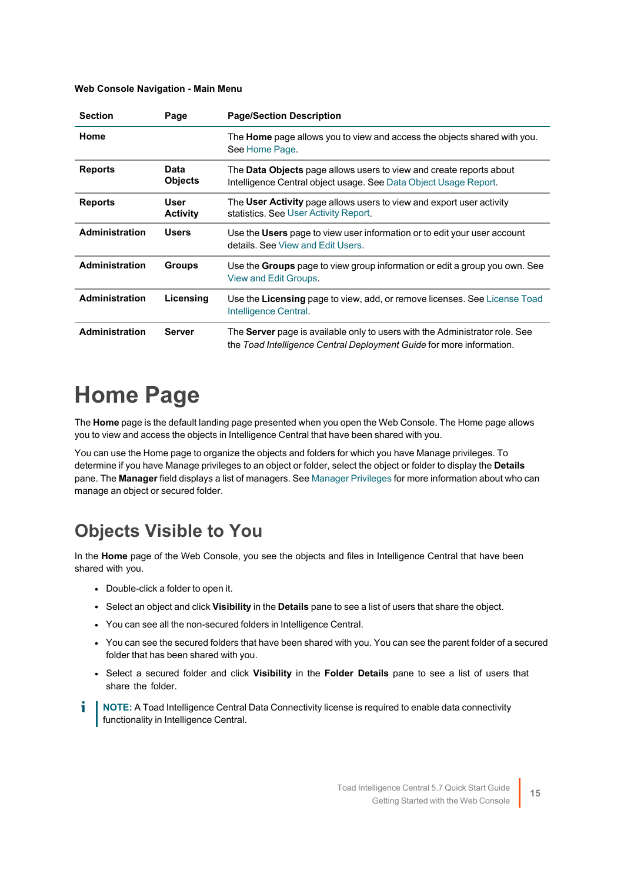**Web Console Navigation - Main Menu**

| Section | Page | Page/Section Description |
|---|---|---|
| **Home** | | The **Home** page allows you to view and access the objects shared with you. See Home Page. |
| **Reports** | **Data Objects** | The **Data Objects** page allows users to view and create reports about Intelligence Central object usage. See Data Object Usage Report. |
| **Reports** | **User Activity** | The **User Activity** page allows users to view and export user activity statistics. See User Activity Report. |
| **Administration** | **Users** | Use the **Users** page to view user information or to edit your user account details. See View and Edit Users. |
| **Administration** | **Groups** | Use the **Groups** page to view group information or edit a group you own. See View and Edit Groups. |
| **Administration** | **Licensing** | Use the **Licensing** page to view, add, or remove licenses. See License Toad Intelligence Central. |
| **Administration** | **Server** | The **Server** page is available only to users with the Administrator role. See the *Toad Intelligence Central Deployment Guide* for more information. |

# Home Page

The **Home** page is the default landing page presented when you open the Web Console. The Home page allows you to view and access the objects in Intelligence Central that have been shared with you.

You can use the Home page to organize the objects and folders for which you have Manage privileges. To determine if you have Manage privileges to an object or folder, select the object or folder to display the **Details** pane. The **Manager** field displays a list of managers. See Manager Privileges for more information about who can manage an object or secured folder.

## Objects Visible to You

In the **Home** page of the Web Console, you see the objects and files in Intelligence Central that have been shared with you.

- Double-click a folder to open it.
- Select an object and click **Visibility** in the **Details** pane to see a list of users that share the object.
- You can see all the non-secured folders in Intelligence Central.
- You can see the secured folders that have been shared with you. You can see the parent folder of a secured folder that has been shared with you.
- Select a secured folder and click **Visibility** in the **Folder Details** pane to see a list of users that share the folder.

**NOTE:** A Toad Intelligence Central Data Connectivity license is required to enable data connectivity functionality in Intelligence Central.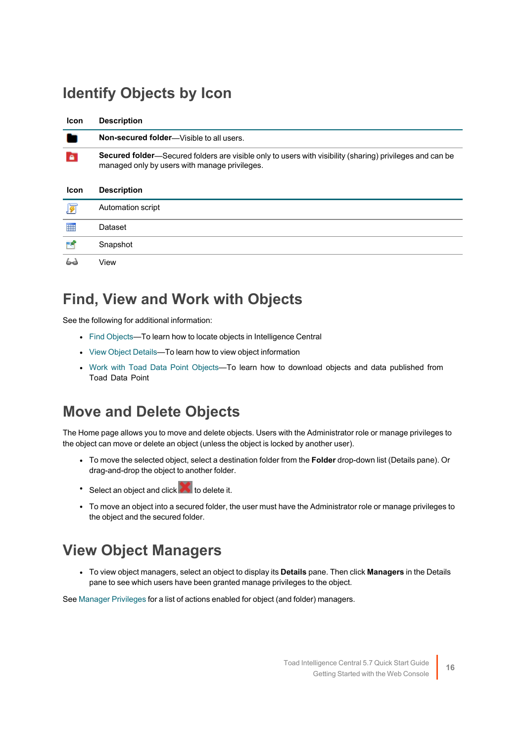## Identify Objects by Icon

| Icon | Description |
| --- | --- |
| | **Non-secured folder**—Visible to all users. |
| | **Secured folder**—Secured folders are visible only to users with visibility (sharing) privileges and can be managed only by users with manage privileges. |

| Icon | Description |
| --- | --- |
| | Automation script |
| | Dataset |
| | Snapshot |
| | View |

## Find, View and Work with Objects

See the following for additional information:

- Find Objects—To learn how to locate objects in Intelligence Central
- View Object Details—To learn how to view object information
- Work with Toad Data Point Objects—To learn how to download objects and data published from Toad Data Point

## Move and Delete Objects

The Home page allows you to move and delete objects. Users with the Administrator role or manage privileges to the object can move or delete an object (unless the object is locked by another user).

- To move the selected object, select a destination folder from the **Folder** drop-down list (Details pane). Or drag-and-drop the object to another folder.
- Select an object and click to delete it.
- To move an object into a secured folder, the user must have the Administrator role or manage privileges to the object and the secured folder.

## View Object Managers

- To view object managers, select an object to display its **Details** pane. Then click **Managers** in the Details pane to see which users have been granted manage privileges to the object.

See Manager Privileges for a list of actions enabled for object (and folder) managers.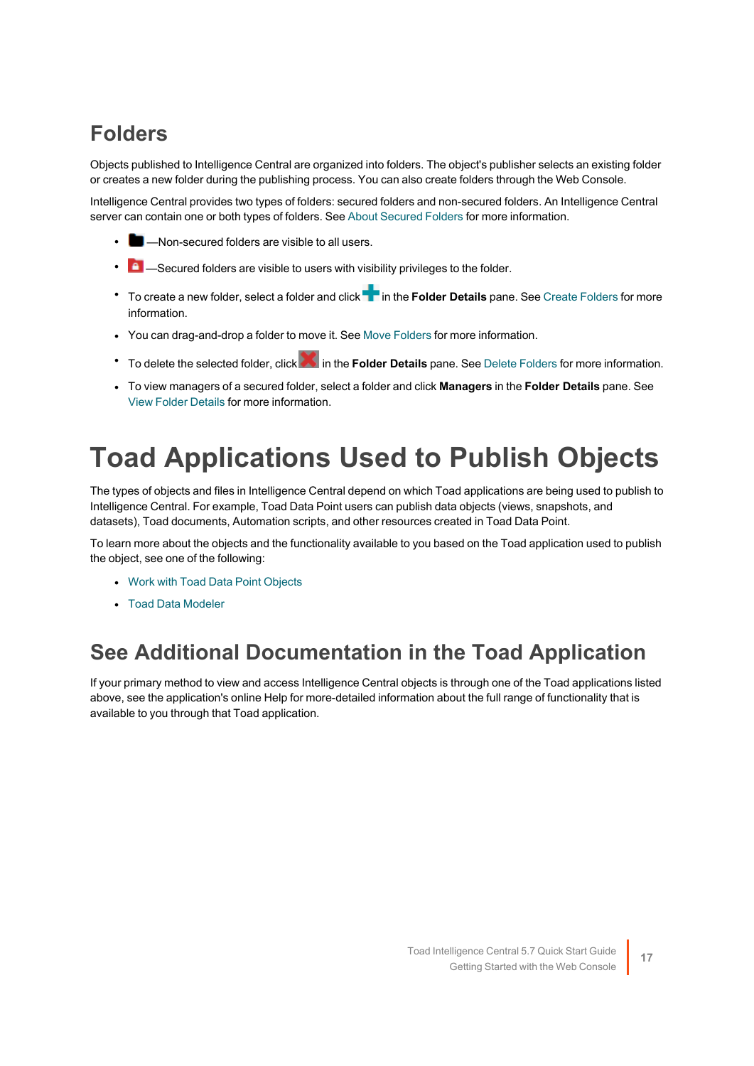## Folders

Objects published to Intelligence Central are organized into folders. The object's publisher selects an existing folder or creates a new folder during the publishing process. You can also create folders through the Web Console.

Intelligence Central provides two types of folders: secured folders and non-secured folders. An Intelligence Central server can contain one or both types of folders. See About Secured Folders for more information.

- —Non-secured folders are visible to all users.
- —Secured folders are visible to users with visibility privileges to the folder.
- To create a new folder, select a folder and click in the **Folder Details** pane. See Create Folders for more information.
- You can drag-and-drop a folder to move it. See Move Folders for more information.
- To delete the selected folder, click in the **Folder Details** pane. See Delete Folders for more information.
- To view managers of a secured folder, select a folder and click **Managers** in the **Folder Details** pane. See View Folder Details for more information.

# Toad Applications Used to Publish Objects

The types of objects and files in Intelligence Central depend on which Toad applications are being used to publish to Intelligence Central. For example, Toad Data Point users can publish data objects (views, snapshots, and datasets), Toad documents, Automation scripts, and other resources created in Toad Data Point.

To learn more about the objects and the functionality available to you based on the Toad application used to publish the object, see one of the following:

- Work with Toad Data Point Objects
- Toad Data Modeler

## See Additional Documentation in the Toad Application

If your primary method to view and access Intelligence Central objects is through one of the Toad applications listed above, see the application's online Help for more-detailed information about the full range of functionality that is available to you through that Toad application.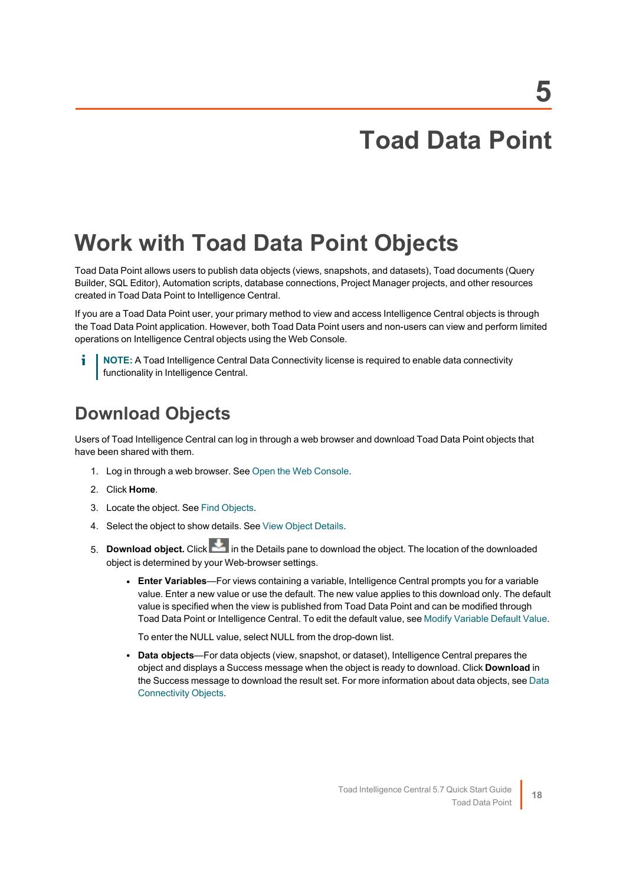# 5

# Toad Data Point

## Work with Toad Data Point Objects

Toad Data Point allows users to publish data objects (views, snapshots, and datasets), Toad documents (Query Builder, SQL Editor), Automation scripts, database connections, Project Manager projects, and other resources created in Toad Data Point to Intelligence Central.

If you are a Toad Data Point user, your primary method to view and access Intelligence Central objects is through the Toad Data Point application. However, both Toad Data Point users and non-users can view and perform limited operations on Intelligence Central objects using the Web Console.

**NOTE:** A Toad Intelligence Central Data Connectivity license is required to enable data connectivity functionality in Intelligence Central.

### Download Objects

Users of Toad Intelligence Central can log in through a web browser and download Toad Data Point objects that have been shared with them.

1. Log in through a web browser. See Open the Web Console.
2. Click **Home**.
3. Locate the object. See Find Objects.
4. Select the object to show details. See View Object Details.
5. **Download object.** Click in the Details pane to download the object. The location of the downloaded object is determined by your Web-browser settings.
   - **Enter Variables**—For views containing a variable, Intelligence Central prompts you for a variable value. Enter a new value or use the default. The new value applies to this download only. The default value is specified when the view is published from Toad Data Point and can be modified through Toad Data Point or Intelligence Central. To edit the default value, see Modify Variable Default Value.

     To enter the NULL value, select NULL from the drop-down list.
   - **Data objects**—For data objects (view, snapshot, or dataset), Intelligence Central prepares the object and displays a Success message when the object is ready to download. Click **Download** in the Success message to download the result set. For more information about data objects, see Data Connectivity Objects.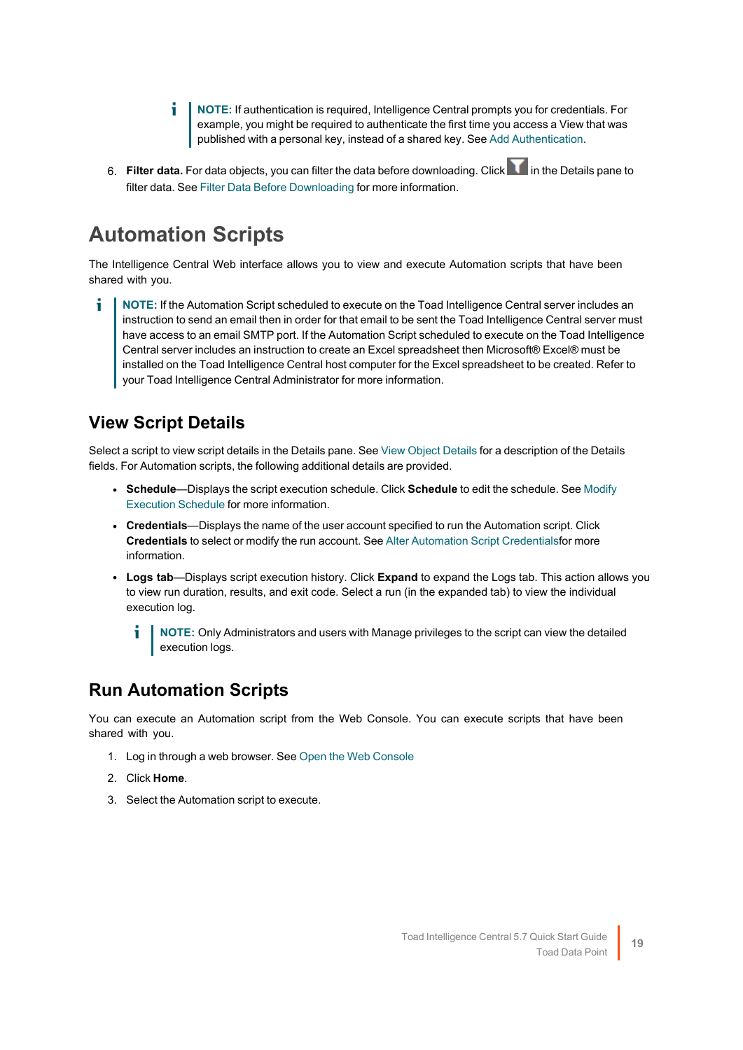> **NOTE:** If authentication is required, Intelligence Central prompts you for credentials. For example, you might be required to authenticate the first time you access a View that was published with a personal key, instead of a shared key. See Add Authentication.

6. **Filter data.** For data objects, you can filter the data before downloading. Click in the Details pane to filter data. See Filter Data Before Downloading for more information.

# Automation Scripts

The Intelligence Central Web interface allows you to view and execute Automation scripts that have been shared with you.

> **NOTE:** If the Automation Script scheduled to execute on the Toad Intelligence Central server includes an instruction to send an email then in order for that email to be sent the Toad Intelligence Central server must have access to an email SMTP port. If the Automation Script scheduled to execute on the Toad Intelligence Central server includes an instruction to create an Excel spreadsheet then Microsoft® Excel® must be installed on the Toad Intelligence Central host computer for the Excel spreadsheet to be created. Refer to your Toad Intelligence Central Administrator for more information.

## View Script Details

Select a script to view script details in the Details pane. See View Object Details for a description of the Details fields. For Automation scripts, the following additional details are provided.

- **Schedule**—Displays the script execution schedule. Click **Schedule** to edit the schedule. See Modify Execution Schedule for more information.
- **Credentials**—Displays the name of the user account specified to run the Automation script. Click **Credentials** to select or modify the run account. See Alter Automation Script Credentialsfor more information.
- **Logs tab**—Displays script execution history. Click **Expand** to expand the Logs tab. This action allows you to view run duration, results, and exit code. Select a run (in the expanded tab) to view the individual execution log.

  > **NOTE:** Only Administrators and users with Manage privileges to the script can view the detailed execution logs.

## Run Automation Scripts

You can execute an Automation script from the Web Console. You can execute scripts that have been shared with you.

1. Log in through a web browser. See Open the Web Console
2. Click **Home**.
3. Select the Automation script to execute.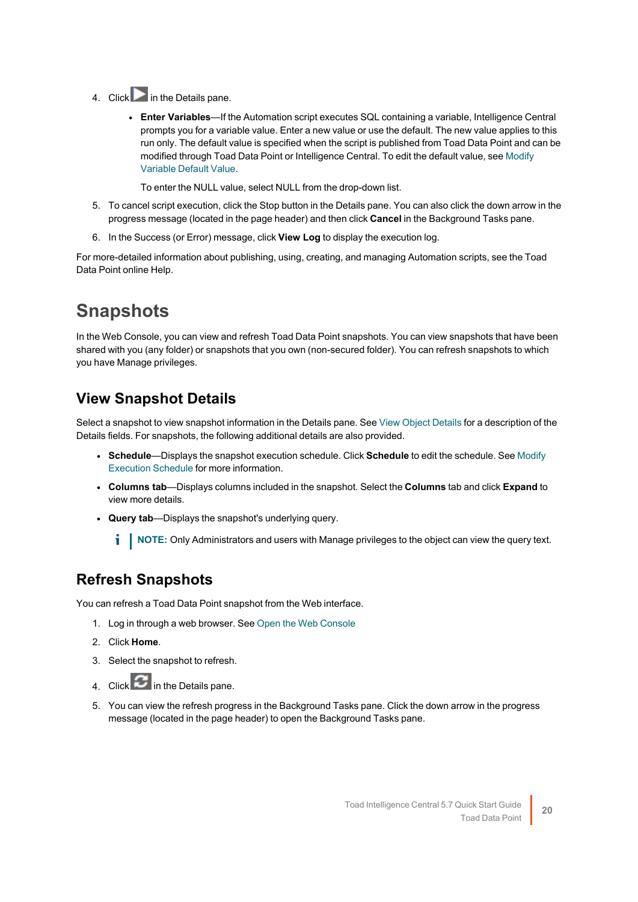4. Click  in the Details pane.

   - **Enter Variables**—If the Automation script executes SQL containing a variable, Intelligence Central prompts you for a variable value. Enter a new value or use the default. The new value applies to this run only. The default value is specified when the script is published from Toad Data Point and can be modified through Toad Data Point or Intelligence Central. To edit the default value, see Modify Variable Default Value.

     To enter the NULL value, select NULL from the drop-down list.

5. To cancel script execution, click the Stop button in the Details pane. You can also click the down arrow in the progress message (located in the page header) and then click **Cancel** in the Background Tasks pane.
6. In the Success (or Error) message, click **View Log** to display the execution log.

For more-detailed information about publishing, using, creating, and managing Automation scripts, see the Toad Data Point online Help.

# Snapshots

In the Web Console, you can view and refresh Toad Data Point snapshots. You can view snapshots that have been shared with you (any folder) or snapshots that you own (non-secured folder). You can refresh snapshots to which you have Manage privileges.

## View Snapshot Details

Select a snapshot to view snapshot information in the Details pane. See View Object Details for a description of the Details fields. For snapshots, the following additional details are also provided.

- **Schedule**—Displays the snapshot execution schedule. Click **Schedule** to edit the schedule. See Modify Execution Schedule for more information.
- **Columns tab**—Displays columns included in the snapshot. Select the **Columns** tab and click **Expand** to view more details.
- **Query tab**—Displays the snapshot's underlying query.

  **NOTE:** Only Administrators and users with Manage privileges to the object can view the query text.

## Refresh Snapshots

You can refresh a Toad Data Point snapshot from the Web interface.

1. Log in through a web browser. See Open the Web Console
2. Click **Home**.
3. Select the snapshot to refresh.
4. Click  in the Details pane.
5. You can view the refresh progress in the Background Tasks pane. Click the down arrow in the progress message (located in the page header) to open the Background Tasks pane.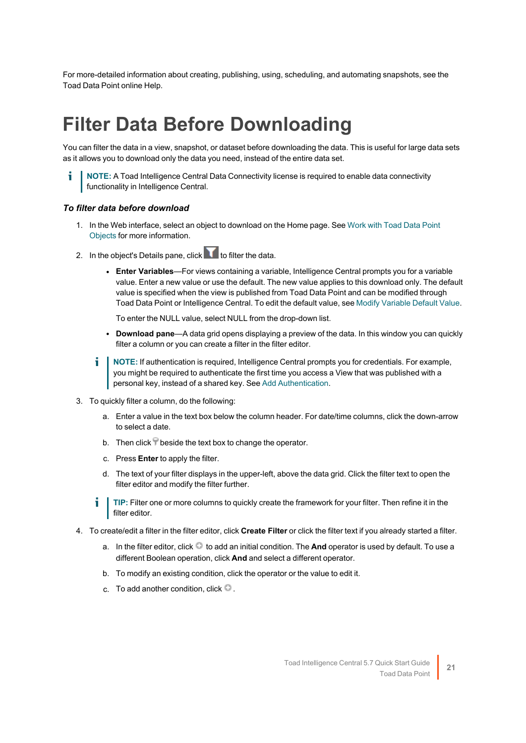For more-detailed information about creating, publishing, using, scheduling, and automating snapshots, see the Toad Data Point online Help.

# Filter Data Before Downloading

You can filter the data in a view, snapshot, or dataset before downloading the data. This is useful for large data sets as it allows you to download only the data you need, instead of the entire data set.

> **NOTE:** A Toad Intelligence Central Data Connectivity license is required to enable data connectivity functionality in Intelligence Central.

***To filter data before download***

1. In the Web interface, select an object to download on the Home page. See Work with Toad Data Point Objects for more information.
2. In the object's Details pane, click to filter the data.
   - **Enter Variables**—For views containing a variable, Intelligence Central prompts you for a variable value. Enter a new value or use the default. The new value applies to this download only. The default value is specified when the view is published from Toad Data Point and can be modified through Toad Data Point or Intelligence Central. To edit the default value, see Modify Variable Default Value.

     To enter the NULL value, select NULL from the drop-down list.
   - **Download pane**—A data grid opens displaying a preview of the data. In this window you can quickly filter a column or you can create a filter in the filter editor.

   > **NOTE:** If authentication is required, Intelligence Central prompts you for credentials. For example, you might be required to authenticate the first time you access a View that was published with a personal key, instead of a shared key. See Add Authentication.

3. To quickly filter a column, do the following:
   a. Enter a value in the text box below the column header. For date/time columns, click the down-arrow to select a date.
   b. Then click beside the text box to change the operator.
   c. Press **Enter** to apply the filter.
   d. The text of your filter displays in the upper-left, above the data grid. Click the filter text to open the filter editor and modify the filter further.

   > **TIP:** Filter one or more columns to quickly create the framework for your filter. Then refine it in the filter editor.

4. To create/edit a filter in the filter editor, click **Create Filter** or click the filter text if you already started a filter.
   a. In the filter editor, click to add an initial condition. The **And** operator is used by default. To use a different Boolean operation, click **And** and select a different operator.
   b. To modify an existing condition, click the operator or the value to edit it.
   c. To add another condition, click .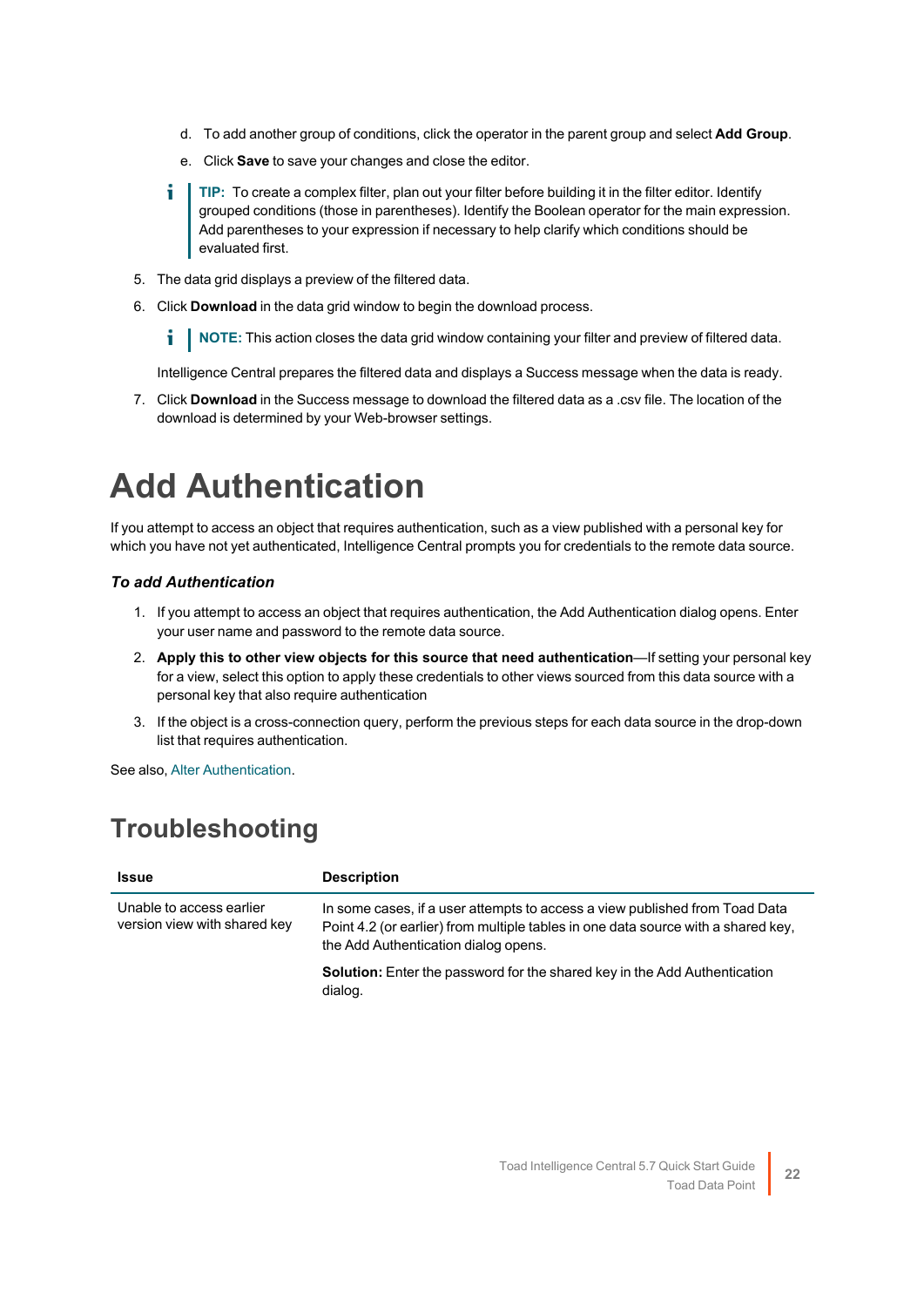d. To add another group of conditions, click the operator in the parent group and select **Add Group**.

   e. Click **Save** to save your changes and close the editor.

> **TIP:** To create a complex filter, plan out your filter before building it in the filter editor. Identify grouped conditions (those in parentheses). Identify the Boolean operator for the main expression. Add parentheses to your expression if necessary to help clarify which conditions should be evaluated first.

5. The data grid displays a preview of the filtered data.
6. Click **Download** in the data grid window to begin the download process.

   > **NOTE:** This action closes the data grid window containing your filter and preview of filtered data.

   Intelligence Central prepares the filtered data and displays a Success message when the data is ready.

7. Click **Download** in the Success message to download the filtered data as a .csv file. The location of the download is determined by your Web-browser settings.

# Add Authentication

If you attempt to access an object that requires authentication, such as a view published with a personal key for which you have not yet authenticated, Intelligence Central prompts you for credentials to the remote data source.

### *To add Authentication*

1. If you attempt to access an object that requires authentication, the Add Authentication dialog opens. Enter your user name and password to the remote data source.
2. **Apply this to other view objects for this source that need authentication**—If setting your personal key for a view, select this option to apply these credentials to other views sourced from this data source with a personal key that also require authentication
3. If the object is a cross-connection query, perform the previous steps for each data source in the drop-down list that requires authentication.

See also, Alter Authentication.

## Troubleshooting

| Issue | Description |
|---|---|
| Unable to access earlier version view with shared key | In some cases, if a user attempts to access a view published from Toad Data Point 4.2 (or earlier) from multiple tables in one data source with a shared key, the Add Authentication dialog opens.<br><br>**Solution:** Enter the password for the shared key in the Add Authentication dialog. |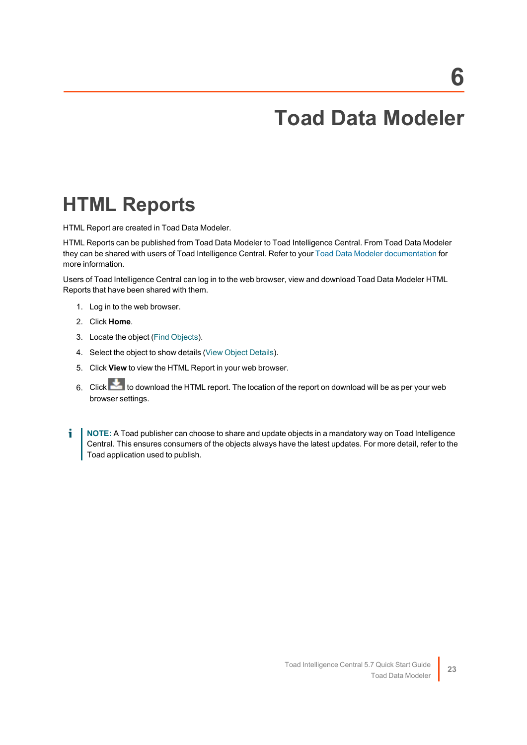# 6

# Toad Data Modeler

## HTML Reports

HTML Report are created in Toad Data Modeler.

HTML Reports can be published from Toad Data Modeler to Toad Intelligence Central. From Toad Data Modeler they can be shared with users of Toad Intelligence Central. Refer to your Toad Data Modeler documentation for more information.

Users of Toad Intelligence Central can log in to the web browser, view and download Toad Data Modeler HTML Reports that have been shared with them.

1. Log in to the web browser.
2. Click **Home**.
3. Locate the object (Find Objects).
4. Select the object to show details (View Object Details).
5. Click **View** to view the HTML Report in your web browser.
6. Click to download the HTML report. The location of the report on download will be as per your web browser settings.

**NOTE:** A Toad publisher can choose to share and update objects in a mandatory way on Toad Intelligence Central. This ensures consumers of the objects always have the latest updates. For more detail, refer to the Toad application used to publish.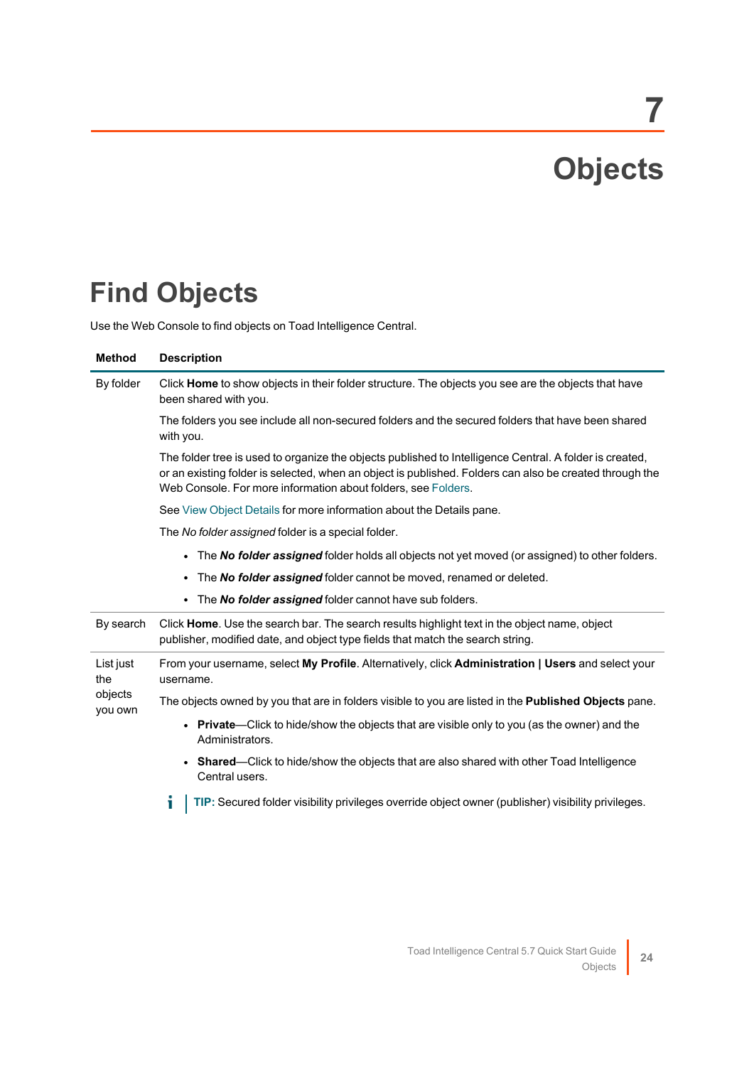# 7 Objects

## Find Objects

Use the Web Console to find objects on Toad Intelligence Central.

| Method | Description |
|---|---|
| By folder | Click **Home** to show objects in their folder structure. The objects you see are the objects that have been shared with you.<br><br>The folders you see include all non-secured folders and the secured folders that have been shared with you.<br><br>The folder tree is used to organize the objects published to Intelligence Central. A folder is created, or an existing folder is selected, when an object is published. Folders can also be created through the Web Console. For more information about folders, see Folders.<br><br>See View Object Details for more information about the Details pane.<br><br>The *No folder assigned* folder is a special folder.<br><br>• The ***No folder assigned*** folder holds all objects not yet moved (or assigned) to other folders.<br>• The ***No folder assigned*** folder cannot be moved, renamed or deleted.<br>• The ***No folder assigned*** folder cannot have sub folders. |
| By search | Click **Home**. Use the search bar. The search results highlight text in the object name, object publisher, modified date, and object type fields that match the search string. |
| List just the objects you own | From your username, select **My Profile**. Alternatively, click **Administration \| Users** and select your username.<br><br>The objects owned by you that are in folders visible to you are listed in the **Published Objects** pane.<br><br>• **Private**—Click to hide/show the objects that are visible only to you (as the owner) and the Administrators.<br>• **Shared**—Click to hide/show the objects that are also shared with other Toad Intelligence Central users.<br><br>**TIP:** Secured folder visibility privileges override object owner (publisher) visibility privileges. |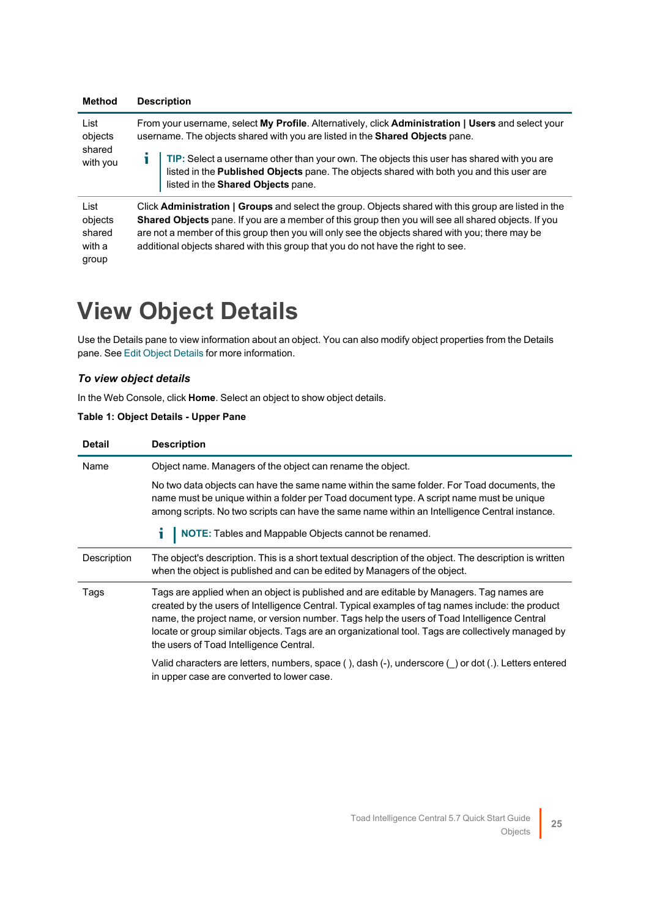| Method | Description |
| --- | --- |
| List objects shared with you | From your username, select **My Profile**. Alternatively, click **Administration \| Users** and select your username. The objects shared with you are listed in the **Shared Objects** pane.<br><br>**TIP:** Select a username other than your own. The objects this user has shared with you are listed in the **Published Objects** pane. The objects shared with both you and this user are listed in the **Shared Objects** pane. |
| List objects shared with a group | Click **Administration \| Groups** and select the group. Objects shared with this group are listed in the **Shared Objects** pane. If you are a member of this group then you will see all shared objects. If you are not a member of this group then you will only see the objects shared with you; there may be additional objects shared with this group that you do not have the right to see. |

# View Object Details

Use the Details pane to view information about an object. You can also modify object properties from the Details pane. See Edit Object Details for more information.

### *To view object details*

In the Web Console, click **Home**. Select an object to show object details.

**Table 1: Object Details - Upper Pane**

| Detail | Description |
| --- | --- |
| Name | Object name. Managers of the object can rename the object.<br><br>No two data objects can have the same name within the same folder. For Toad documents, the name must be unique within a folder per Toad document type. A script name must be unique among scripts. No two scripts can have the same name within an Intelligence Central instance.<br><br>**NOTE:** Tables and Mappable Objects cannot be renamed. |
| Description | The object's description. This is a short textual description of the object. The description is written when the object is published and can be edited by Managers of the object. |
| Tags | Tags are applied when an object is published and are editable by Managers. Tag names are created by the users of Intelligence Central. Typical examples of tag names include: the product name, the project name, or version number. Tags help the users of Toad Intelligence Central locate or group similar objects. Tags are an organizational tool. Tags are collectively managed by the users of Toad Intelligence Central.<br><br>Valid characters are letters, numbers, space ( ), dash (-), underscore (_) or dot (.). Letters entered in upper case are converted to lower case. |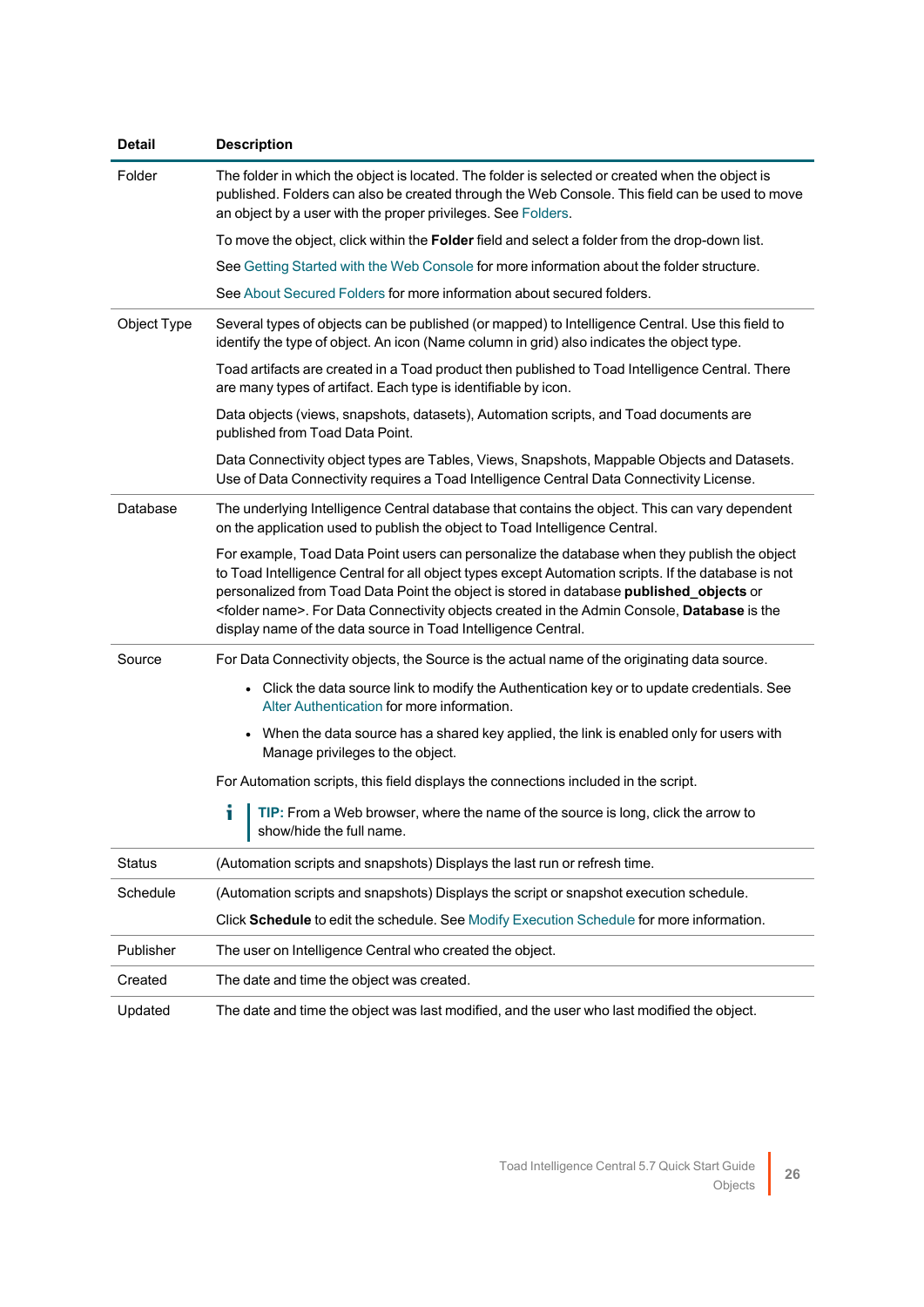| Detail | Description |
|---|---|
| Folder | The folder in which the object is located. The folder is selected or created when the object is published. Folders can also be created through the Web Console. This field can be used to move an object by a user with the proper privileges. See Folders.<br><br>To move the object, click within the **Folder** field and select a folder from the drop-down list.<br><br>See Getting Started with the Web Console for more information about the folder structure.<br><br>See About Secured Folders for more information about secured folders. |
| Object Type | Several types of objects can be published (or mapped) to Intelligence Central. Use this field to identify the type of object. An icon (Name column in grid) also indicates the object type.<br><br>Toad artifacts are created in a Toad product then published to Toad Intelligence Central. There are many types of artifact. Each type is identifiable by icon.<br><br>Data objects (views, snapshots, datasets), Automation scripts, and Toad documents are published from Toad Data Point.<br><br>Data Connectivity object types are Tables, Views, Snapshots, Mappable Objects and Datasets. Use of Data Connectivity requires a Toad Intelligence Central Data Connectivity License. |
| Database | The underlying Intelligence Central database that contains the object. This can vary dependent on the application used to publish the object to Toad Intelligence Central.<br><br>For example, Toad Data Point users can personalize the database when they publish the object to Toad Intelligence Central for all object types except Automation scripts. If the database is not personalized from Toad Data Point the object is stored in database **published_objects** or <folder name>. For Data Connectivity objects created in the Admin Console, **Database** is the display name of the data source in Toad Intelligence Central. |
| Source | For Data Connectivity objects, the Source is the actual name of the originating data source.<br><br>• Click the data source link to modify the Authentication key or to update credentials. See Alter Authentication for more information.<br><br>• When the data source has a shared key applied, the link is enabled only for users with Manage privileges to the object.<br><br>For Automation scripts, this field displays the connections included in the script.<br><br>**TIP:** From a Web browser, where the name of the source is long, click the arrow to show/hide the full name. |
| Status | (Automation scripts and snapshots) Displays the last run or refresh time. |
| Schedule | (Automation scripts and snapshots) Displays the script or snapshot execution schedule.<br><br>Click **Schedule** to edit the schedule. See Modify Execution Schedule for more information. |
| Publisher | The user on Intelligence Central who created the object. |
| Created | The date and time the object was created. |
| Updated | The date and time the object was last modified, and the user who last modified the object. |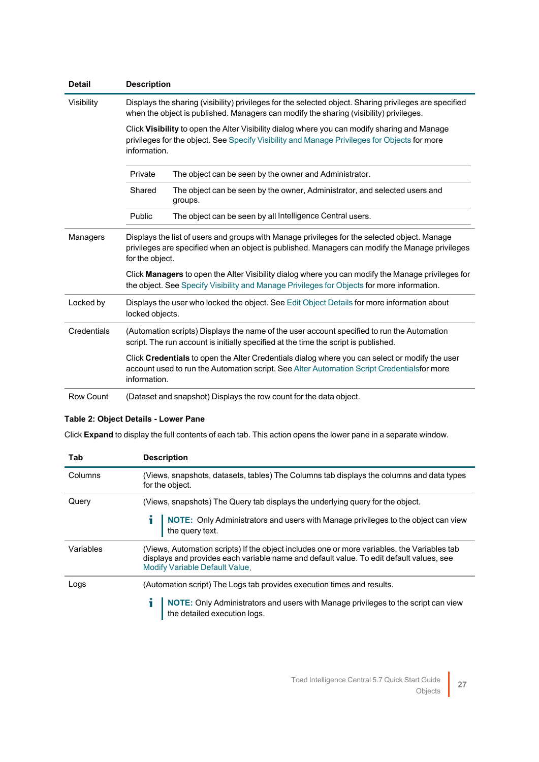| Detail | Description |
| --- | --- |
| Visibility | Displays the sharing (visibility) privileges for the selected object. Sharing privileges are specified when the object is published. Managers can modify the sharing (visibility) privileges.<br><br>Click **Visibility** to open the Alter Visibility dialog where you can modify sharing and Manage privileges for the object. See Specify Visibility and Manage Privileges for Objects for more information.<br><br>Private — The object can be seen by the owner and Administrator.<br>Shared — The object can be seen by the owner, Administrator, and selected users and groups.<br>Public — The object can be seen by all Intelligence Central users. |
| Managers | Displays the list of users and groups with Manage privileges for the selected object. Manage privileges are specified when an object is published. Managers can modify the Manage privileges for the object.<br><br>Click **Managers** to open the Alter Visibility dialog where you can modify the Manage privileges for the object. See Specify Visibility and Manage Privileges for Objects for more information. |
| Locked by | Displays the user who locked the object. See Edit Object Details for more information about locked objects. |
| Credentials | (Automation scripts) Displays the name of the user account specified to run the Automation script. The run account is initially specified at the time the script is published.<br><br>Click **Credentials** to open the Alter Credentials dialog where you can select or modify the user account used to run the Automation script. See Alter Automation Script Credentialsfor more information. |
| Row Count | (Dataset and snapshot) Displays the row count for the data object. |

**Table 2: Object Details - Lower Pane**

Click **Expand** to display the full contents of each tab. This action opens the lower pane in a separate window.

| Tab | Description |
| --- | --- |
| Columns | (Views, snapshots, datasets, tables) The Columns tab displays the columns and data types for the object. |
| Query | (Views, snapshots) The Query tab displays the underlying query for the object.<br><br>**NOTE:** Only Administrators and users with Manage privileges to the object can view the query text. |
| Variables | (Views, Automation scripts) If the object includes one or more variables, the Variables tab displays and provides each variable name and default value. To edit default values, see Modify Variable Default Value. |
| Logs | (Automation script) The Logs tab provides execution times and results.<br><br>**NOTE:** Only Administrators and users with Manage privileges to the script can view the detailed execution logs. |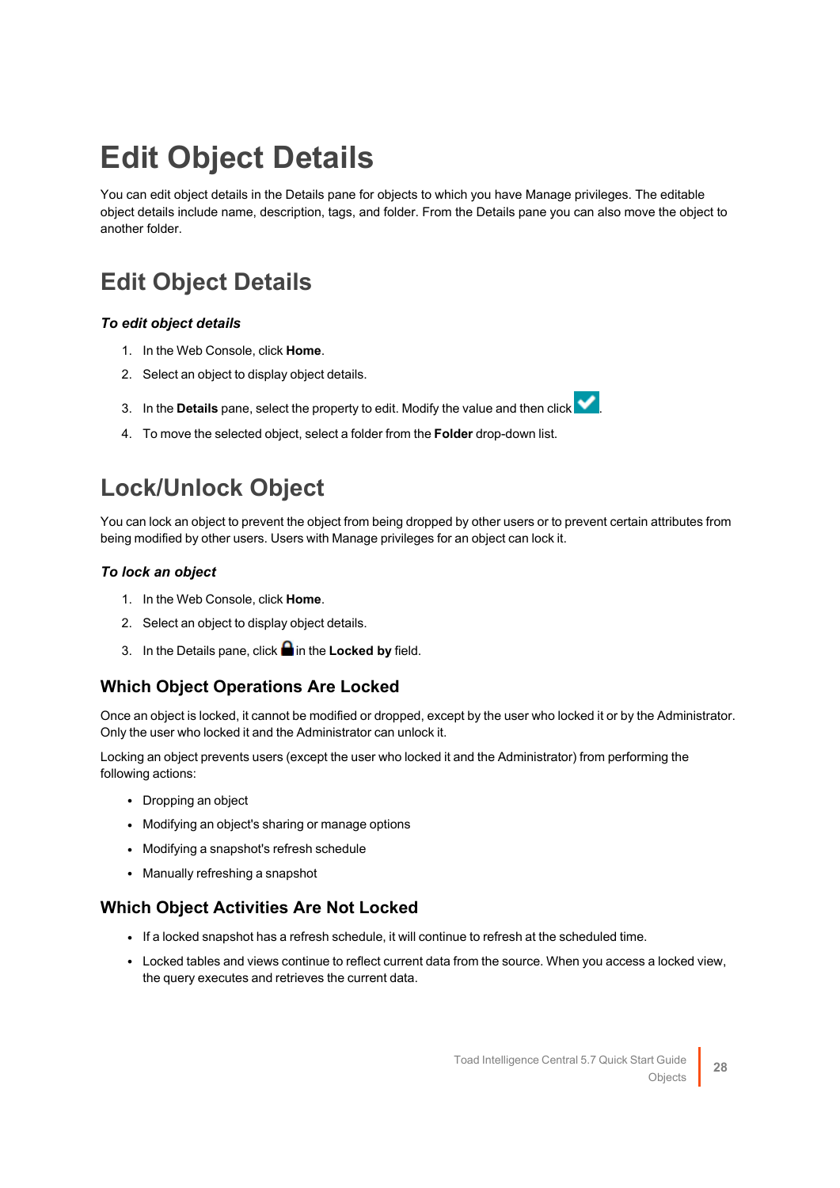# Edit Object Details

You can edit object details in the Details pane for objects to which you have Manage privileges. The editable object details include name, description, tags, and folder. From the Details pane you can also move the object to another folder.

## Edit Object Details

### *To edit object details*

1. In the Web Console, click **Home**.
2. Select an object to display object details.
3. In the **Details** pane, select the property to edit. Modify the value and then click .
4. To move the selected object, select a folder from the **Folder** drop-down list.

## Lock/Unlock Object

You can lock an object to prevent the object from being dropped by other users or to prevent certain attributes from being modified by other users. Users with Manage privileges for an object can lock it.

### *To lock an object*

1. In the Web Console, click **Home**.
2. Select an object to display object details.
3. In the Details pane, click  in the **Locked by** field.

### Which Object Operations Are Locked

Once an object is locked, it cannot be modified or dropped, except by the user who locked it or by the Administrator. Only the user who locked it and the Administrator can unlock it.

Locking an object prevents users (except the user who locked it and the Administrator) from performing the following actions:

- Dropping an object
- Modifying an object's sharing or manage options
- Modifying a snapshot's refresh schedule
- Manually refreshing a snapshot

### Which Object Activities Are Not Locked

- If a locked snapshot has a refresh schedule, it will continue to refresh at the scheduled time.
- Locked tables and views continue to reflect current data from the source. When you access a locked view, the query executes and retrieves the current data.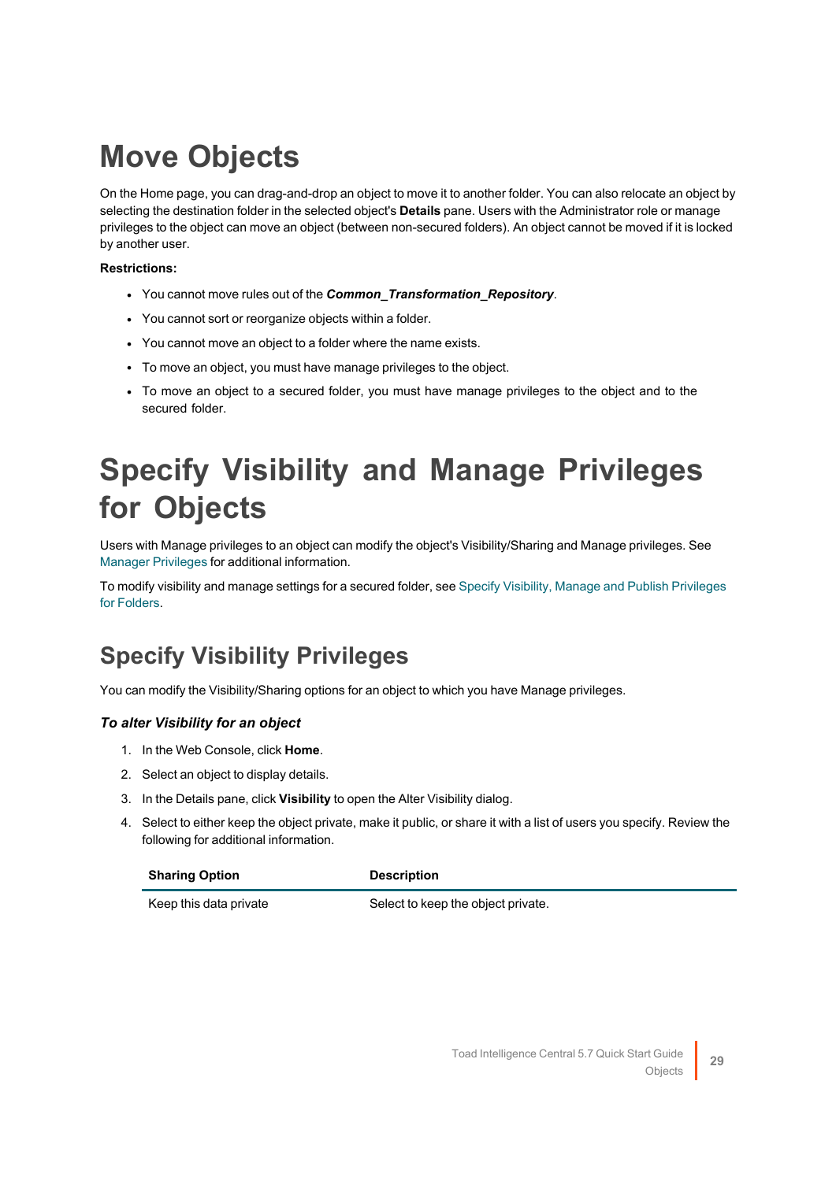# Move Objects

On the Home page, you can drag-and-drop an object to move it to another folder. You can also relocate an object by selecting the destination folder in the selected object's **Details** pane. Users with the Administrator role or manage privileges to the object can move an object (between non-secured folders). An object cannot be moved if it is locked by another user.

**Restrictions:**

- You cannot move rules out of the ***Common_Transformation_Repository***.
- You cannot sort or reorganize objects within a folder.
- You cannot move an object to a folder where the name exists.
- To move an object, you must have manage privileges to the object.
- To move an object to a secured folder, you must have manage privileges to the object and to the secured folder.

# Specify Visibility and Manage Privileges for Objects

Users with Manage privileges to an object can modify the object's Visibility/Sharing and Manage privileges. See Manager Privileges for additional information.

To modify visibility and manage settings for a secured folder, see Specify Visibility, Manage and Publish Privileges for Folders.

## Specify Visibility Privileges

You can modify the Visibility/Sharing options for an object to which you have Manage privileges.

### *To alter Visibility for an object*

1. In the Web Console, click **Home**.
2. Select an object to display details.
3. In the Details pane, click **Visibility** to open the Alter Visibility dialog.
4. Select to either keep the object private, make it public, or share it with a list of users you specify. Review the following for additional information.

| Sharing Option | Description |
| --- | --- |
| Keep this data private | Select to keep the object private. |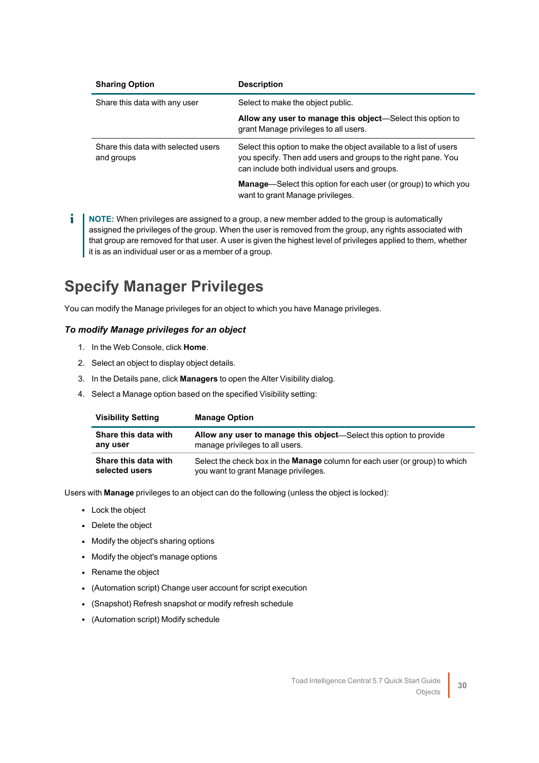| Sharing Option | Description |
| --- | --- |
| Share this data with any user | Select to make the object public.<br><br>**Allow any user to manage this object**—Select this option to grant Manage privileges to all users. |
| Share this data with selected users and groups | Select this option to make the object available to a list of users you specify. Then add users and groups to the right pane. You can include both individual users and groups.<br><br>**Manage**—Select this option for each user (or group) to which you want to grant Manage privileges. |

> **NOTE:** When privileges are assigned to a group, a new member added to the group is automatically assigned the privileges of the group. When the user is removed from the group, any rights associated with that group are removed for that user. A user is given the highest level of privileges applied to them, whether it is as an individual user or as a member of a group.

## Specify Manager Privileges

You can modify the Manage privileges for an object to which you have Manage privileges.

### *To modify Manage privileges for an object*

1. In the Web Console, click **Home**.
2. Select an object to display object details.
3. In the Details pane, click **Managers** to open the Alter Visibility dialog.
4. Select a Manage option based on the specified Visibility setting:

| Visibility Setting | Manage Option |
| --- | --- |
| **Share this data with any user** | **Allow any user to manage this object**—Select this option to provide manage privileges to all users. |
| **Share this data with selected users** | Select the check box in the **Manage** column for each user (or group) to which you want to grant Manage privileges. |

Users with **Manage** privileges to an object can do the following (unless the object is locked):

- Lock the object
- Delete the object
- Modify the object's sharing options
- Modify the object's manage options
- Rename the object
- (Automation script) Change user account for script execution
- (Snapshot) Refresh snapshot or modify refresh schedule
- (Automation script) Modify schedule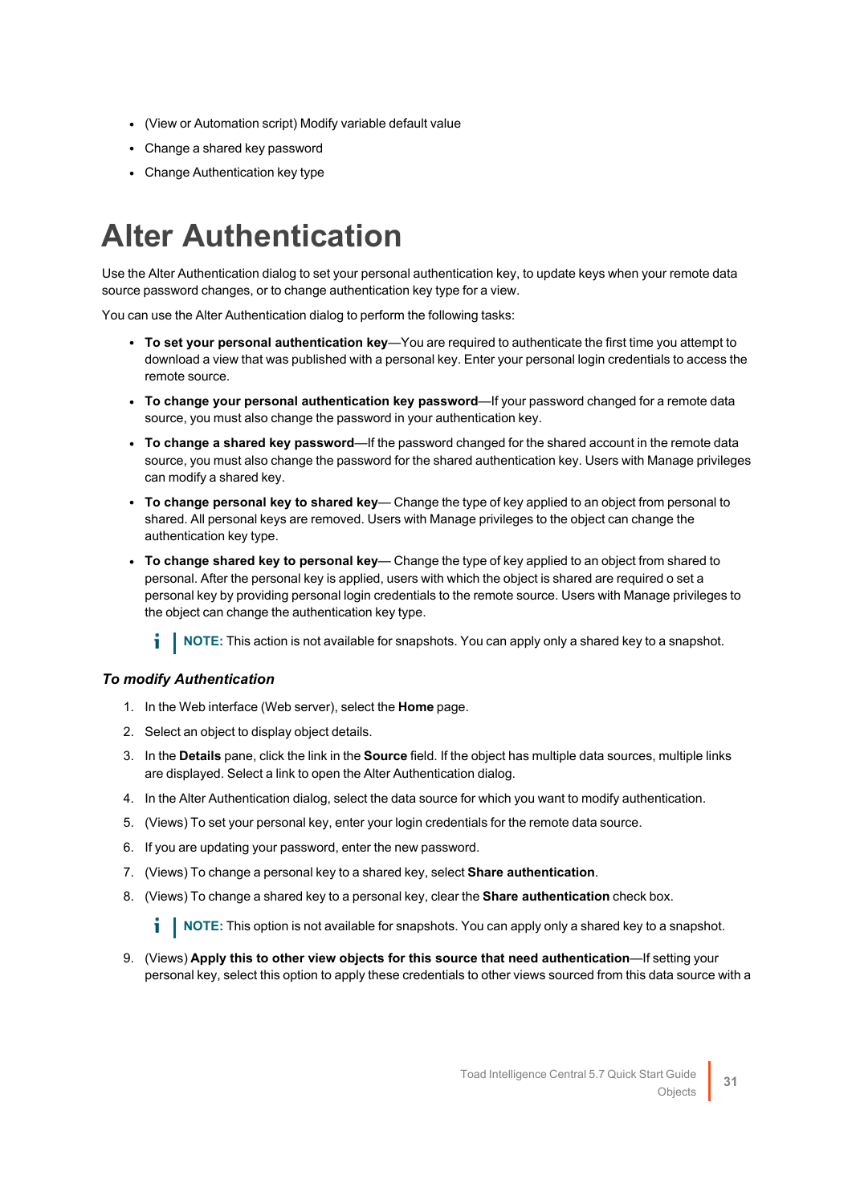- (View or Automation script) Modify variable default value
- Change a shared key password
- Change Authentication key type

# Alter Authentication

Use the Alter Authentication dialog to set your personal authentication key, to update keys when your remote data source password changes, or to change authentication key type for a view.

You can use the Alter Authentication dialog to perform the following tasks:

- **To set your personal authentication key**—You are required to authenticate the first time you attempt to download a view that was published with a personal key. Enter your personal login credentials to access the remote source.
- **To change your personal authentication key password**—If your password changed for a remote data source, you must also change the password in your authentication key.
- **To change a shared key password**—If the password changed for the shared account in the remote data source, you must also change the password for the shared authentication key. Users with Manage privileges can modify a shared key.
- **To change personal key to shared key**— Change the type of key applied to an object from personal to shared. All personal keys are removed. Users with Manage privileges to the object can change the authentication key type.
- **To change shared key to personal key**— Change the type of key applied to an object from shared to personal. After the personal key is applied, users with which the object is shared are required o set a personal key by providing personal login credentials to the remote source. Users with Manage privileges to the object can change the authentication key type.

  **NOTE:** This action is not available for snapshots. You can apply only a shared key to a snapshot.

### *To modify Authentication*

1. In the Web interface (Web server), select the **Home** page.
2. Select an object to display object details.
3. In the **Details** pane, click the link in the **Source** field. If the object has multiple data sources, multiple links are displayed. Select a link to open the Alter Authentication dialog.
4. In the Alter Authentication dialog, select the data source for which you want to modify authentication.
5. (Views) To set your personal key, enter your login credentials for the remote data source.
6. If you are updating your password, enter the new password.
7. (Views) To change a personal key to a shared key, select **Share authentication**.
8. (Views) To change a shared key to a personal key, clear the **Share authentication** check box.

   **NOTE:** This option is not available for snapshots. You can apply only a shared key to a snapshot.

9. (Views) **Apply this to other view objects for this source that need authentication**—If setting your personal key, select this option to apply these credentials to other views sourced from this data source with a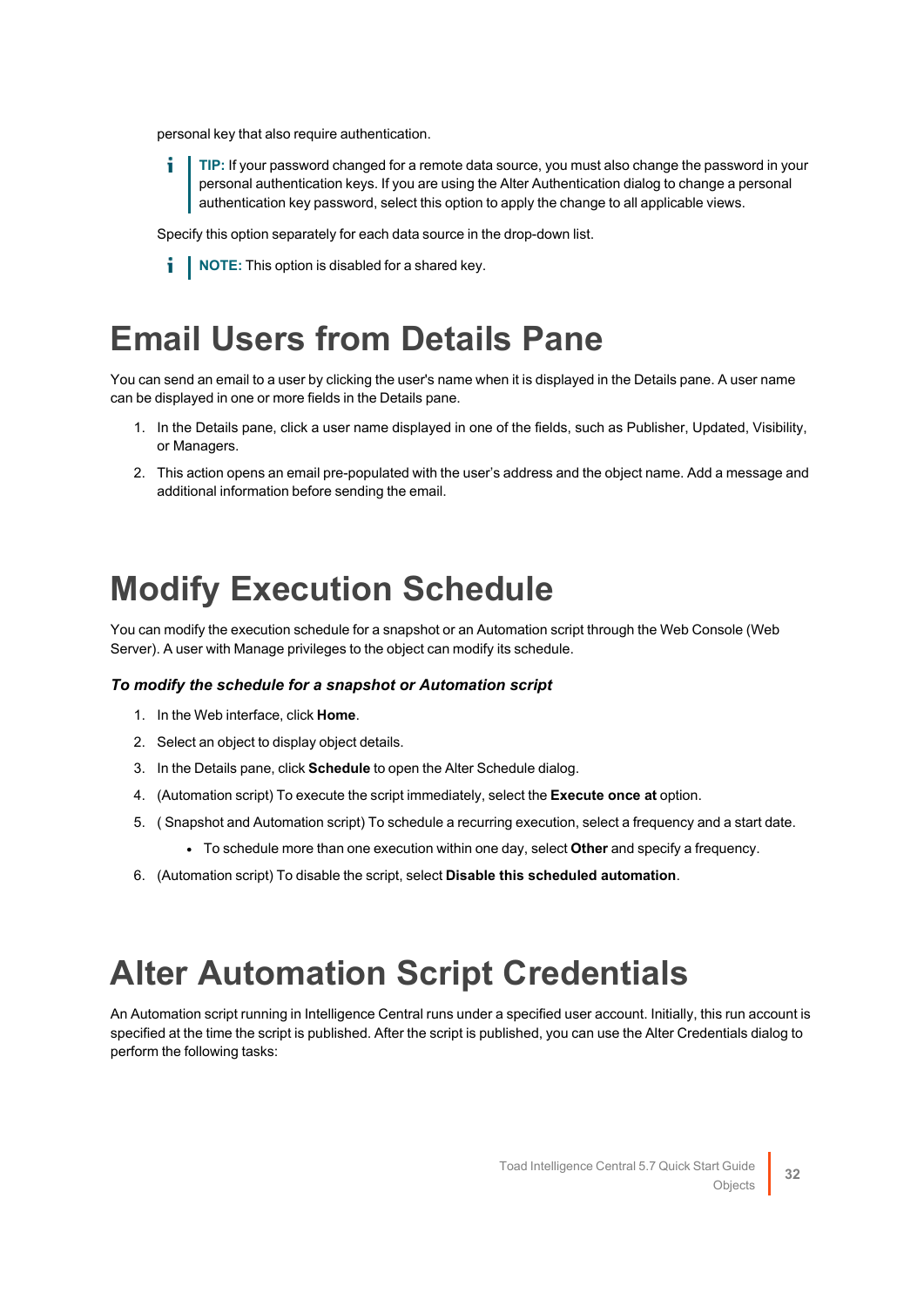personal key that also require authentication.

> **TIP:** If your password changed for a remote data source, you must also change the password in your personal authentication keys. If you are using the Alter Authentication dialog to change a personal authentication key password, select this option to apply the change to all applicable views.

Specify this option separately for each data source in the drop-down list.

> **NOTE:** This option is disabled for a shared key.

# Email Users from Details Pane

You can send an email to a user by clicking the user's name when it is displayed in the Details pane. A user name can be displayed in one or more fields in the Details pane.

1. In the Details pane, click a user name displayed in one of the fields, such as Publisher, Updated, Visibility, or Managers.
2. This action opens an email pre-populated with the user's address and the object name. Add a message and additional information before sending the email.

# Modify Execution Schedule

You can modify the execution schedule for a snapshot or an Automation script through the Web Console (Web Server). A user with Manage privileges to the object can modify its schedule.

***To modify the schedule for a snapshot or Automation script***

1. In the Web interface, click **Home**.
2. Select an object to display object details.
3. In the Details pane, click **Schedule** to open the Alter Schedule dialog.
4. (Automation script) To execute the script immediately, select the **Execute once at** option.
5. ( Snapshot and Automation script) To schedule a recurring execution, select a frequency and a start date.
   - To schedule more than one execution within one day, select **Other** and specify a frequency.
6. (Automation script) To disable the script, select **Disable this scheduled automation**.

# Alter Automation Script Credentials

An Automation script running in Intelligence Central runs under a specified user account. Initially, this run account is specified at the time the script is published. After the script is published, you can use the Alter Credentials dialog to perform the following tasks: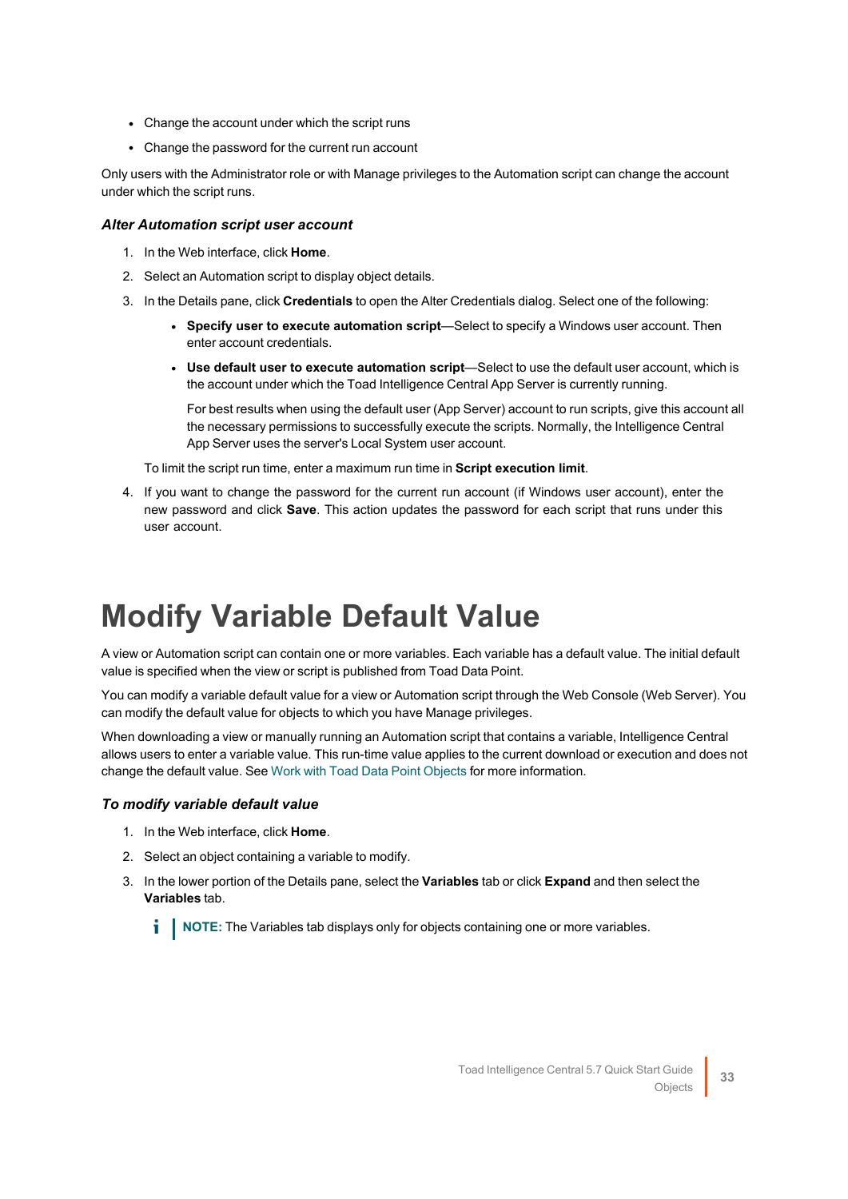- Change the account under which the script runs
- Change the password for the current run account

Only users with the Administrator role or with Manage privileges to the Automation script can change the account under which the script runs.

### *Alter Automation script user account*

1. In the Web interface, click **Home**.
2. Select an Automation script to display object details.
3. In the Details pane, click **Credentials** to open the Alter Credentials dialog. Select one of the following:
   - **Specify user to execute automation script**—Select to specify a Windows user account. Then enter account credentials.
   - **Use default user to execute automation script**—Select to use the default user account, which is the account under which the Toad Intelligence Central App Server is currently running.

     For best results when using the default user (App Server) account to run scripts, give this account all the necessary permissions to successfully execute the scripts. Normally, the Intelligence Central App Server uses the server's Local System user account.

   To limit the script run time, enter a maximum run time in **Script execution limit**.
4. If you want to change the password for the current run account (if Windows user account), enter the new password and click **Save**. This action updates the password for each script that runs under this user account.

# Modify Variable Default Value

A view or Automation script can contain one or more variables. Each variable has a default value. The initial default value is specified when the view or script is published from Toad Data Point.

You can modify a variable default value for a view or Automation script through the Web Console (Web Server). You can modify the default value for objects to which you have Manage privileges.

When downloading a view or manually running an Automation script that contains a variable, Intelligence Central allows users to enter a variable value. This run-time value applies to the current download or execution and does not change the default value. See Work with Toad Data Point Objects for more information.

### *To modify variable default value*

1. In the Web interface, click **Home**.
2. Select an object containing a variable to modify.
3. In the lower portion of the Details pane, select the **Variables** tab or click **Expand** and then select the **Variables** tab.

   **NOTE:** The Variables tab displays only for objects containing one or more variables.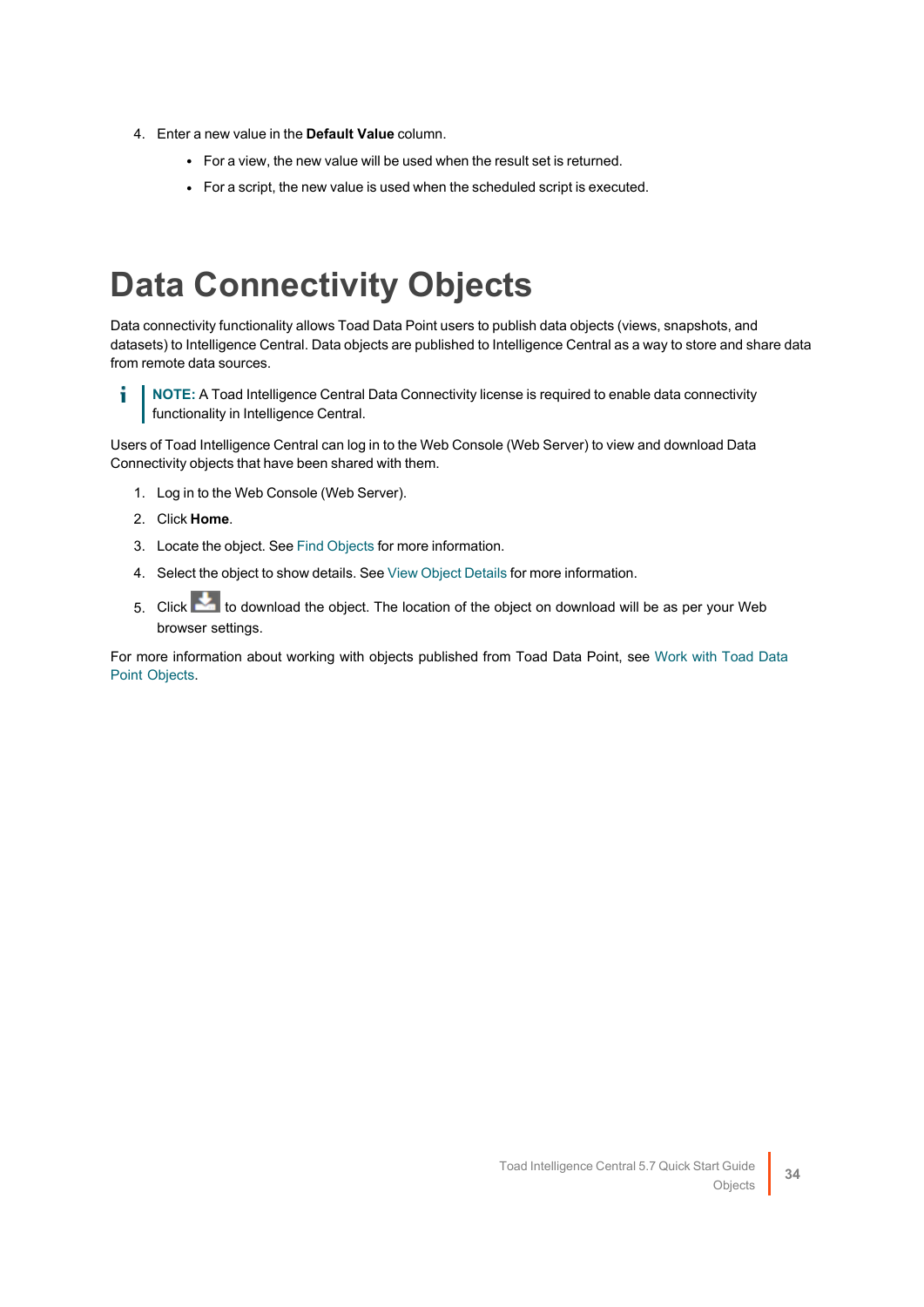4. Enter a new value in the **Default Value** column.
   - For a view, the new value will be used when the result set is returned.
   - For a script, the new value is used when the scheduled script is executed.

# Data Connectivity Objects

Data connectivity functionality allows Toad Data Point users to publish data objects (views, snapshots, and datasets) to Intelligence Central. Data objects are published to Intelligence Central as a way to store and share data from remote data sources.

> **NOTE:** A Toad Intelligence Central Data Connectivity license is required to enable data connectivity functionality in Intelligence Central.

Users of Toad Intelligence Central can log in to the Web Console (Web Server) to view and download Data Connectivity objects that have been shared with them.

1. Log in to the Web Console (Web Server).
2. Click **Home**.
3. Locate the object. See Find Objects for more information.
4. Select the object to show details. See View Object Details for more information.
5. Click to download the object. The location of the object on download will be as per your Web browser settings.

For more information about working with objects published from Toad Data Point, see Work with Toad Data Point Objects.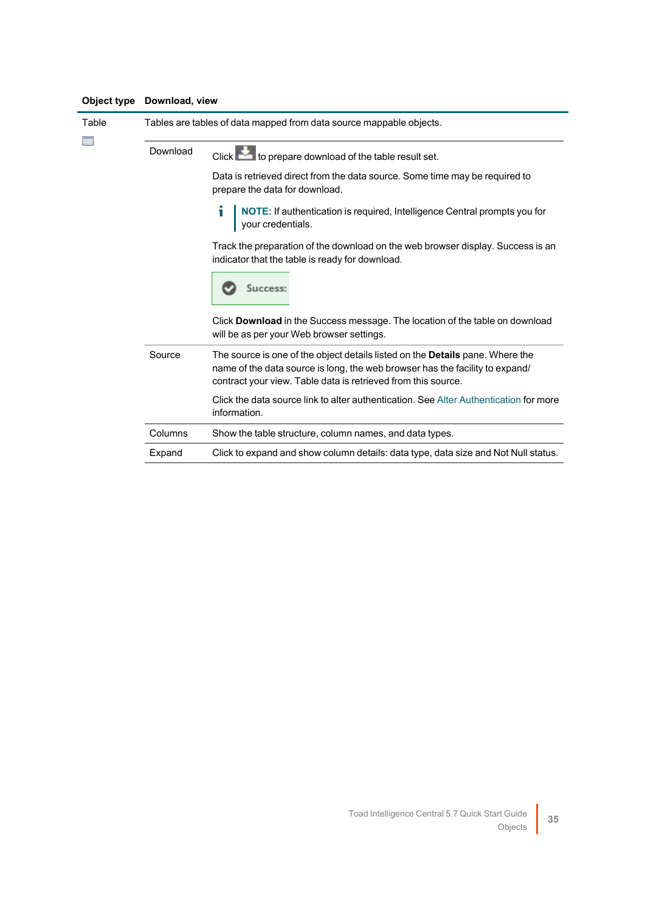| Object type | Download, view | |
|---|---|---|
| Table | Tables are tables of data mapped from data source mappable objects. | |
| | Download | Click to prepare download of the table result set.<br><br>Data is retrieved direct from the data source. Some time may be required to prepare the data for download.<br><br>**NOTE:** If authentication is required, Intelligence Central prompts you for your credentials.<br><br>Track the preparation of the download on the web browser display. Success is an indicator that the table is ready for download.<br><br>Success:<br><br>Click **Download** in the Success message. The location of the table on download will be as per your Web browser settings. |
| | Source | The source is one of the object details listed on the **Details** pane. Where the name of the data source is long, the web browser has the facility to expand/ contract your view. Table data is retrieved from this source.<br><br>Click the data source link to alter authentication. See Alter Authentication for more information. |
| | Columns | Show the table structure, column names, and data types. |
| | Expand | Click to expand and show column details: data type, data size and Not Null status. |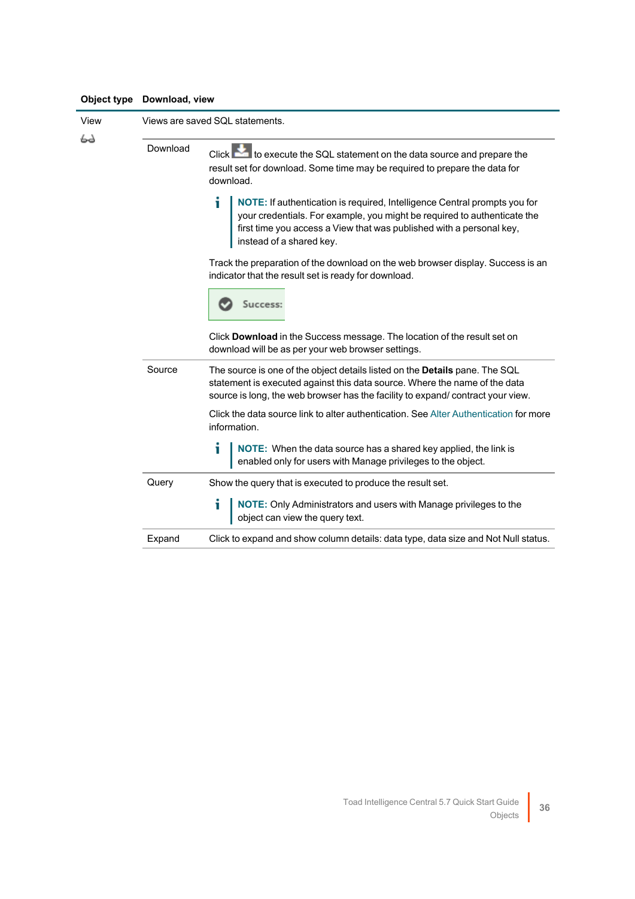| Object type | Download, view | |
|---|---|---|
| View | Views are saved SQL statements. | |
| | Download | Click [download icon] to execute the SQL statement on the data source and prepare the result set for download. Some time may be required to prepare the data for download.<br><br>**NOTE:** If authentication is required, Intelligence Central prompts you for your credentials. For example, you might be required to authenticate the first time you access a View that was published with a personal key, instead of a shared key.<br><br>Track the preparation of the download on the web browser display. Success is an indicator that the result set is ready for download.<br><br>Success:<br><br>Click **Download** in the Success message. The location of the result set on download will be as per your web browser settings. |
| | Source | The source is one of the object details listed on the **Details** pane. The SQL statement is executed against this data source. Where the name of the data source is long, the web browser has the facility to expand/ contract your view.<br><br>Click the data source link to alter authentication. See Alter Authentication for more information.<br><br>**NOTE:** When the data source has a shared key applied, the link is enabled only for users with Manage privileges to the object. |
| | Query | Show the query that is executed to produce the result set.<br><br>**NOTE:** Only Administrators and users with Manage privileges to the object can view the query text. |
| | Expand | Click to expand and show column details: data type, data size and Not Null status. |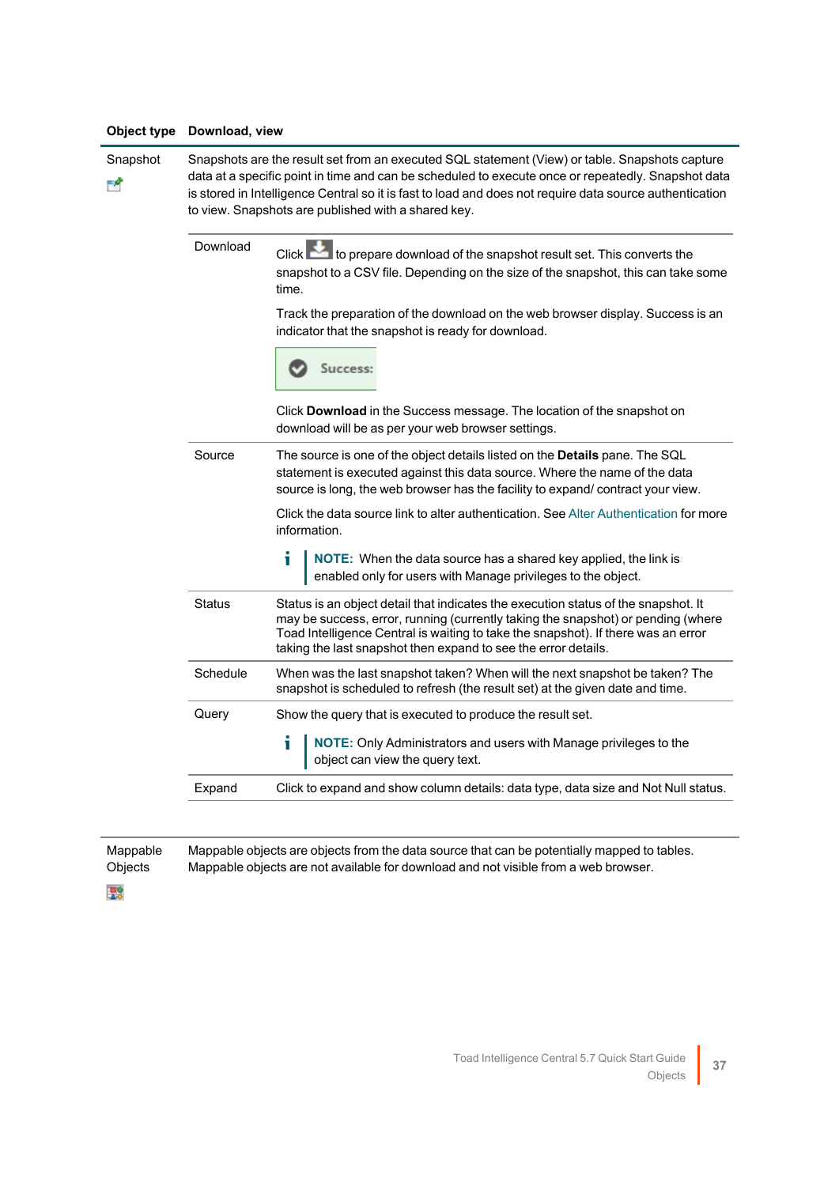| Object type | Download, view |
|---|---|
| Snapshot | Snapshots are the result set from an executed SQL statement (View) or table. Snapshots capture data at a specific point in time and can be scheduled to execute once or repeatedly. Snapshot data is stored in Intelligence Central so it is fast to load and does not require data source authentication to view. Snapshots are published with a shared key. |

| | |
|---|---|
| Download | Click to prepare download of the snapshot result set. This converts the snapshot to a CSV file. Depending on the size of the snapshot, this can take some time.<br><br>Track the preparation of the download on the web browser display. Success is an indicator that the snapshot is ready for download.<br><br>Success:<br><br>Click **Download** in the Success message. The location of the snapshot on download will be as per your web browser settings. |
| Source | The source is one of the object details listed on the **Details** pane. The SQL statement is executed against this data source. Where the name of the data source is long, the web browser has the facility to expand/ contract your view.<br><br>Click the data source link to alter authentication. See Alter Authentication for more information.<br><br>**NOTE:** When the data source has a shared key applied, the link is enabled only for users with Manage privileges to the object. |
| Status | Status is an object detail that indicates the execution status of the snapshot. It may be success, error, running (currently taking the snapshot) or pending (where Toad Intelligence Central is waiting to take the snapshot). If there was an error taking the last snapshot then expand to see the error details. |
| Schedule | When was the last snapshot taken? When will the next snapshot be taken? The snapshot is scheduled to refresh (the result set) at the given date and time. |
| Query | Show the query that is executed to produce the result set.<br><br>**NOTE:** Only Administrators and users with Manage privileges to the object can view the query text. |
| Expand | Click to expand and show column details: data type, data size and Not Null status. |

| | |
|---|---|
| Mappable Objects | Mappable objects are objects from the data source that can be potentially mapped to tables. Mappable objects are not available for download and not visible from a web browser. |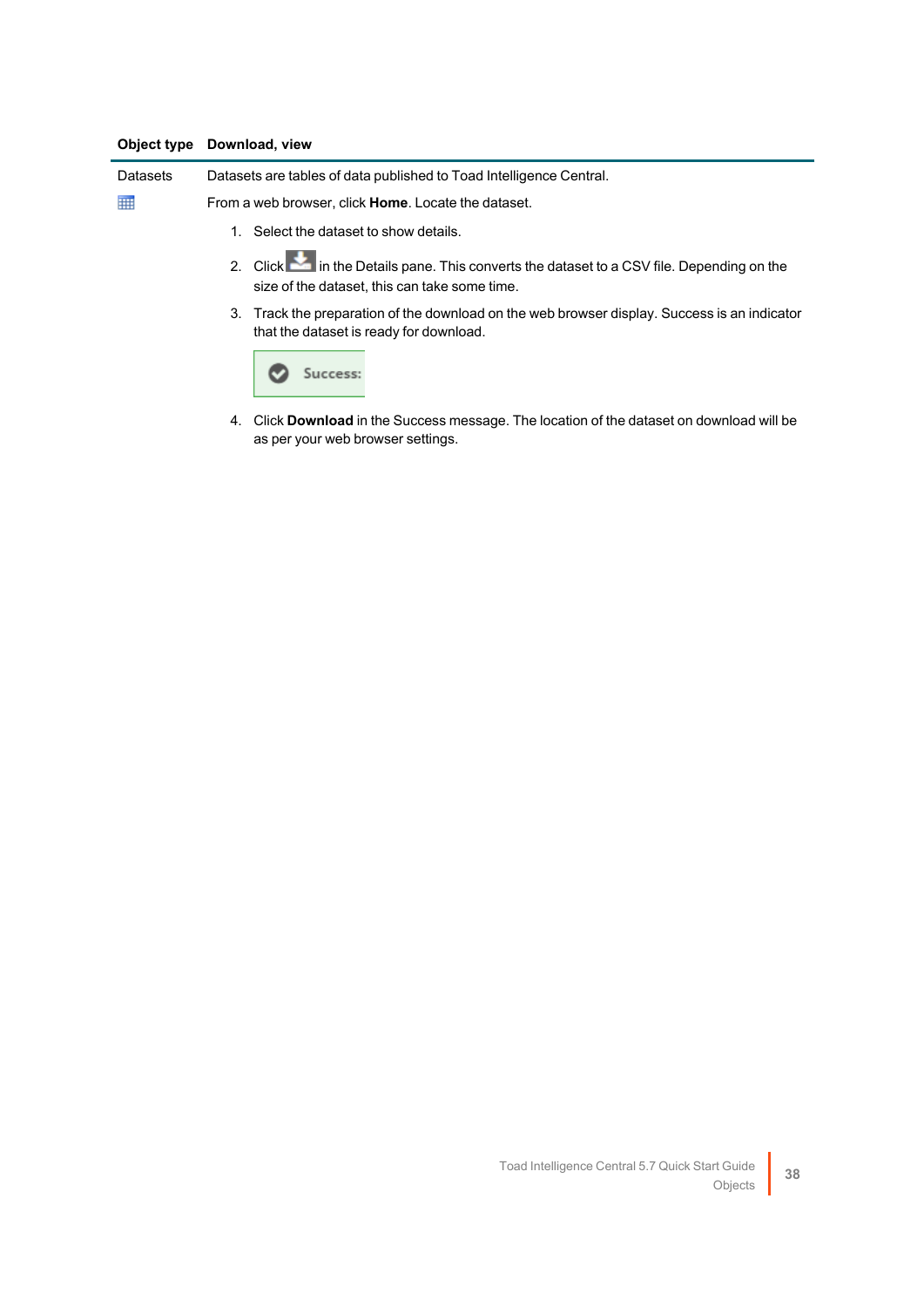| Object type | Download, view |
|---|---|
| Datasets | Datasets are tables of data published to Toad Intelligence Central.<br><br>From a web browser, click **Home**. Locate the dataset.<br><br>1. Select the dataset to show details.<br>2. Click in the Details pane. This converts the dataset to a CSV file. Depending on the size of the dataset, this can take some time.<br>3. Track the preparation of the download on the web browser display. Success is an indicator that the dataset is ready for download.<br><br>Success:<br><br>4. Click **Download** in the Success message. The location of the dataset on download will be as per your web browser settings. |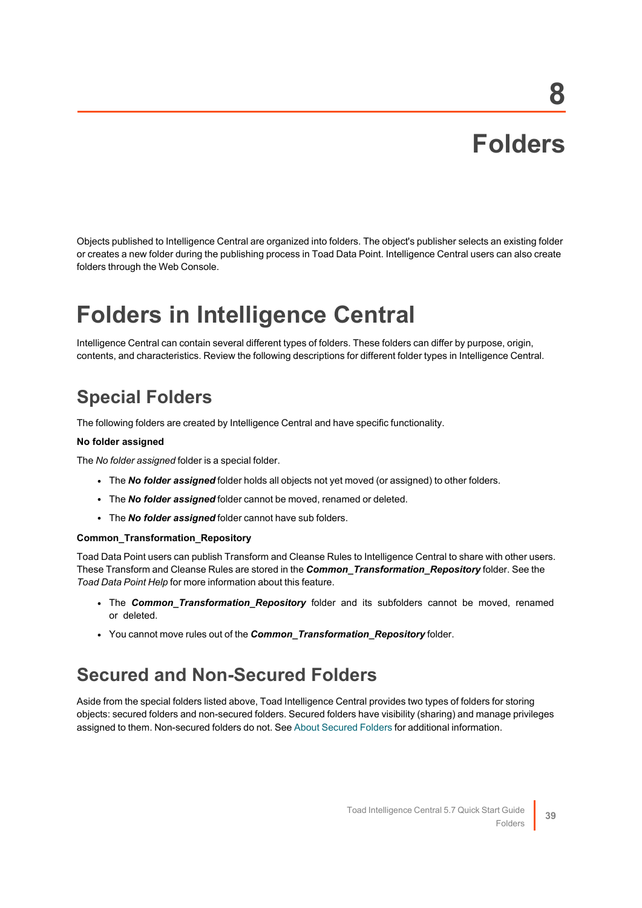# 8 Folders

Objects published to Intelligence Central are organized into folders. The object's publisher selects an existing folder or creates a new folder during the publishing process in Toad Data Point. Intelligence Central users can also create folders through the Web Console.

# Folders in Intelligence Central

Intelligence Central can contain several different types of folders. These folders can differ by purpose, origin, contents, and characteristics. Review the following descriptions for different folder types in Intelligence Central.

## Special Folders

The following folders are created by Intelligence Central and have specific functionality.

**No folder assigned**

The *No folder assigned* folder is a special folder.

- The ***No folder assigned*** folder holds all objects not yet moved (or assigned) to other folders.
- The ***No folder assigned*** folder cannot be moved, renamed or deleted.
- The ***No folder assigned*** folder cannot have sub folders.

**Common_Transformation_Repository**

Toad Data Point users can publish Transform and Cleanse Rules to Intelligence Central to share with other users. These Transform and Cleanse Rules are stored in the ***Common_Transformation_Repository*** folder. See the *Toad Data Point Help* for more information about this feature.

- The ***Common_Transformation_Repository*** folder and its subfolders cannot be moved, renamed or deleted.
- You cannot move rules out of the ***Common_Transformation_Repository*** folder.

## Secured and Non-Secured Folders

Aside from the special folders listed above, Toad Intelligence Central provides two types of folders for storing objects: secured folders and non-secured folders. Secured folders have visibility (sharing) and manage privileges assigned to them. Non-secured folders do not. See About Secured Folders for additional information.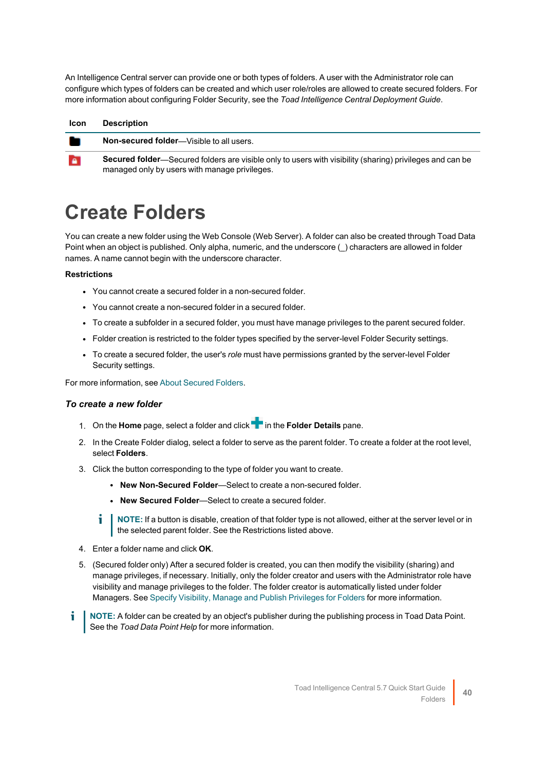An Intelligence Central server can provide one or both types of folders. A user with the Administrator role can configure which types of folders can be created and which user role/roles are allowed to create secured folders. For more information about configuring Folder Security, see the *Toad Intelligence Central Deployment Guide*.

| Icon | Description |
|---|---|
| | **Non-secured folder**—Visible to all users. |
| | **Secured folder**—Secured folders are visible only to users with visibility (sharing) privileges and can be managed only by users with manage privileges. |

# Create Folders

You can create a new folder using the Web Console (Web Server). A folder can also be created through Toad Data Point when an object is published. Only alpha, numeric, and the underscore (_) characters are allowed in folder names. A name cannot begin with the underscore character.

**Restrictions**

- You cannot create a secured folder in a non-secured folder.
- You cannot create a non-secured folder in a secured folder.
- To create a subfolder in a secured folder, you must have manage privileges to the parent secured folder.
- Folder creation is restricted to the folder types specified by the server-level Folder Security settings.
- To create a secured folder, the user's *role* must have permissions granted by the server-level Folder Security settings.

For more information, see About Secured Folders.

### *To create a new folder*

1. On the **Home** page, select a folder and click  in the **Folder Details** pane.
2. In the Create Folder dialog, select a folder to serve as the parent folder. To create a folder at the root level, select **Folders**.
3. Click the button corresponding to the type of folder you want to create.
   - **New Non-Secured Folder**—Select to create a non-secured folder.
   - **New Secured Folder**—Select to create a secured folder.

   **NOTE:** If a button is disable, creation of that folder type is not allowed, either at the server level or in the selected parent folder. See the Restrictions listed above.
4. Enter a folder name and click **OK**.
5. (Secured folder only) After a secured folder is created, you can then modify the visibility (sharing) and manage privileges, if necessary. Initially, only the folder creator and users with the Administrator role have visibility and manage privileges to the folder. The folder creator is automatically listed under folder Managers. See Specify Visibility, Manage and Publish Privileges for Folders for more information.

**NOTE:** A folder can be created by an object's publisher during the publishing process in Toad Data Point. See the *Toad Data Point Help* for more information.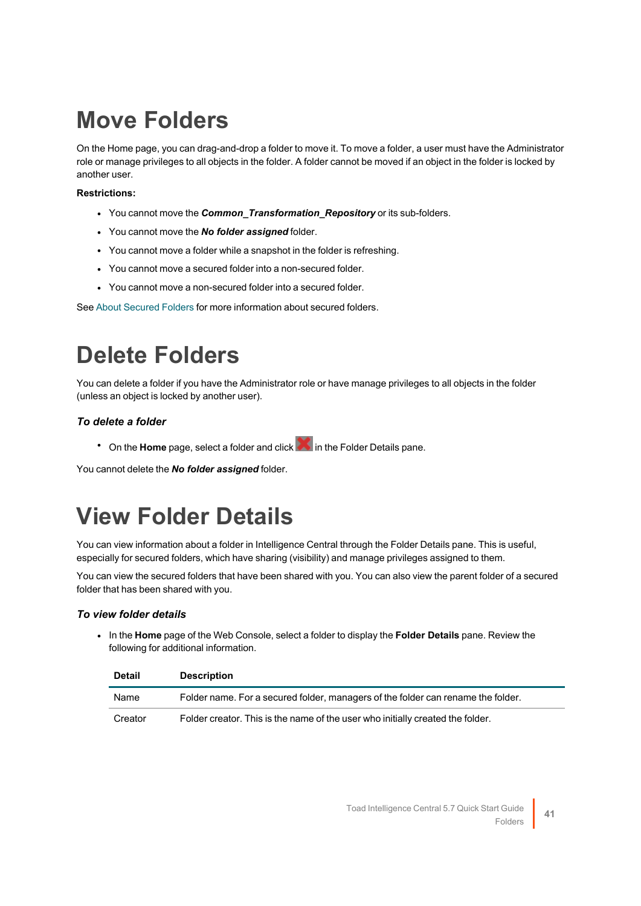# Move Folders

On the Home page, you can drag-and-drop a folder to move it. To move a folder, a user must have the Administrator role or manage privileges to all objects in the folder. A folder cannot be moved if an object in the folder is locked by another user.

**Restrictions:**

- You cannot move the ***Common_Transformation_Repository*** or its sub-folders.
- You cannot move the ***No folder assigned*** folder.
- You cannot move a folder while a snapshot in the folder is refreshing.
- You cannot move a secured folder into a non-secured folder.
- You cannot move a non-secured folder into a secured folder.

See About Secured Folders for more information about secured folders.

# Delete Folders

You can delete a folder if you have the Administrator role or have manage privileges to all objects in the folder (unless an object is locked by another user).

### *To delete a folder*

- On the **Home** page, select a folder and click ✖ in the Folder Details pane.

You cannot delete the ***No folder assigned*** folder.

# View Folder Details

You can view information about a folder in Intelligence Central through the Folder Details pane. This is useful, especially for secured folders, which have sharing (visibility) and manage privileges assigned to them.

You can view the secured folders that have been shared with you. You can also view the parent folder of a secured folder that has been shared with you.

### *To view folder details*

- In the **Home** page of the Web Console, select a folder to display the **Folder Details** pane. Review the following for additional information.

| Detail | Description |
| --- | --- |
| Name | Folder name. For a secured folder, managers of the folder can rename the folder. |
| Creator | Folder creator. This is the name of the user who initially created the folder. |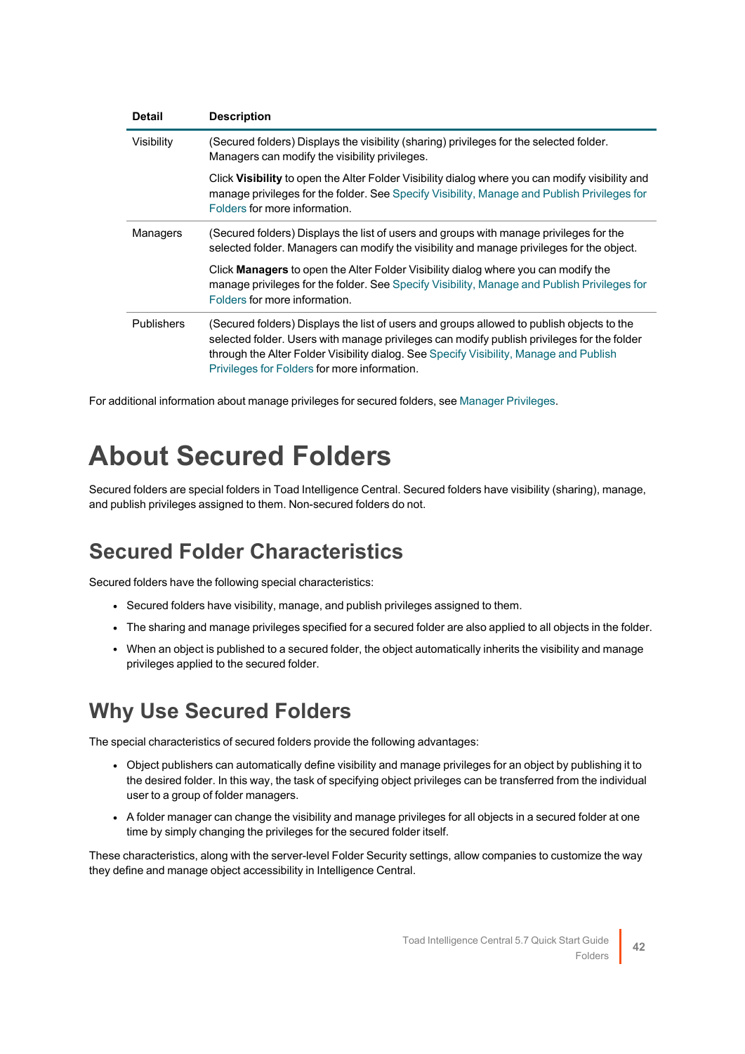| Detail | Description |
| --- | --- |
| Visibility | (Secured folders) Displays the visibility (sharing) privileges for the selected folder. Managers can modify the visibility privileges.<br><br>Click **Visibility** to open the Alter Folder Visibility dialog where you can modify visibility and manage privileges for the folder. See Specify Visibility, Manage and Publish Privileges for Folders for more information. |
| Managers | (Secured folders) Displays the list of users and groups with manage privileges for the selected folder. Managers can modify the visibility and manage privileges for the object.<br><br>Click **Managers** to open the Alter Folder Visibility dialog where you can modify the manage privileges for the folder. See Specify Visibility, Manage and Publish Privileges for Folders for more information. |
| Publishers | (Secured folders) Displays the list of users and groups allowed to publish objects to the selected folder. Users with manage privileges can modify publish privileges for the folder through the Alter Folder Visibility dialog. See Specify Visibility, Manage and Publish Privileges for Folders for more information. |

For additional information about manage privileges for secured folders, see Manager Privileges.

# About Secured Folders

Secured folders are special folders in Toad Intelligence Central. Secured folders have visibility (sharing), manage, and publish privileges assigned to them. Non-secured folders do not.

## Secured Folder Characteristics

Secured folders have the following special characteristics:

- Secured folders have visibility, manage, and publish privileges assigned to them.
- The sharing and manage privileges specified for a secured folder are also applied to all objects in the folder.
- When an object is published to a secured folder, the object automatically inherits the visibility and manage privileges applied to the secured folder.

## Why Use Secured Folders

The special characteristics of secured folders provide the following advantages:

- Object publishers can automatically define visibility and manage privileges for an object by publishing it to the desired folder. In this way, the task of specifying object privileges can be transferred from the individual user to a group of folder managers.
- A folder manager can change the visibility and manage privileges for all objects in a secured folder at one time by simply changing the privileges for the secured folder itself.

These characteristics, along with the server-level Folder Security settings, allow companies to customize the way they define and manage object accessibility in Intelligence Central.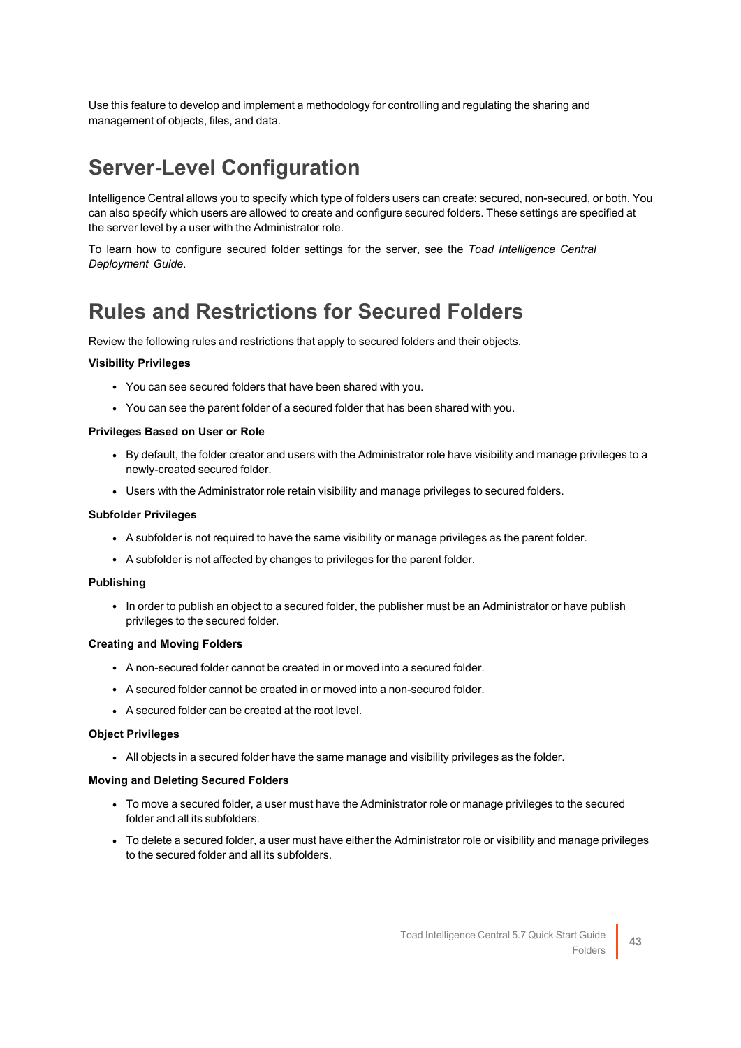Use this feature to develop and implement a methodology for controlling and regulating the sharing and management of objects, files, and data.

## Server-Level Configuration

Intelligence Central allows you to specify which type of folders users can create: secured, non-secured, or both. You can also specify which users are allowed to create and configure secured folders. These settings are specified at the server level by a user with the Administrator role.

To learn how to configure secured folder settings for the server, see the *Toad Intelligence Central Deployment Guide*.

## Rules and Restrictions for Secured Folders

Review the following rules and restrictions that apply to secured folders and their objects.

**Visibility Privileges**

- You can see secured folders that have been shared with you.
- You can see the parent folder of a secured folder that has been shared with you.

**Privileges Based on User or Role**

- By default, the folder creator and users with the Administrator role have visibility and manage privileges to a newly-created secured folder.
- Users with the Administrator role retain visibility and manage privileges to secured folders.

**Subfolder Privileges**

- A subfolder is not required to have the same visibility or manage privileges as the parent folder.
- A subfolder is not affected by changes to privileges for the parent folder.

**Publishing**

- In order to publish an object to a secured folder, the publisher must be an Administrator or have publish privileges to the secured folder.

**Creating and Moving Folders**

- A non-secured folder cannot be created in or moved into a secured folder.
- A secured folder cannot be created in or moved into a non-secured folder.
- A secured folder can be created at the root level.

**Object Privileges**

- All objects in a secured folder have the same manage and visibility privileges as the folder.

**Moving and Deleting Secured Folders**

- To move a secured folder, a user must have the Administrator role or manage privileges to the secured folder and all its subfolders.
- To delete a secured folder, a user must have either the Administrator role or visibility and manage privileges to the secured folder and all its subfolders.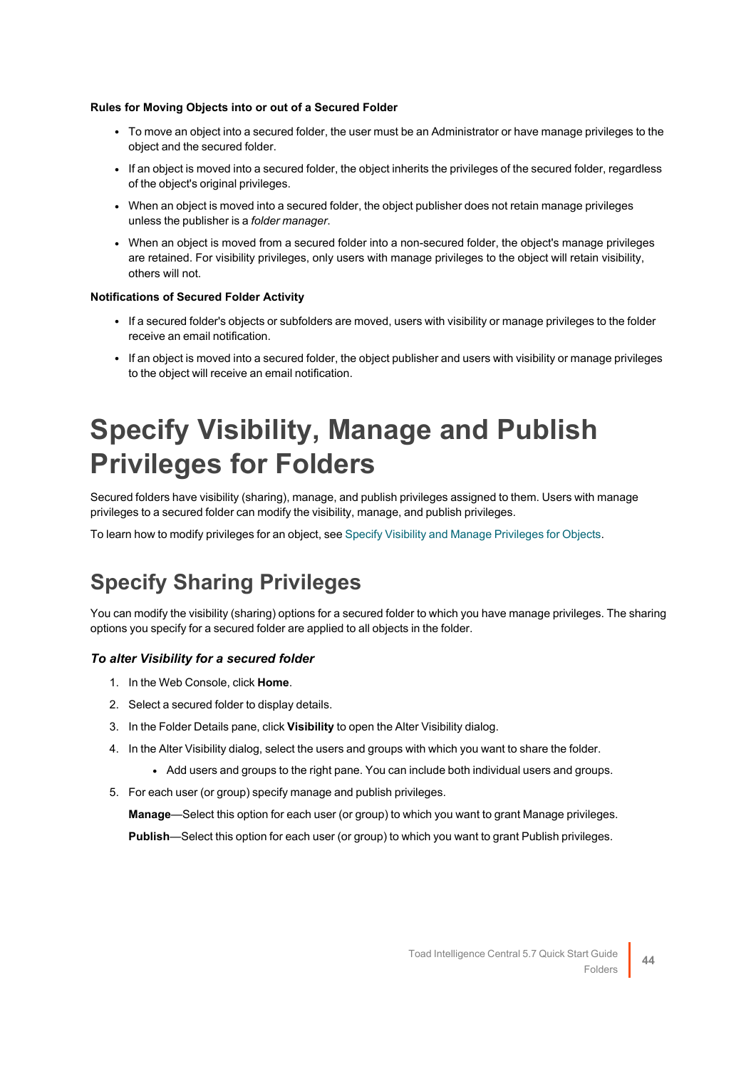**Rules for Moving Objects into or out of a Secured Folder**

- To move an object into a secured folder, the user must be an Administrator or have manage privileges to the object and the secured folder.
- If an object is moved into a secured folder, the object inherits the privileges of the secured folder, regardless of the object's original privileges.
- When an object is moved into a secured folder, the object publisher does not retain manage privileges unless the publisher is a *folder manager*.
- When an object is moved from a secured folder into a non-secured folder, the object's manage privileges are retained. For visibility privileges, only users with manage privileges to the object will retain visibility, others will not.

**Notifications of Secured Folder Activity**

- If a secured folder's objects or subfolders are moved, users with visibility or manage privileges to the folder receive an email notification.
- If an object is moved into a secured folder, the object publisher and users with visibility or manage privileges to the object will receive an email notification.

# Specify Visibility, Manage and Publish Privileges for Folders

Secured folders have visibility (sharing), manage, and publish privileges assigned to them. Users with manage privileges to a secured folder can modify the visibility, manage, and publish privileges.

To learn how to modify privileges for an object, see Specify Visibility and Manage Privileges for Objects.

## Specify Sharing Privileges

You can modify the visibility (sharing) options for a secured folder to which you have manage privileges. The sharing options you specify for a secured folder are applied to all objects in the folder.

### *To alter Visibility for a secured folder*

1. In the Web Console, click **Home**.
2. Select a secured folder to display details.
3. In the Folder Details pane, click **Visibility** to open the Alter Visibility dialog.
4. In the Alter Visibility dialog, select the users and groups with which you want to share the folder.
   - Add users and groups to the right pane. You can include both individual users and groups.
5. For each user (or group) specify manage and publish privileges.

   **Manage**—Select this option for each user (or group) to which you want to grant Manage privileges.

   **Publish**—Select this option for each user (or group) to which you want to grant Publish privileges.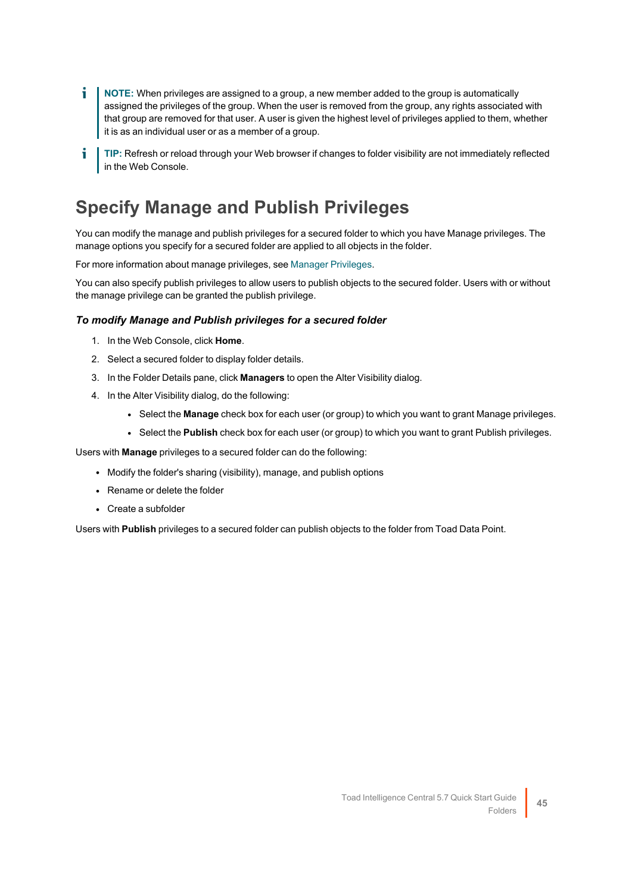**NOTE:** When privileges are assigned to a group, a new member added to the group is automatically assigned the privileges of the group. When the user is removed from the group, any rights associated with that group are removed for that user. A user is given the highest level of privileges applied to them, whether it is as an individual user or as a member of a group.

**TIP:** Refresh or reload through your Web browser if changes to folder visibility are not immediately reflected in the Web Console.

# Specify Manage and Publish Privileges

You can modify the manage and publish privileges for a secured folder to which you have Manage privileges. The manage options you specify for a secured folder are applied to all objects in the folder.

For more information about manage privileges, see Manager Privileges.

You can also specify publish privileges to allow users to publish objects to the secured folder. Users with or without the manage privilege can be granted the publish privilege.

### *To modify Manage and Publish privileges for a secured folder*

1. In the Web Console, click **Home**.
2. Select a secured folder to display folder details.
3. In the Folder Details pane, click **Managers** to open the Alter Visibility dialog.
4. In the Alter Visibility dialog, do the following:
   - Select the **Manage** check box for each user (or group) to which you want to grant Manage privileges.
   - Select the **Publish** check box for each user (or group) to which you want to grant Publish privileges.

Users with **Manage** privileges to a secured folder can do the following:

- Modify the folder's sharing (visibility), manage, and publish options
- Rename or delete the folder
- Create a subfolder

Users with **Publish** privileges to a secured folder can publish objects to the folder from Toad Data Point.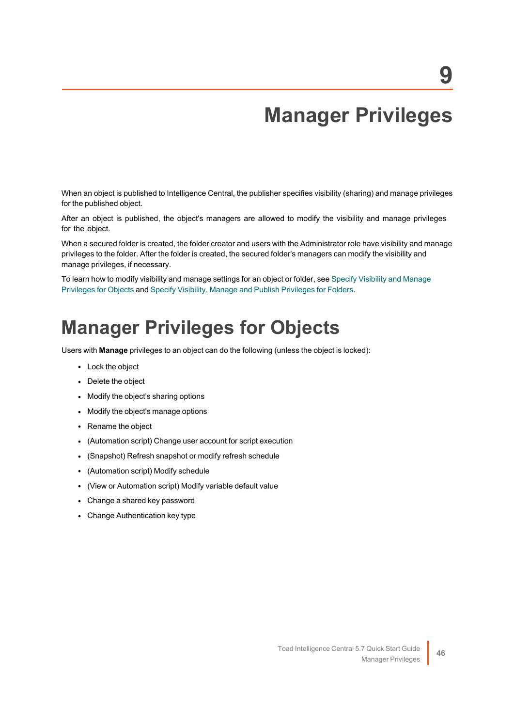# 9 Manager Privileges

When an object is published to Intelligence Central, the publisher specifies visibility (sharing) and manage privileges for the published object.

After an object is published, the object's managers are allowed to modify the visibility and manage privileges for the object.

When a secured folder is created, the folder creator and users with the Administrator role have visibility and manage privileges to the folder. After the folder is created, the secured folder's managers can modify the visibility and manage privileges, if necessary.

To learn how to modify visibility and manage settings for an object or folder, see Specify Visibility and Manage Privileges for Objects and Specify Visibility, Manage and Publish Privileges for Folders.

## Manager Privileges for Objects

Users with **Manage** privileges to an object can do the following (unless the object is locked):

- Lock the object
- Delete the object
- Modify the object's sharing options
- Modify the object's manage options
- Rename the object
- (Automation script) Change user account for script execution
- (Snapshot) Refresh snapshot or modify refresh schedule
- (Automation script) Modify schedule
- (View or Automation script) Modify variable default value
- Change a shared key password
- Change Authentication key type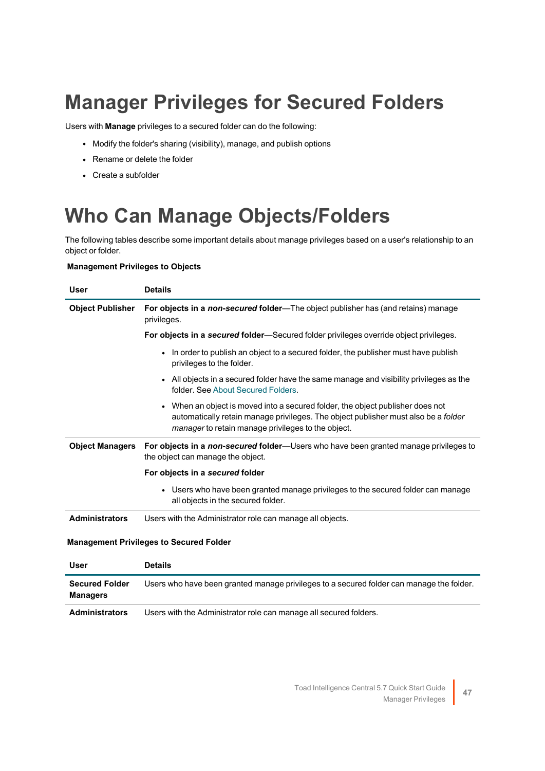# Manager Privileges for Secured Folders

Users with **Manage** privileges to a secured folder can do the following:

- Modify the folder's sharing (visibility), manage, and publish options
- Rename or delete the folder
- Create a subfolder

# Who Can Manage Objects/Folders

The following tables describe some important details about manage privileges based on a user's relationship to an object or folder.

**Management Privileges to Objects**

| User | Details |
|---|---|
| **Object Publisher** | **For objects in a *non-secured* folder**—The object publisher has (and retains) manage privileges.<br><br>**For objects in a *secured* folder**—Secured folder privileges override object privileges.<br><br>• In order to publish an object to a secured folder, the publisher must have publish privileges to the folder.<br>• All objects in a secured folder have the same manage and visibility privileges as the folder. See About Secured Folders.<br>• When an object is moved into a secured folder, the object publisher does not automatically retain manage privileges. The object publisher must also be a *folder manager* to retain manage privileges to the object. |
| **Object Managers** | **For objects in a *non-secured* folder**—Users who have been granted manage privileges to the object can manage the object.<br><br>**For objects in a *secured* folder**<br><br>• Users who have been granted manage privileges to the secured folder can manage all objects in the secured folder. |
| **Administrators** | Users with the Administrator role can manage all objects. |

**Management Privileges to Secured Folder**

| User | Details |
|---|---|
| **Secured Folder Managers** | Users who have been granted manage privileges to a secured folder can manage the folder. |
| **Administrators** | Users with the Administrator role can manage all secured folders. |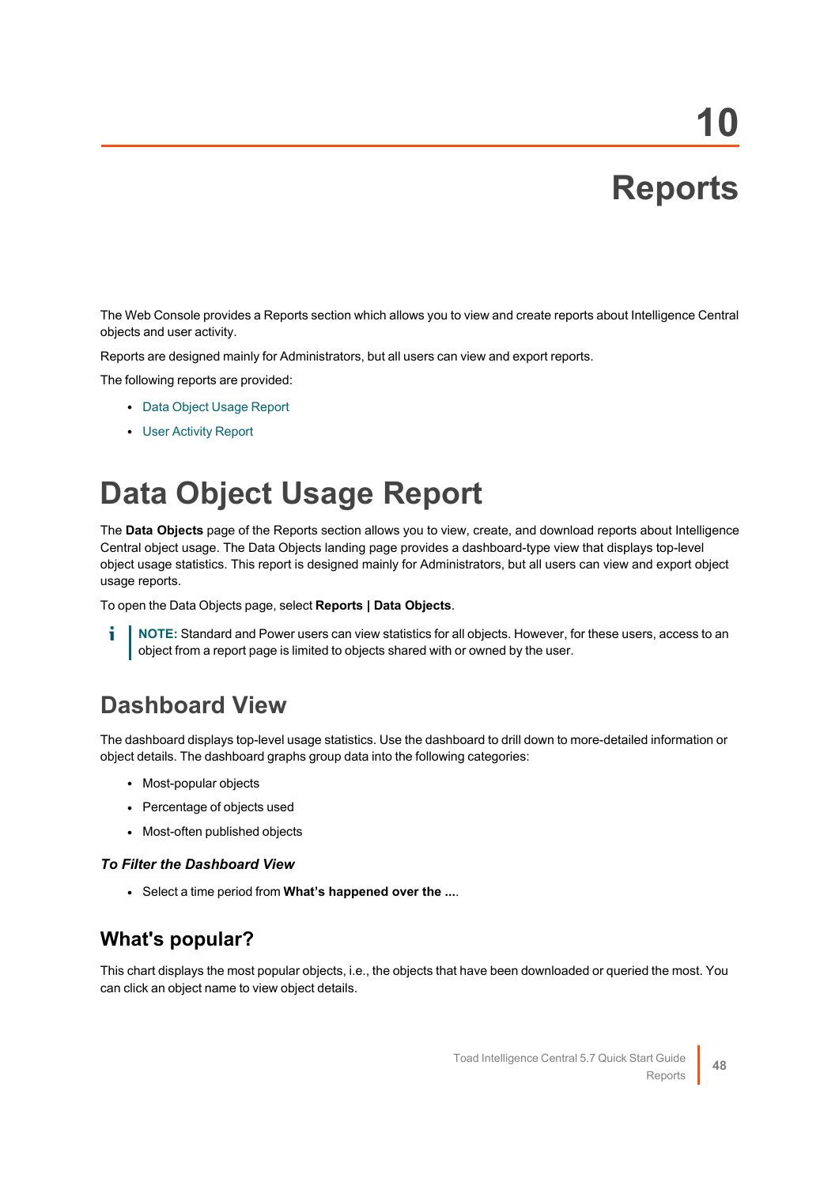# 10

# Reports

The Web Console provides a Reports section which allows you to view and create reports about Intelligence Central objects and user activity.

Reports are designed mainly for Administrators, but all users can view and export reports.

The following reports are provided:

- Data Object Usage Report
- User Activity Report

# Data Object Usage Report

The **Data Objects** page of the Reports section allows you to view, create, and download reports about Intelligence Central object usage. The Data Objects landing page provides a dashboard-type view that displays top-level object usage statistics. This report is designed mainly for Administrators, but all users can view and export object usage reports.

To open the Data Objects page, select **Reports | Data Objects**.

> **NOTE:** Standard and Power users can view statistics for all objects. However, for these users, access to an object from a report page is limited to objects shared with or owned by the user.

## Dashboard View

The dashboard displays top-level usage statistics. Use the dashboard to drill down to more-detailed information or object details. The dashboard graphs group data into the following categories:

- Most-popular objects
- Percentage of objects used
- Most-often published objects

#### *To Filter the Dashboard View*

- Select a time period from **What's happened over the ...**.

### What's popular?

This chart displays the most popular objects, i.e., the objects that have been downloaded or queried the most. You can click an object name to view object details.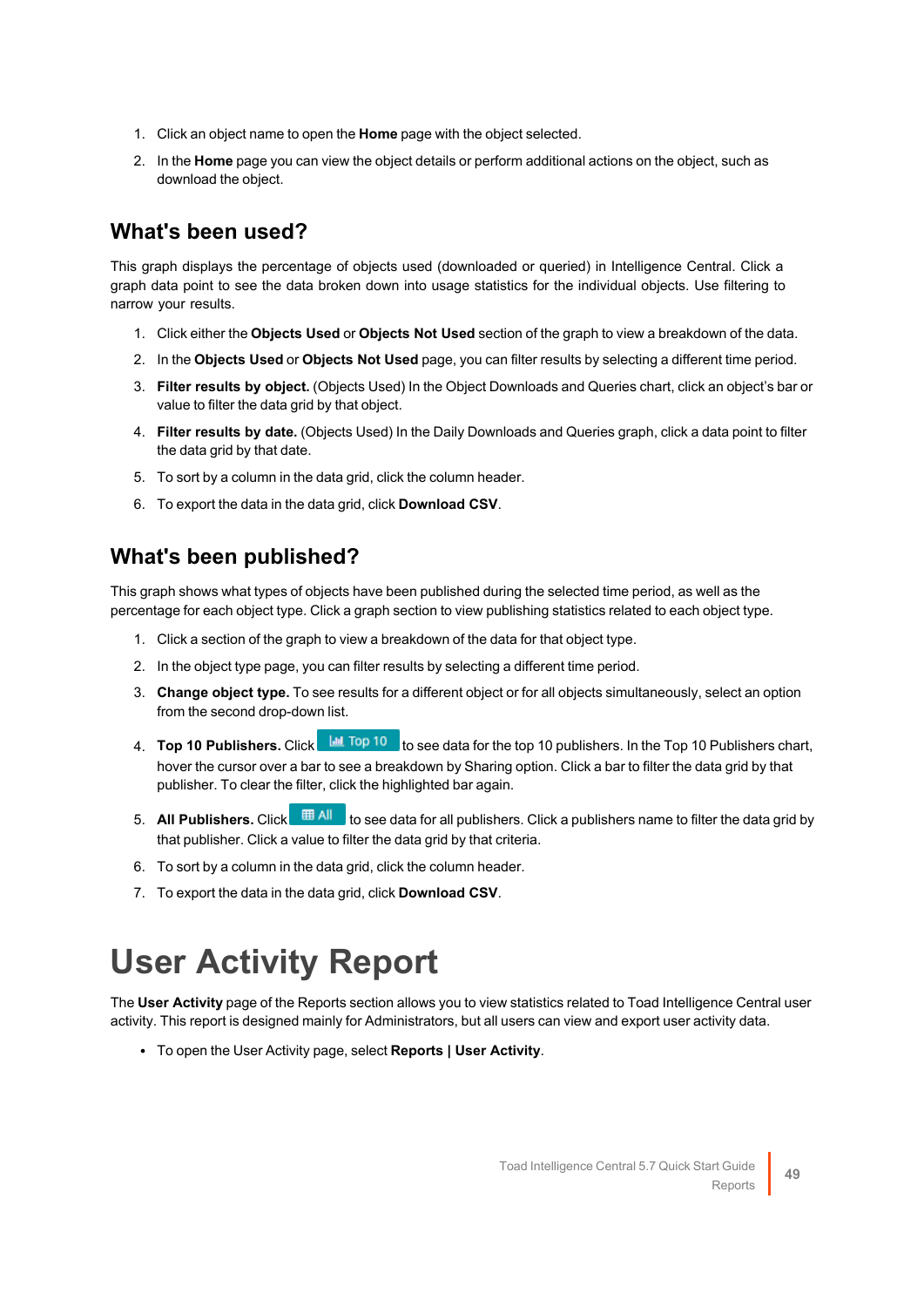1. Click an object name to open the **Home** page with the object selected.
2. In the **Home** page you can view the object details or perform additional actions on the object, such as download the object.

## What's been used?

This graph displays the percentage of objects used (downloaded or queried) in Intelligence Central. Click a graph data point to see the data broken down into usage statistics for the individual objects. Use filtering to narrow your results.

1. Click either the **Objects Used** or **Objects Not Used** section of the graph to view a breakdown of the data.
2. In the **Objects Used** or **Objects Not Used** page, you can filter results by selecting a different time period.
3. **Filter results by object.** (Objects Used) In the Object Downloads and Queries chart, click an object's bar or value to filter the data grid by that object.
4. **Filter results by date.** (Objects Used) In the Daily Downloads and Queries graph, click a data point to filter the data grid by that date.
5. To sort by a column in the data grid, click the column header.
6. To export the data in the data grid, click **Download CSV**.

## What's been published?

This graph shows what types of objects have been published during the selected time period, as well as the percentage for each object type. Click a graph section to view publishing statistics related to each object type.

1. Click a section of the graph to view a breakdown of the data for that object type.
2. In the object type page, you can filter results by selecting a different time period.
3. **Change object type.** To see results for a different object or for all objects simultaneously, select an option from the second drop-down list.
4. **Top 10 Publishers.** Click Top 10 to see data for the top 10 publishers. In the Top 10 Publishers chart, hover the cursor over a bar to see a breakdown by Sharing option. Click a bar to filter the data grid by that publisher. To clear the filter, click the highlighted bar again.
5. **All Publishers.** Click All to see data for all publishers. Click a publishers name to filter the data grid by that publisher. Click a value to filter the data grid by that criteria.
6. To sort by a column in the data grid, click the column header.
7. To export the data in the data grid, click **Download CSV**.

# User Activity Report

The **User Activity** page of the Reports section allows you to view statistics related to Toad Intelligence Central user activity. This report is designed mainly for Administrators, but all users can view and export user activity data.

- To open the User Activity page, select **Reports | User Activity**.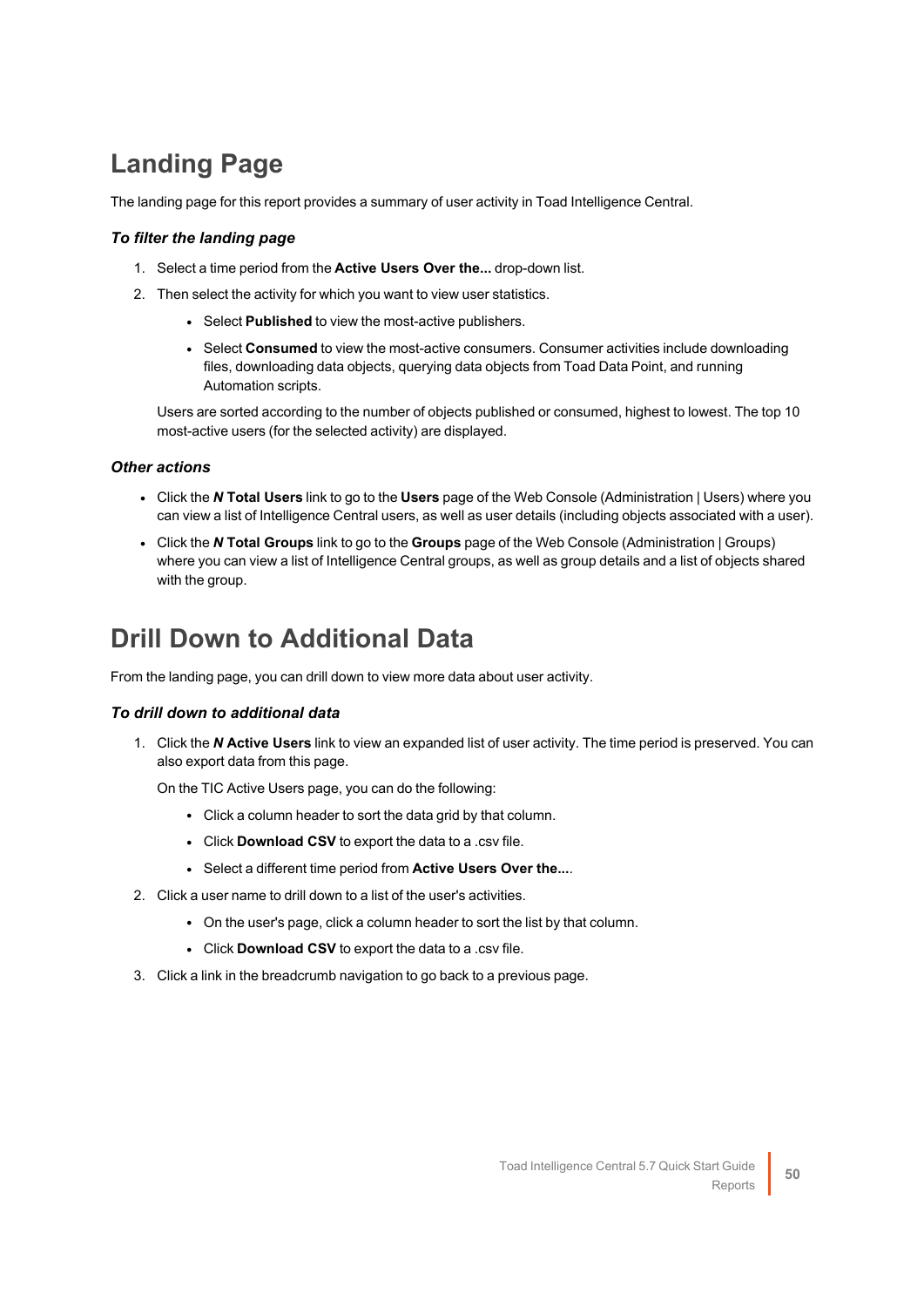# Landing Page

The landing page for this report provides a summary of user activity in Toad Intelligence Central.

### *To filter the landing page*

1. Select a time period from the **Active Users Over the...** drop-down list.
2. Then select the activity for which you want to view user statistics.
   - Select **Published** to view the most-active publishers.
   - Select **Consumed** to view the most-active consumers. Consumer activities include downloading files, downloading data objects, querying data objects from Toad Data Point, and running Automation scripts.

   Users are sorted according to the number of objects published or consumed, highest to lowest. The top 10 most-active users (for the selected activity) are displayed.

### *Other actions*

- Click the ***N* Total Users** link to go to the **Users** page of the Web Console (Administration | Users) where you can view a list of Intelligence Central users, as well as user details (including objects associated with a user).
- Click the ***N* Total Groups** link to go to the **Groups** page of the Web Console (Administration | Groups) where you can view a list of Intelligence Central groups, as well as group details and a list of objects shared with the group.

# Drill Down to Additional Data

From the landing page, you can drill down to view more data about user activity.

### *To drill down to additional data*

1. Click the ***N* Active Users** link to view an expanded list of user activity. The time period is preserved. You can also export data from this page.

   On the TIC Active Users page, you can do the following:
   - Click a column header to sort the data grid by that column.
   - Click **Download CSV** to export the data to a .csv file.
   - Select a different time period from **Active Users Over the...**.
2. Click a user name to drill down to a list of the user's activities.
   - On the user's page, click a column header to sort the list by that column.
   - Click **Download CSV** to export the data to a .csv file.
3. Click a link in the breadcrumb navigation to go back to a previous page.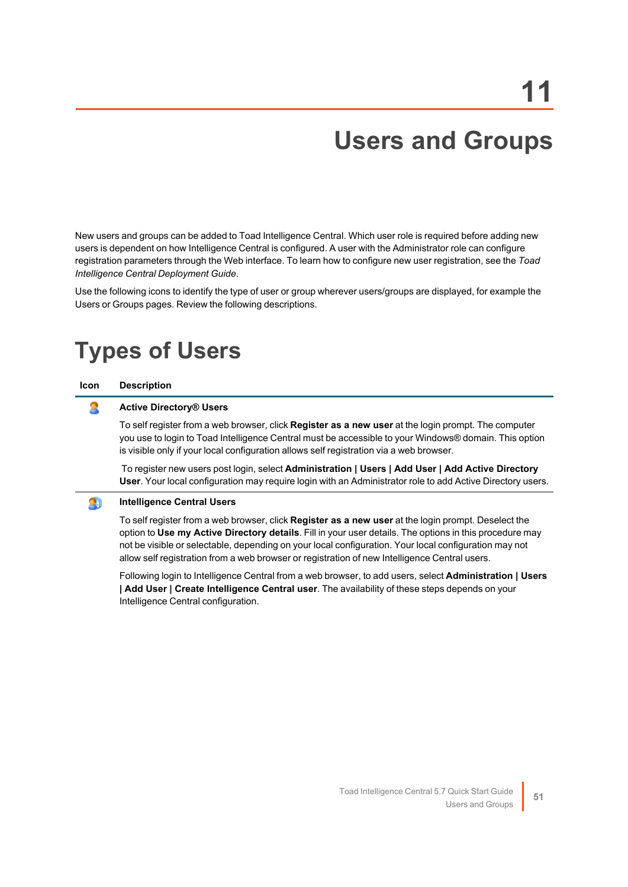# 11

# Users and Groups

New users and groups can be added to Toad Intelligence Central. Which user role is required before adding new users is dependent on how Intelligence Central is configured. A user with the Administrator role can configure registration parameters through the Web interface. To learn how to configure new user registration, see the *Toad Intelligence Central Deployment Guide*.

Use the following icons to identify the type of user or group wherever users/groups are displayed, for example the Users or Groups pages. Review the following descriptions.

## Types of Users

| Icon | Description |
|---|---|
| | **Active Directory® Users**<br><br>To self register from a web browser, click **Register as a new user** at the login prompt. The computer you use to login to Toad Intelligence Central must be accessible to your Windows® domain. This option is visible only if your local configuration allows self registration via a web browser.<br><br>To register new users post login, select **Administration \| Users \| Add User \| Add Active Directory User**. Your local configuration may require login with an Administrator role to add Active Directory users. |
| | **Intelligence Central Users**<br><br>To self register from a web browser, click **Register as a new user** at the login prompt. Deselect the option to **Use my Active Directory details**. Fill in your user details. The options in this procedure may not be visible or selectable, depending on your local configuration. Your local configuration may not allow self registration from a web browser or registration of new Intelligence Central users.<br><br>Following login to Intelligence Central from a web browser, to add users, select **Administration \| Users \| Add User \| Create Intelligence Central user**. The availability of these steps depends on your Intelligence Central configuration. |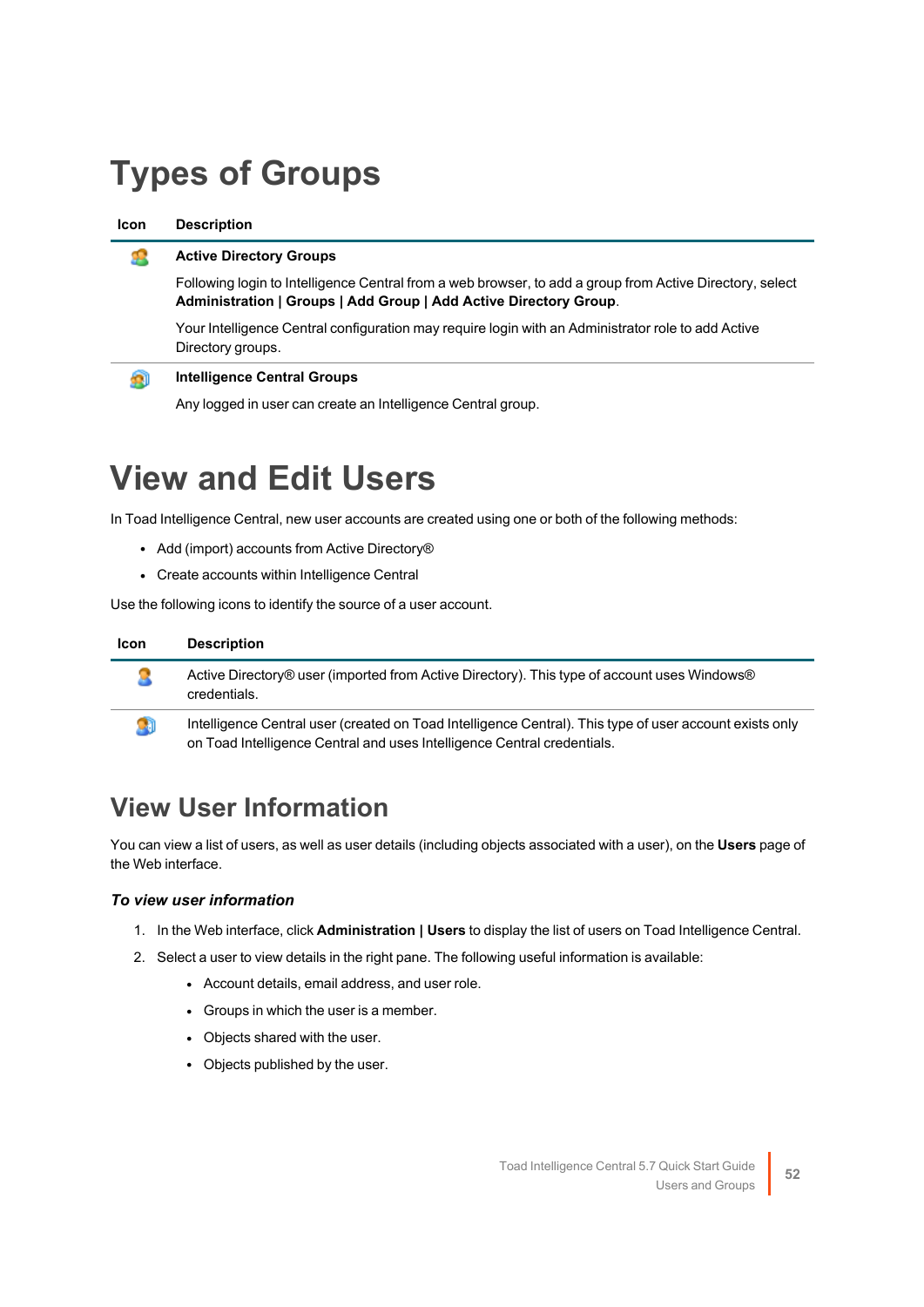# Types of Groups

| Icon | Description |
|---|---|
| | **Active Directory Groups**<br><br>Following login to Intelligence Central from a web browser, to add a group from Active Directory, select **Administration \| Groups \| Add Group \| Add Active Directory Group**.<br><br>Your Intelligence Central configuration may require login with an Administrator role to add Active Directory groups. |
| | **Intelligence Central Groups**<br><br>Any logged in user can create an Intelligence Central group. |

# View and Edit Users

In Toad Intelligence Central, new user accounts are created using one or both of the following methods:

- Add (import) accounts from Active Directory®
- Create accounts within Intelligence Central

Use the following icons to identify the source of a user account.

| Icon | Description |
|---|---|
| | Active Directory® user (imported from Active Directory). This type of account uses Windows® credentials. |
| | Intelligence Central user (created on Toad Intelligence Central). This type of user account exists only on Toad Intelligence Central and uses Intelligence Central credentials. |

## View User Information

You can view a list of users, as well as user details (including objects associated with a user), on the **Users** page of the Web interface.

### *To view user information*

1. In the Web interface, click **Administration | Users** to display the list of users on Toad Intelligence Central.
2. Select a user to view details in the right pane. The following useful information is available:
   - Account details, email address, and user role.
   - Groups in which the user is a member.
   - Objects shared with the user.
   - Objects published by the user.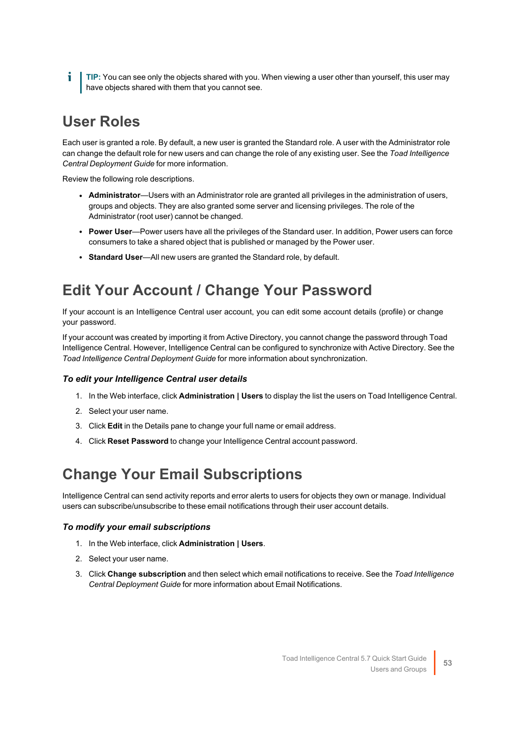**TIP:** You can see only the objects shared with you. When viewing a user other than yourself, this user may have objects shared with them that you cannot see.

## User Roles

Each user is granted a role. By default, a new user is granted the Standard role. A user with the Administrator role can change the default role for new users and can change the role of any existing user. See the *Toad Intelligence Central Deployment Guide* for more information.

Review the following role descriptions.

- **Administrator**—Users with an Administrator role are granted all privileges in the administration of users, groups and objects. They are also granted some server and licensing privileges. The role of the Administrator (root user) cannot be changed.
- **Power User**—Power users have all the privileges of the Standard user. In addition, Power users can force consumers to take a shared object that is published or managed by the Power user.
- **Standard User**—All new users are granted the Standard role, by default.

## Edit Your Account / Change Your Password

If your account is an Intelligence Central user account, you can edit some account details (profile) or change your password.

If your account was created by importing it from Active Directory, you cannot change the password through Toad Intelligence Central. However, Intelligence Central can be configured to synchronize with Active Directory. See the *Toad Intelligence Central Deployment Guide* for more information about synchronization.

#### *To edit your Intelligence Central user details*

1. In the Web interface, click **Administration | Users** to display the list the users on Toad Intelligence Central.
2. Select your user name.
3. Click **Edit** in the Details pane to change your full name or email address.
4. Click **Reset Password** to change your Intelligence Central account password.

## Change Your Email Subscriptions

Intelligence Central can send activity reports and error alerts to users for objects they own or manage. Individual users can subscribe/unsubscribe to these email notifications through their user account details.

#### *To modify your email subscriptions*

1. In the Web interface, click **Administration | Users**.
2. Select your user name.
3. Click **Change subscription** and then select which email notifications to receive. See the *Toad Intelligence Central Deployment Guide* for more information about Email Notifications.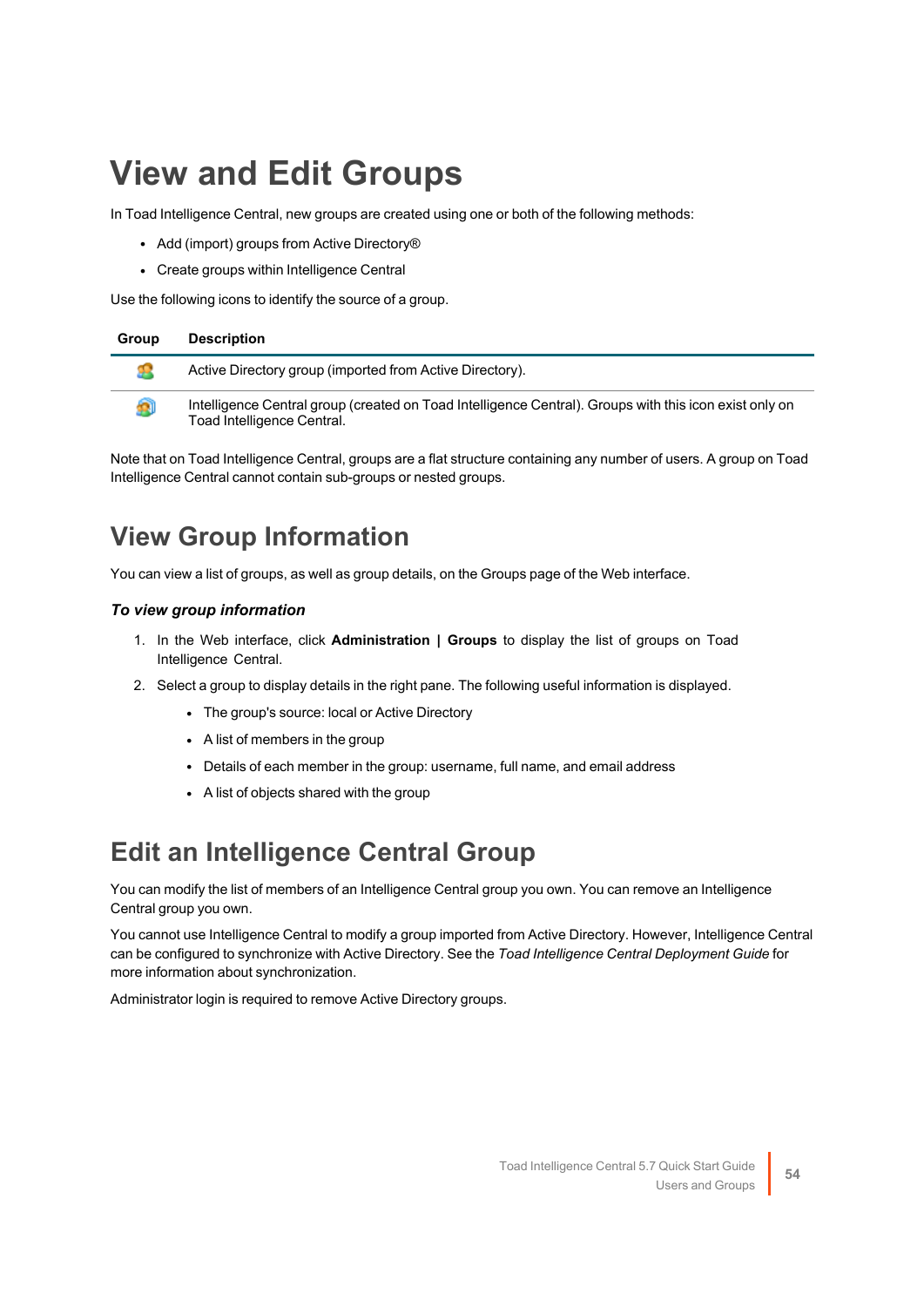# View and Edit Groups

In Toad Intelligence Central, new groups are created using one or both of the following methods:

- Add (import) groups from Active Directory®
- Create groups within Intelligence Central

Use the following icons to identify the source of a group.

| Group | Description |
| --- | --- |
| | Active Directory group (imported from Active Directory). |
| | Intelligence Central group (created on Toad Intelligence Central). Groups with this icon exist only on Toad Intelligence Central. |

Note that on Toad Intelligence Central, groups are a flat structure containing any number of users. A group on Toad Intelligence Central cannot contain sub-groups or nested groups.

## View Group Information

You can view a list of groups, as well as group details, on the Groups page of the Web interface.

### *To view group information*

1. In the Web interface, click **Administration | Groups** to display the list of groups on Toad Intelligence Central.
2. Select a group to display details in the right pane. The following useful information is displayed.
    - The group's source: local or Active Directory
    - A list of members in the group
    - Details of each member in the group: username, full name, and email address
    - A list of objects shared with the group

## Edit an Intelligence Central Group

You can modify the list of members of an Intelligence Central group you own. You can remove an Intelligence Central group you own.

You cannot use Intelligence Central to modify a group imported from Active Directory. However, Intelligence Central can be configured to synchronize with Active Directory. See the *Toad Intelligence Central Deployment Guide* for more information about synchronization.

Administrator login is required to remove Active Directory groups.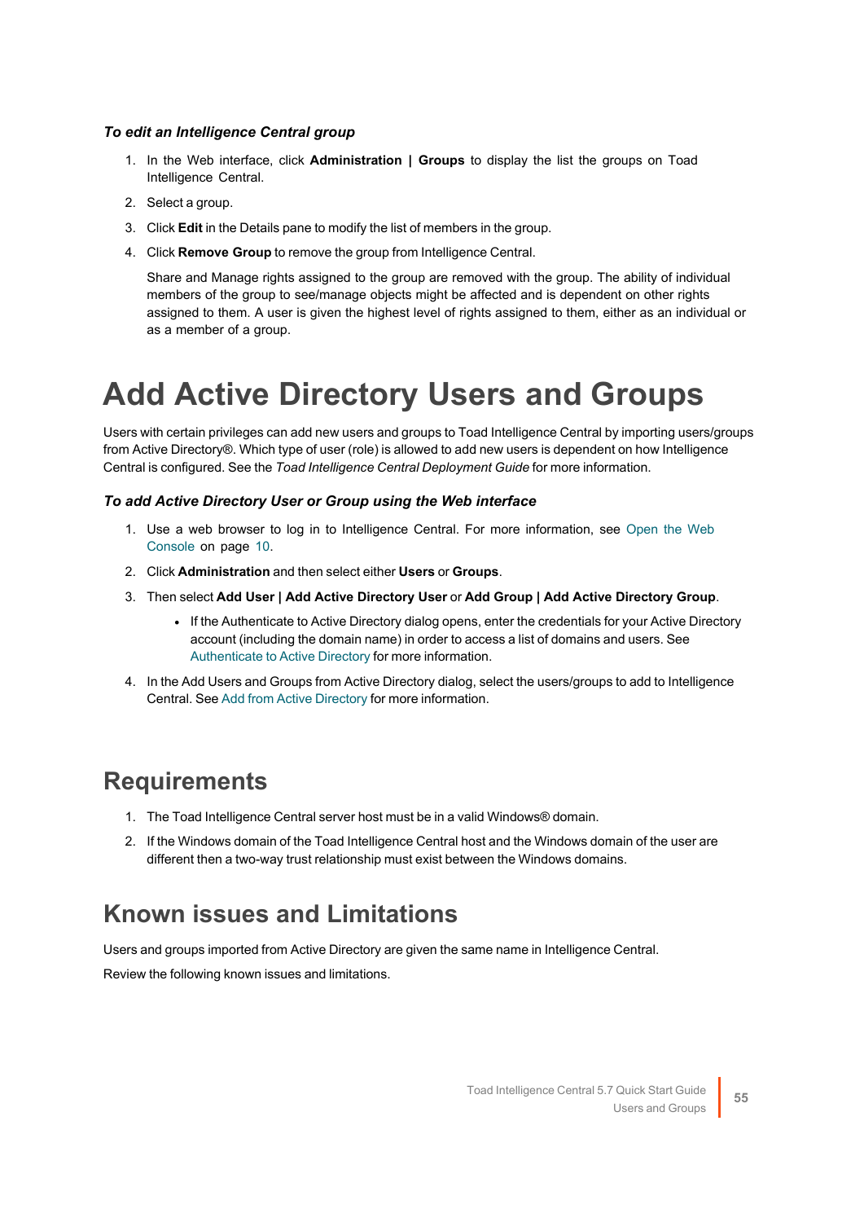***To edit an Intelligence Central group***

1. In the Web interface, click **Administration | Groups** to display the list the groups on Toad Intelligence Central.
2. Select a group.
3. Click **Edit** in the Details pane to modify the list of members in the group.
4. Click **Remove Group** to remove the group from Intelligence Central.

   Share and Manage rights assigned to the group are removed with the group. The ability of individual members of the group to see/manage objects might be affected and is dependent on other rights assigned to them. A user is given the highest level of rights assigned to them, either as an individual or as a member of a group.

# Add Active Directory Users and Groups

Users with certain privileges can add new users and groups to Toad Intelligence Central by importing users/groups from Active Directory®. Which type of user (role) is allowed to add new users is dependent on how Intelligence Central is configured. See the *Toad Intelligence Central Deployment Guide* for more information.

***To add Active Directory User or Group using the Web interface***

1. Use a web browser to log in to Intelligence Central. For more information, see Open the Web Console on page 10.
2. Click **Administration** and then select either **Users** or **Groups**.
3. Then select **Add User | Add Active Directory User** or **Add Group | Add Active Directory Group**.
   - If the Authenticate to Active Directory dialog opens, enter the credentials for your Active Directory account (including the domain name) in order to access a list of domains and users. See Authenticate to Active Directory for more information.
4. In the Add Users and Groups from Active Directory dialog, select the users/groups to add to Intelligence Central. See Add from Active Directory for more information.

## Requirements

1. The Toad Intelligence Central server host must be in a valid Windows® domain.
2. If the Windows domain of the Toad Intelligence Central host and the Windows domain of the user are different then a two-way trust relationship must exist between the Windows domains.

## Known issues and Limitations

Users and groups imported from Active Directory are given the same name in Intelligence Central.

Review the following known issues and limitations.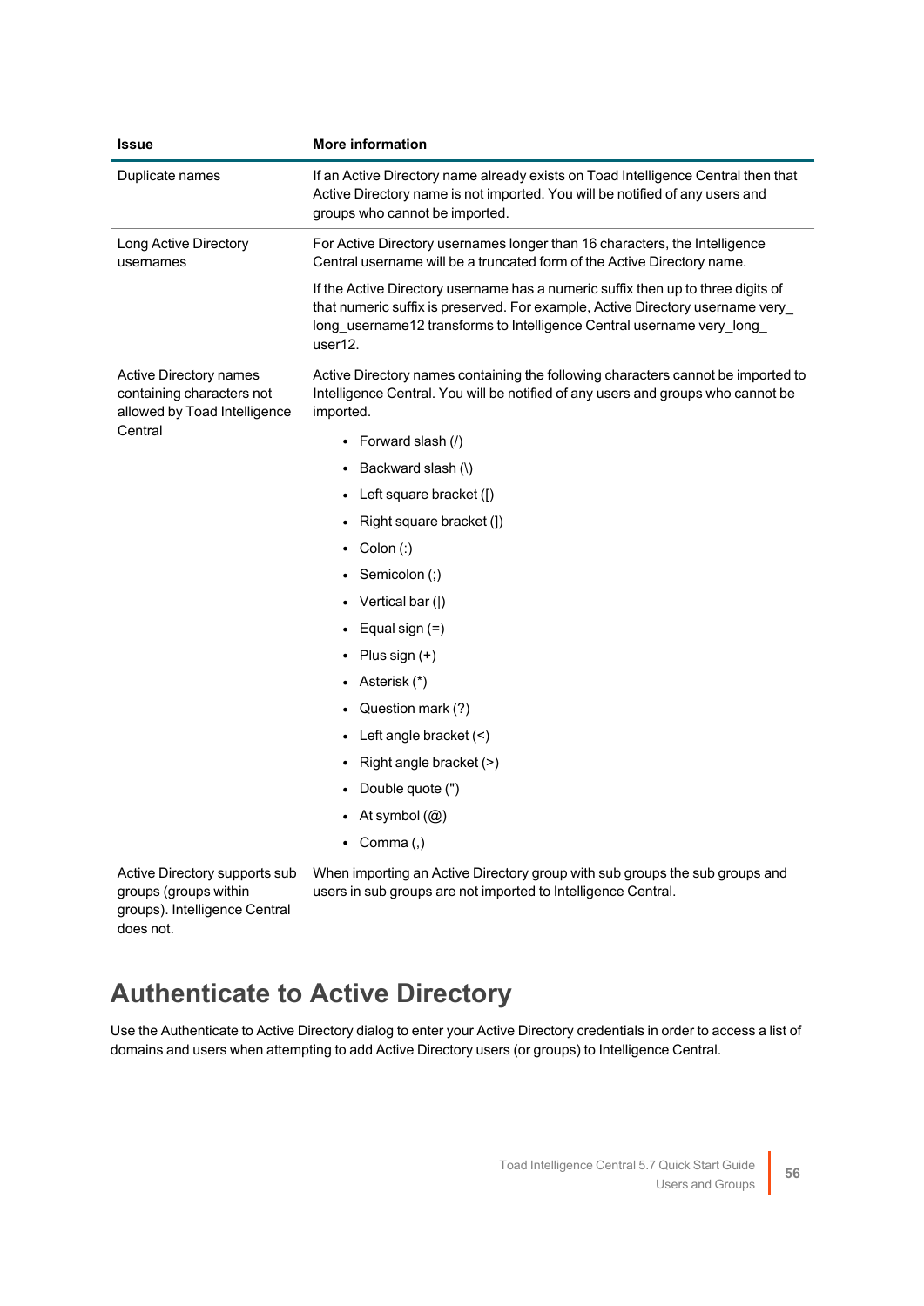| Issue | More information |
| --- | --- |
| Duplicate names | If an Active Directory name already exists on Toad Intelligence Central then that Active Directory name is not imported. You will be notified of any users and groups who cannot be imported. |
| Long Active Directory usernames | For Active Directory usernames longer than 16 characters, the Intelligence Central username will be a truncated form of the Active Directory name.<br><br>If the Active Directory username has a numeric suffix then up to three digits of that numeric suffix is preserved. For example, Active Directory username very_long_username12 transforms to Intelligence Central username very_long_user12. |
| Active Directory names containing characters not allowed by Toad Intelligence Central | Active Directory names containing the following characters cannot be imported to Intelligence Central. You will be notified of any users and groups who cannot be imported.<br><br>• Forward slash (/)<br>• Backward slash (\)<br>• Left square bracket ([)<br>• Right square bracket (])<br>• Colon (:)<br>• Semicolon (;)<br>• Vertical bar (\|)<br>• Equal sign (=)<br>• Plus sign (+)<br>• Asterisk (*)<br>• Question mark (?)<br>• Left angle bracket (<)<br>• Right angle bracket (>)<br>• Double quote (")<br>• At symbol (@)<br>• Comma (,) |
| Active Directory supports sub groups (groups within groups). Intelligence Central does not. | When importing an Active Directory group with sub groups the sub groups and users in sub groups are not imported to Intelligence Central. |

## Authenticate to Active Directory

Use the Authenticate to Active Directory dialog to enter your Active Directory credentials in order to access a list of domains and users when attempting to add Active Directory users (or groups) to Intelligence Central.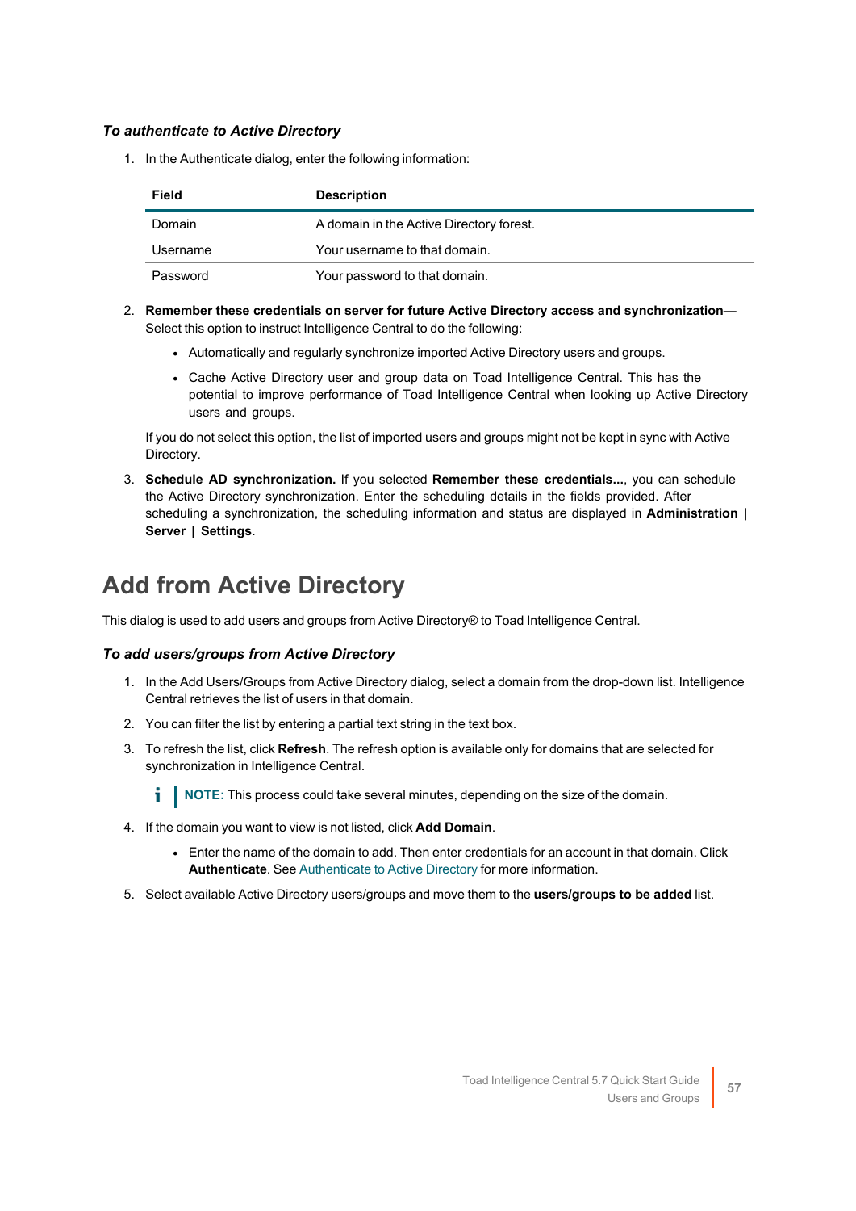### *To authenticate to Active Directory*

1. In the Authenticate dialog, enter the following information:

| Field | Description |
| --- | --- |
| Domain | A domain in the Active Directory forest. |
| Username | Your username to that domain. |
| Password | Your password to that domain. |

2. **Remember these credentials on server for future Active Directory access and synchronization**—Select this option to instruct Intelligence Central to do the following:
   - Automatically and regularly synchronize imported Active Directory users and groups.
   - Cache Active Directory user and group data on Toad Intelligence Central. This has the potential to improve performance of Toad Intelligence Central when looking up Active Directory users and groups.

   If you do not select this option, the list of imported users and groups might not be kept in sync with Active Directory.

3. **Schedule AD synchronization.** If you selected **Remember these credentials...**, you can schedule the Active Directory synchronization. Enter the scheduling details in the fields provided. After scheduling a synchronization, the scheduling information and status are displayed in **Administration | Server | Settings**.

## Add from Active Directory

This dialog is used to add users and groups from Active Directory® to Toad Intelligence Central.

### *To add users/groups from Active Directory*

1. In the Add Users/Groups from Active Directory dialog, select a domain from the drop-down list. Intelligence Central retrieves the list of users in that domain.
2. You can filter the list by entering a partial text string in the text box.
3. To refresh the list, click **Refresh**. The refresh option is available only for domains that are selected for synchronization in Intelligence Central.

   **NOTE:** This process could take several minutes, depending on the size of the domain.

4. If the domain you want to view is not listed, click **Add Domain**.
   - Enter the name of the domain to add. Then enter credentials for an account in that domain. Click **Authenticate**. See Authenticate to Active Directory for more information.
5. Select available Active Directory users/groups and move them to the **users/groups to be added** list.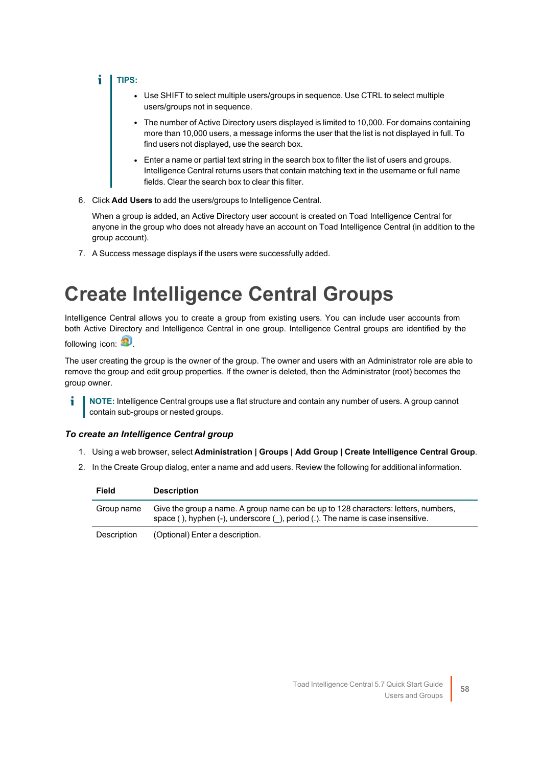**TIPS:**

- Use SHIFT to select multiple users/groups in sequence. Use CTRL to select multiple users/groups not in sequence.
- The number of Active Directory users displayed is limited to 10,000. For domains containing more than 10,000 users, a message informs the user that the list is not displayed in full. To find users not displayed, use the search box.
- Enter a name or partial text string in the search box to filter the list of users and groups. Intelligence Central returns users that contain matching text in the username or full name fields. Clear the search box to clear this filter.

6. Click **Add Users** to add the users/groups to Intelligence Central.

   When a group is added, an Active Directory user account is created on Toad Intelligence Central for anyone in the group who does not already have an account on Toad Intelligence Central (in addition to the group account).

7. A Success message displays if the users were successfully added.

# Create Intelligence Central Groups

Intelligence Central allows you to create a group from existing users. You can include user accounts from both Active Directory and Intelligence Central in one group. Intelligence Central groups are identified by the following icon: .

The user creating the group is the owner of the group. The owner and users with an Administrator role are able to remove the group and edit group properties. If the owner is deleted, then the Administrator (root) becomes the group owner.

**NOTE:** Intelligence Central groups use a flat structure and contain any number of users. A group cannot contain sub-groups or nested groups.

***To create an Intelligence Central group***

1. Using a web browser, select **Administration | Groups | Add Group | Create Intelligence Central Group**.
2. In the Create Group dialog, enter a name and add users. Review the following for additional information.

| Field | Description |
|---|---|
| Group name | Give the group a name. A group name can be up to 128 characters: letters, numbers, space ( ), hyphen (-), underscore (_), period (.). The name is case insensitive. |
| Description | (Optional) Enter a description. |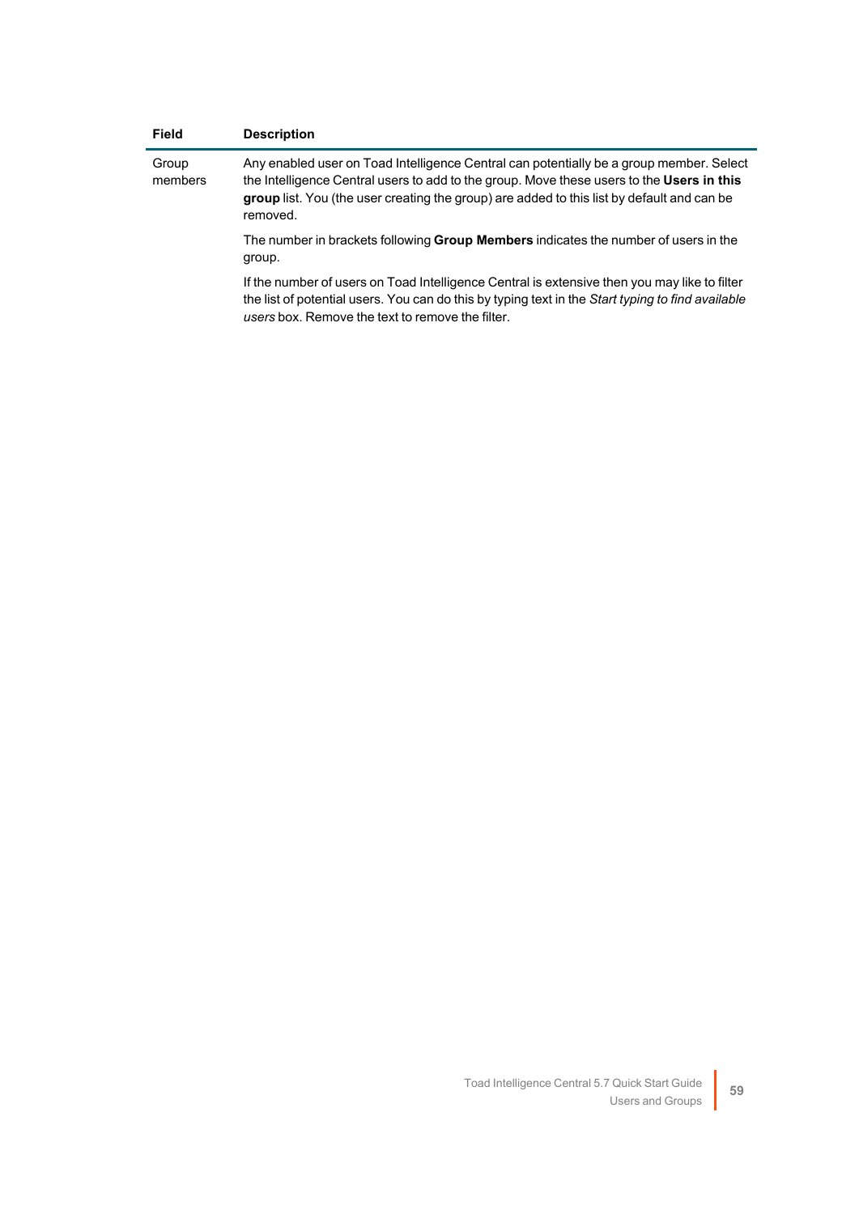| Field | Description |
| --- | --- |
| Group members | Any enabled user on Toad Intelligence Central can potentially be a group member. Select the Intelligence Central users to add to the group. Move these users to the **Users in this group** list. You (the user creating the group) are added to this list by default and can be removed.<br><br>The number in brackets following **Group Members** indicates the number of users in the group.<br><br>If the number of users on Toad Intelligence Central is extensive then you may like to filter the list of potential users. You can do this by typing text in the *Start typing to find available users* box. Remove the text to remove the filter. |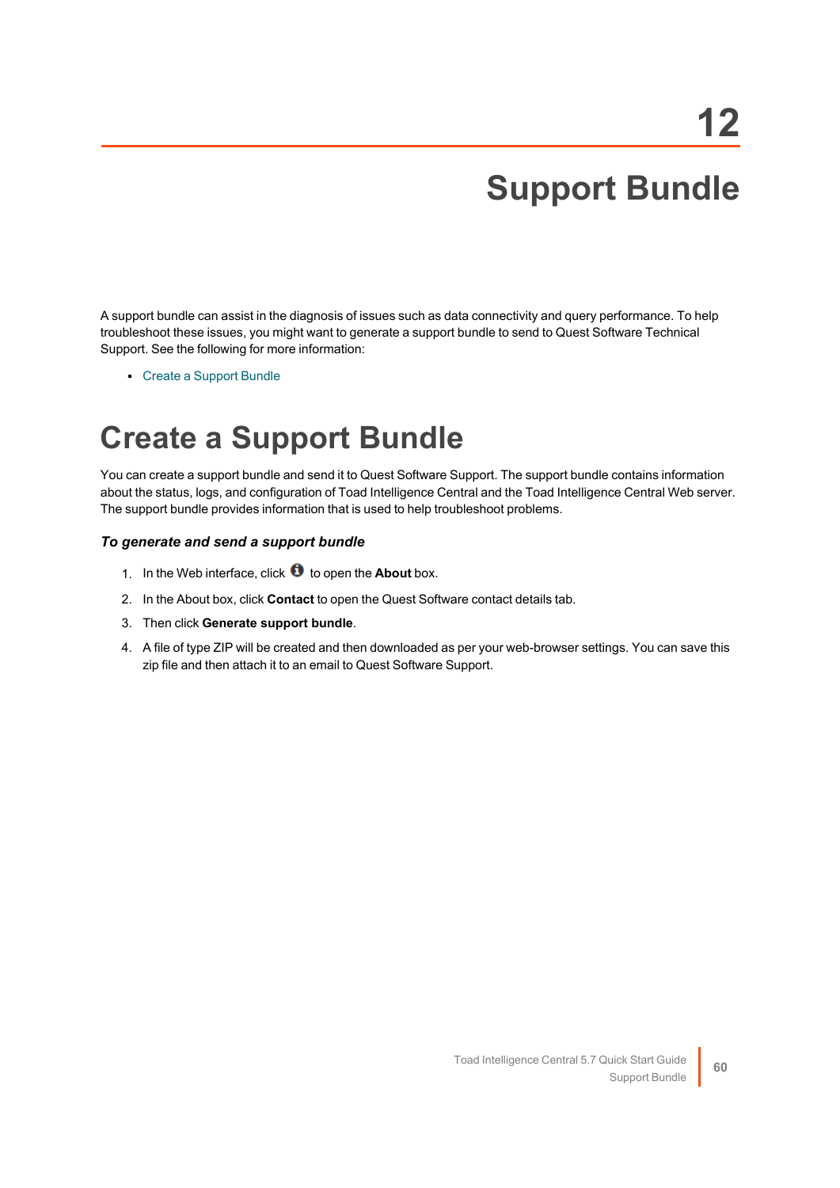# 12 Support Bundle

A support bundle can assist in the diagnosis of issues such as data connectivity and query performance. To help troubleshoot these issues, you might want to generate a support bundle to send to Quest Software Technical Support. See the following for more information:

- Create a Support Bundle

## Create a Support Bundle

You can create a support bundle and send it to Quest Software Support. The support bundle contains information about the status, logs, and configuration of Toad Intelligence Central and the Toad Intelligence Central Web server. The support bundle provides information that is used to help troubleshoot problems.

### *To generate and send a support bundle*

1. In the Web interface, click ℹ to open the **About** box.
2. In the About box, click **Contact** to open the Quest Software contact details tab.
3. Then click **Generate support bundle**.
4. A file of type ZIP will be created and then downloaded as per your web-browser settings. You can save this zip file and then attach it to an email to Quest Software Support.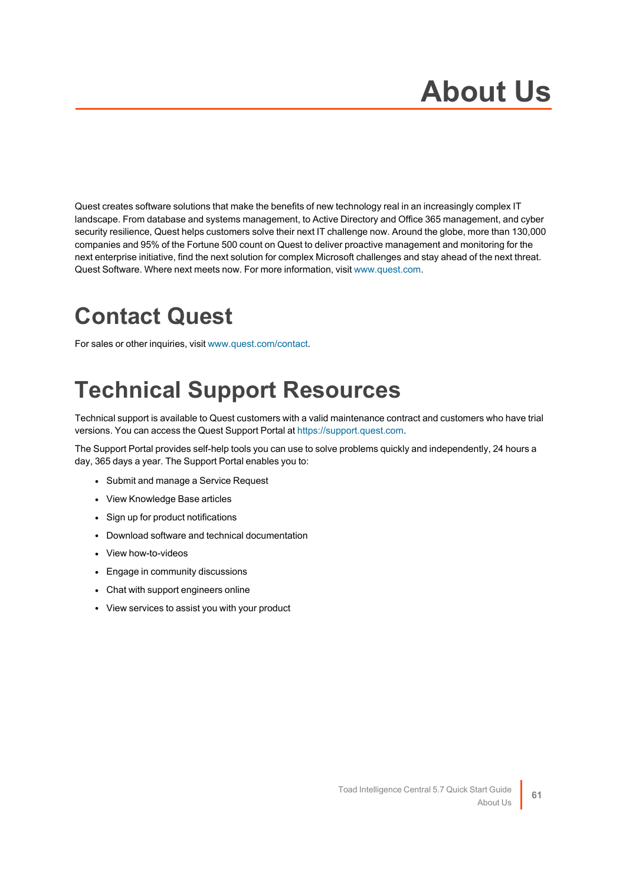# About Us

Quest creates software solutions that make the benefits of new technology real in an increasingly complex IT landscape. From database and systems management, to Active Directory and Office 365 management, and cyber security resilience, Quest helps customers solve their next IT challenge now. Around the globe, more than 130,000 companies and 95% of the Fortune 500 count on Quest to deliver proactive management and monitoring for the next enterprise initiative, find the next solution for complex Microsoft challenges and stay ahead of the next threat. Quest Software. Where next meets now. For more information, visit www.quest.com.

## Contact Quest

For sales or other inquiries, visit www.quest.com/contact.

## Technical Support Resources

Technical support is available to Quest customers with a valid maintenance contract and customers who have trial versions. You can access the Quest Support Portal at https://support.quest.com.

The Support Portal provides self-help tools you can use to solve problems quickly and independently, 24 hours a day, 365 days a year. The Support Portal enables you to:

- Submit and manage a Service Request
- View Knowledge Base articles
- Sign up for product notifications
- Download software and technical documentation
- View how-to-videos
- Engage in community discussions
- Chat with support engineers online
- View services to assist you with your product